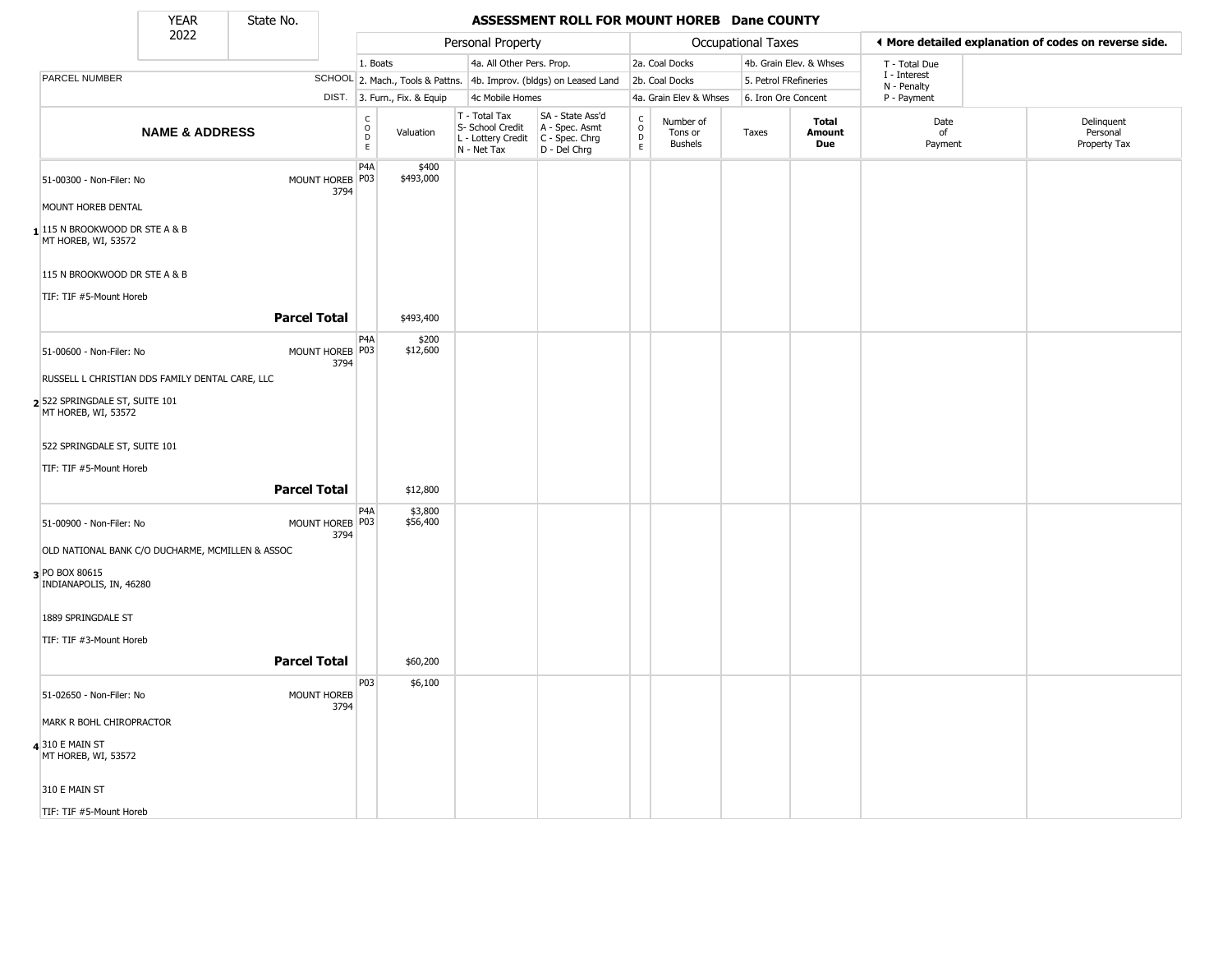| YEAR | State No. |
|---|---|
| 2022 | |

# ASSESSMENT ROLL FOR MOUNT HOREB Dane COUNTY

◀ More detailed explanation of codes on reverse side.

| Personal Property | | Occupational Taxes | | |
|---|---|---|---|---|
| 1. Boats | 4a. All Other Pers. Prop. | 2a. Coal Docks | 4b. Grain Elev. & Whses | T - Total Due |
| 2. Mach., Tools & Pattns. | 4b. Improv. (bldgs) on Leased Land | 2b. Coal Docks | 5. Petrol FRefineries | I - Interest, N - Penalty |
| 3. Furn., Fix. & Equip | 4c Mobile Homes | 4a. Grain Elev & Whses | 6. Iron Ore Concent | P - Payment |

| | PARCEL NUMBER / NAME & ADDRESS | SCHOOL DIST. | CODE | Valuation | T - Total Tax, S- School Credit, L - Lottery Credit, N - Net Tax | SA - State Ass'd, A - Spec. Asmt, C - Spec. Chrg, D - Del Chrg | CODE | Number of Tons or Bushels | Taxes | Total Amount Due | Date of Payment | Delinquent Personal Property Tax |
|---|---|---|---|---|---|---|---|---|---|---|---|---|
| 1 | 51-00300 - Non-Filer: No<br>MOUNT HOREB DENTAL<br>115 N BROOKWOOD DR STE A & B<br>MT HOREB, WI, 53572<br>115 N BROOKWOOD DR STE A & B<br>TIF: TIF #5-Mount Horeb | MOUNT HOREB 3794 | P4A<br>P03 | $400<br>$493,000 | | | | | | | | |
| | **Parcel Total** | | | $493,400 | | | | | | | | |
| 2 | 51-00600 - Non-Filer: No<br>RUSSELL L CHRISTIAN DDS FAMILY DENTAL CARE, LLC<br>522 SPRINGDALE ST, SUITE 101<br>MT HOREB, WI, 53572<br>522 SPRINGDALE ST, SUITE 101<br>TIF: TIF #5-Mount Horeb | MOUNT HOREB 3794 | P4A<br>P03 | $200<br>$12,600 | | | | | | | | |
| | **Parcel Total** | | | $12,800 | | | | | | | | |
| 3 | 51-00900 - Non-Filer: No<br>OLD NATIONAL BANK C/O DUCHARME, MCMILLEN & ASSOC<br>PO BOX 80615<br>INDIANAPOLIS, IN, 46280<br>1889 SPRINGDALE ST<br>TIF: TIF #3-Mount Horeb | MOUNT HOREB 3794 | P4A<br>P03 | $3,800<br>$56,400 | | | | | | | | |
| | **Parcel Total** | | | $60,200 | | | | | | | | |
| 4 | 51-02650 - Non-Filer: No<br>MARK R BOHL CHIROPRACTOR<br>310 E MAIN ST<br>MT HOREB, WI, 53572<br>310 E MAIN ST<br>TIF: TIF #5-Mount Horeb | MOUNT HOREB 3794 | P03 | $6,100 | | | | | | | | |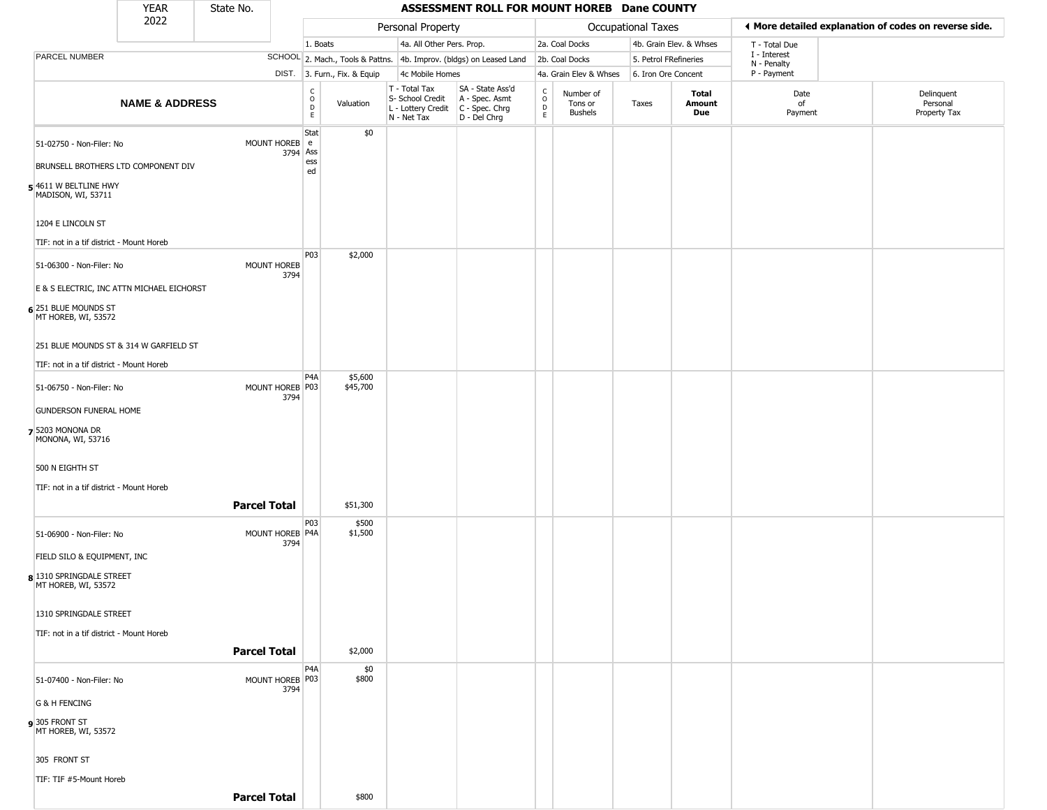| YEAR 2022 | State No. | ASSESSMENT ROLL FOR MOUNT HOREB Dane COUNTY | | | | | | | | | | |
|---|---|---|---|---|---|---|---|---|---|---|---|---|

| PARCEL NUMBER / NAME & ADDRESS | SCHOOL DIST. | CODE | Valuation | T - Total Tax, S- School Credit, L - Lottery Credit, N - Net Tax | SA - State Ass'd, A - Spec. Asmt, C - Spec. Chrg, D - Del Chrg | CODE | Number of Tons or Bushels | Taxes | Total Amount Due | Date of Payment | Delinquent Personal Property Tax |
|---|---|---|---|---|---|---|---|---|---|---|---|
| Personal Property: 1. Boats; 2. Mach., Tools & Pattns.; 3. Furn., Fix. & Equip; 4a. All Other Pers. Prop.; 4b. Improv. (bldgs) on Leased Land; 4c Mobile Homes | | | | | | Occupational Taxes: 2a. Coal Docks; 2b. Coal Docks; 4a. Grain Elev & Whses; 4b. Grain Elev. & Whses; 5. Petrol FRefineries; 6. Iron Ore Concent | | | | T - Total Due, I - Interest, N - Penalty, P - Payment | ◄ More detailed explanation of codes on reverse side. |
| **5** 51-02750 - Non-Filer: No<br>BRUNSELL BROTHERS LTD COMPONENT DIV<br>4611 W BELTLINE HWY<br>MADISON, WI, 53711<br><br>1204 E LINCOLN ST<br><br>TIF: not in a tif district - Mount Horeb | MOUNT HOREB 3794 | State Assessed | $0 | | | | | | | | |
| **6** 51-06300 - Non-Filer: No<br>E & S ELECTRIC, INC ATTN MICHAEL EICHORST<br>251 BLUE MOUNDS ST<br>MT HOREB, WI, 53572<br><br>251 BLUE MOUNDS ST & 314 W GARFIELD ST<br><br>TIF: not in a tif district - Mount Horeb | MOUNT HOREB 3794 | P03 | $2,000 | | | | | | | | |
| **7** 51-06750 - Non-Filer: No<br>GUNDERSON FUNERAL HOME<br>5203 MONONA DR<br>MONONA, WI, 53716<br><br>500 N EIGHTH ST<br><br>TIF: not in a tif district - Mount Horeb | MOUNT HOREB 3794 | P4A<br>P03 | $5,600<br>$45,700 | | | | | | | | |
| **Parcel Total** | | | $51,300 | | | | | | | | |
| **8** 51-06900 - Non-Filer: No<br>FIELD SILO & EQUIPMENT, INC<br>1310 SPRINGDALE STREET<br>MT HOREB, WI, 53572<br><br>1310 SPRINGDALE STREET<br><br>TIF: not in a tif district - Mount Horeb | MOUNT HOREB 3794 | P03<br>P4A | $500<br>$1,500 | | | | | | | | |
| **Parcel Total** | | | $2,000 | | | | | | | | |
| **9** 51-07400 - Non-Filer: No<br>G & H FENCING<br>305 FRONT ST<br>MT HOREB, WI, 53572<br><br>305 FRONT ST<br><br>TIF: TIF #5-Mount Horeb | MOUNT HOREB 3794 | P4A<br>P03 | $0<br>$800 | | | | | | | | |
| **Parcel Total** | | | $800 | | | | | | | | |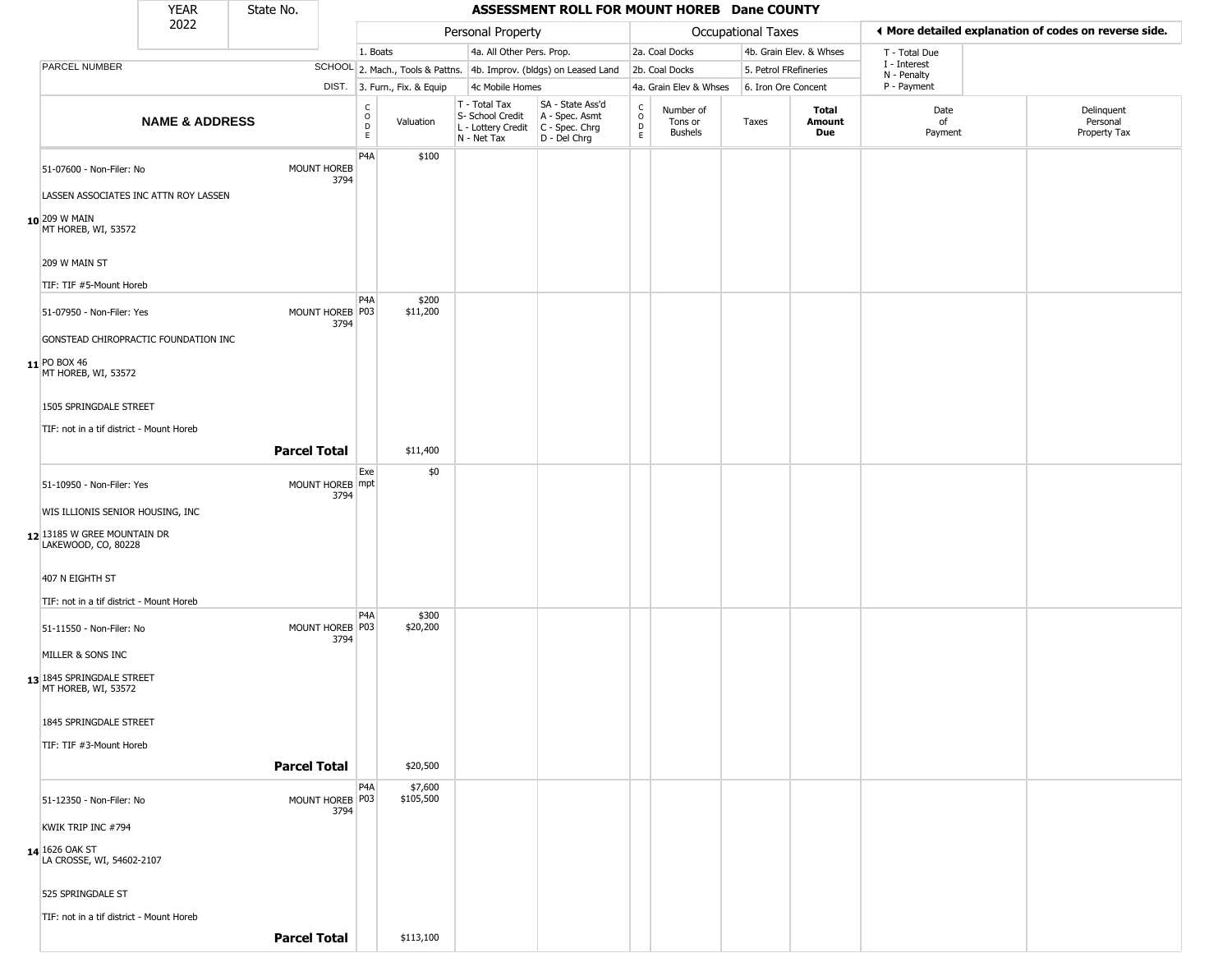| YEAR 2022 | State No. | | ASSESSMENT ROLL FOR MOUNT HOREB Dane COUNTY | | | | | | | | | |
|---|---|---|---|---|---|---|---|---|---|---|---|---|

| | | Personal Property | | | | Occupational Taxes | | | | ◀ More detailed explanation of codes on reverse side. | |
|---|---|---|---|---|---|---|---|---|---|---|---|
| PARCEL NUMBER | SCHOOL DIST. | 1. Boats<br>2. Mach., Tools & Pattns.<br>3. Furn., Fix. & Equip | | 4a. All Other Pers. Prop.<br>4b. Improv. (bldgs) on Leased Land<br>4c Mobile Homes | | 2a. Coal Docks<br>2b. Coal Docks<br>4a. Grain Elev & Whses | | 4b. Grain Elev. & Whses<br>5. Petrol FRefineries<br>6. Iron Ore Concent | | T - Total Due<br>I - Interest<br>N - Penalty<br>P - Payment | |
| **NAME & ADDRESS** | | CODE | Valuation | T - Total Tax<br>S- School Credit<br>L - Lottery Credit<br>N - Net Tax | SA - State Ass'd<br>A - Spec. Asmt<br>C - Spec. Chrg<br>D - Del Chrg | CODE | Number of Tons or Bushels | Taxes | **Total Amount Due** | Date of Payment | Delinquent Personal Property Tax |
| 51-07600 - Non-Filer: No<br>LASSEN ASSOCIATES INC ATTN ROY LASSEN<br>**10** 209 W MAIN<br>MT HOREB, WI, 53572<br>209 W MAIN ST<br>TIF: TIF #5-Mount Horeb | MOUNT HOREB 3794 | P4A | $100 | | | | | | | | |
| 51-07950 - Non-Filer: Yes<br>GONSTEAD CHIROPRACTIC FOUNDATION INC<br>**11** PO BOX 46<br>MT HOREB, WI, 53572<br>1505 SPRINGDALE STREET<br>TIF: not in a tif district - Mount Horeb | MOUNT HOREB 3794 | P4A<br>P03 | $200<br>$11,200 | | | | | | | | |
| | **Parcel Total** | | $11,400 | | | | | | | | |
| 51-10950 - Non-Filer: Yes<br>WIS ILLIONIS SENIOR HOUSING, INC<br>**12** 13185 W GREE MOUNTAIN DR<br>LAKEWOOD, CO, 80228<br>407 N EIGHTH ST<br>TIF: not in a tif district - Mount Horeb | MOUNT HOREB 3794 | Exempt | $0 | | | | | | | | |
| 51-11550 - Non-Filer: No<br>MILLER & SONS INC<br>**13** 1845 SPRINGDALE STREET<br>MT HOREB, WI, 53572<br>1845 SPRINGDALE STREET<br>TIF: TIF #3-Mount Horeb | MOUNT HOREB 3794 | P4A<br>P03 | $300<br>$20,200 | | | | | | | | |
| | **Parcel Total** | | $20,500 | | | | | | | | |
| 51-12350 - Non-Filer: No<br>KWIK TRIP INC #794<br>**14** 1626 OAK ST<br>LA CROSSE, WI, 54602-2107<br>525 SPRINGDALE ST<br>TIF: not in a tif district - Mount Horeb | MOUNT HOREB 3794 | P4A<br>P03 | $7,600<br>$105,500 | | | | | | | | |
| | **Parcel Total** | | $113,100 | | | | | | | | |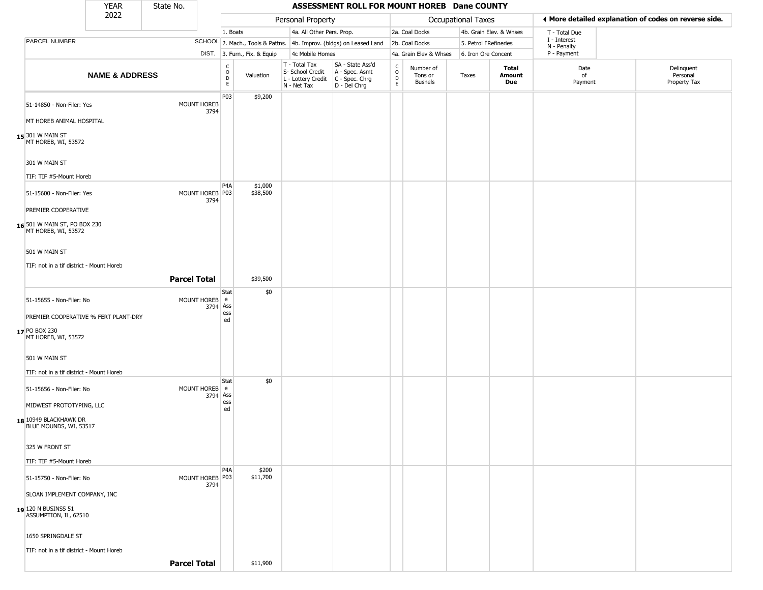| YEAR 2022 | State No. |
|---|---|

# ASSESSMENT ROLL FOR MOUNT HOREB Dane COUNTY

| | | Personal Property | | | | Occupational Taxes | | | | ◄ More detailed explanation of codes on reverse side. | |
|---|---|---|---|---|---|---|---|---|---|---|---|
| PARCEL NUMBER | SCHOOL DIST. | 1. Boats<br>2. Mach., Tools & Pattns.<br>3. Furn., Fix. & Equip | | 4a. All Other Pers. Prop.<br>4b. Improv. (bldgs) on Leased Land<br>4c Mobile Homes | | 2a. Coal Docks<br>2b. Coal Docks<br>4a. Grain Elev & Whses | | 4b. Grain Elev. & Whses<br>5. Petrol FRefineries<br>6. Iron Ore Concent | | T - Total Due<br>I - Interest<br>N - Penalty<br>P - Payment | |
| **NAME & ADDRESS** | | CODE | Valuation | T - Total Tax<br>S- School Credit<br>L - Lottery Credit<br>N - Net Tax | SA - State Ass'd<br>A - Spec. Asmt<br>C - Spec. Chrg<br>D - Del Chrg | CODE | Number of Tons or Bushels | Taxes | **Total Amount Due** | Date of Payment | Delinquent Personal Property Tax |
| 15 51-14850 - Non-Filer: Yes<br>MT HOREB ANIMAL HOSPITAL<br>301 W MAIN ST<br>MT HOREB, WI, 53572<br>301 W MAIN ST<br>TIF: TIF #5-Mount Horeb | MOUNT HOREB 3794 | P03 | $9,200 | | | | | | | | |
| 16 51-15600 - Non-Filer: Yes<br>PREMIER COOPERATIVE<br>501 W MAIN ST, PO BOX 230<br>MT HOREB, WI, 53572<br>501 W MAIN ST<br>TIF: not in a tif district - Mount Horeb | MOUNT HOREB 3794 | P4A<br>P03 | $1,000<br>$38,500 | | | | | | | | |
| | **Parcel Total** | | $39,500 | | | | | | | | |
| 17 51-15655 - Non-Filer: No<br>PREMIER COOPERATIVE % FERT PLANT-DRY<br>PO BOX 230<br>MT HOREB, WI, 53572<br>501 W MAIN ST<br>TIF: not in a tif district - Mount Horeb | MOUNT HOREB 3794 | State Assessed | $0 | | | | | | | | |
| 18 51-15656 - Non-Filer: No<br>MIDWEST PROTOTYPING, LLC<br>10949 BLACKHAWK DR<br>BLUE MOUNDS, WI, 53517<br>325 W FRONT ST<br>TIF: TIF #5-Mount Horeb | MOUNT HOREB 3794 | State Assessed | $0 | | | | | | | | |
| 19 51-15750 - Non-Filer: No<br>SLOAN IMPLEMENT COMPANY, INC<br>120 N BUSINSS 51<br>ASSUMPTION, IL, 62510<br>1650 SPRINGDALE ST<br>TIF: not in a tif district - Mount Horeb | MOUNT HOREB 3794 | P4A<br>P03 | $200<br>$11,700 | | | | | | | | |
| | **Parcel Total** | | $11,900 | | | | | | | | |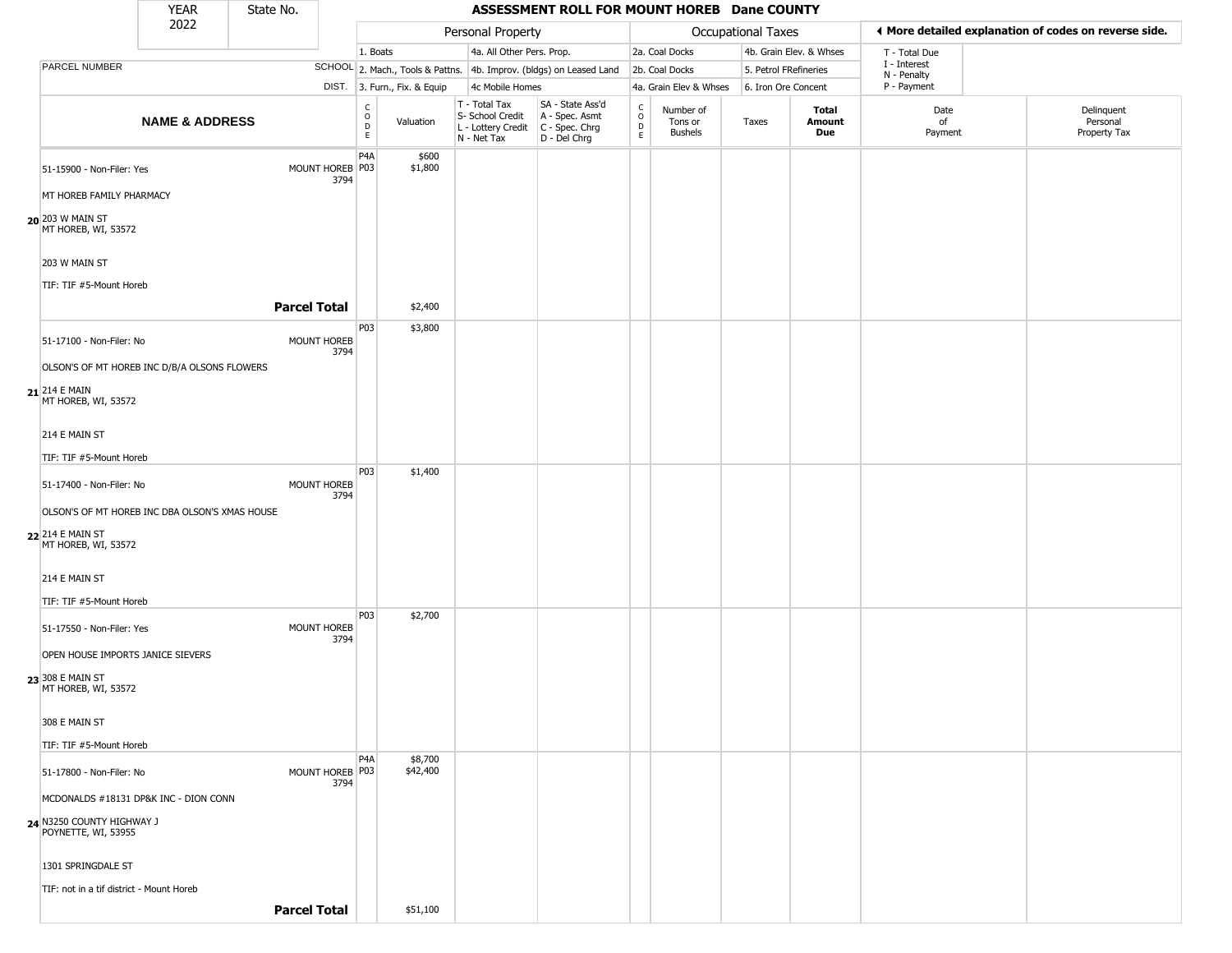| YEAR 2022 | State No. | ASSESSMENT ROLL FOR MOUNT HOREB Dane COUNTY |
|---|---|---|

| | | Personal Property | | | | Occupational Taxes | | | | ◄ More detailed explanation of codes on reverse side. | |
|---|---|---|---|---|---|---|---|---|---|---|---|
| | | 1. Boats | | 4a. All Other Pers. Prop. | | 2a. Coal Docks | | 4b. Grain Elev. & Whses | | T - Total Due | |
| PARCEL NUMBER | SCHOOL | 2. Mach., Tools & Pattns. | | 4b. Improv. (bldgs) on Leased Land | | 2b. Coal Docks | | 5. Petrol FRefineries | | I - Interest N - Penalty | |
| | DIST. | 3. Furn., Fix. & Equip | | 4c Mobile Homes | | 4a. Grain Elev & Whses | | 6. Iron Ore Concent | | P - Payment | |

| NAME & ADDRESS | | CODE | Valuation | T - Total Tax S- School Credit L - Lottery Credit N - Net Tax | SA - State Ass'd A - Spec. Asmt C - Spec. Chrg D - Del Chrg | CODE | Number of Tons or Bushels | Taxes | Total Amount Due | Date of Payment | Delinquent Personal Property Tax |
|---|---|---|---|---|---|---|---|---|---|---|---|
| 20 51-15900 - Non-Filer: Yes<br>MT HOREB FAMILY PHARMACY<br>203 W MAIN ST<br>MT HOREB, WI, 53572<br>203 W MAIN ST<br>TIF: TIF #5-Mount Horeb | MOUNT HOREB 3794 | P4A<br>P03 | $600<br>$1,800 | | | | | | | | |
| **Parcel Total** | | | $2,400 | | | | | | | | |
| 21 51-17100 - Non-Filer: No<br>OLSON'S OF MT HOREB INC D/B/A OLSONS FLOWERS<br>214 E MAIN<br>MT HOREB, WI, 53572<br>214 E MAIN ST<br>TIF: TIF #5-Mount Horeb | MOUNT HOREB 3794 | P03 | $3,800 | | | | | | | | |
| 22 51-17400 - Non-Filer: No<br>OLSON'S OF MT HOREB INC DBA OLSON'S XMAS HOUSE<br>214 E MAIN ST<br>MT HOREB, WI, 53572<br>214 E MAIN ST<br>TIF: TIF #5-Mount Horeb | MOUNT HOREB 3794 | P03 | $1,400 | | | | | | | | |
| 23 51-17550 - Non-Filer: Yes<br>OPEN HOUSE IMPORTS JANICE SIEVERS<br>308 E MAIN ST<br>MT HOREB, WI, 53572<br>308 E MAIN ST<br>TIF: TIF #5-Mount Horeb | MOUNT HOREB 3794 | P03 | $2,700 | | | | | | | | |
| 24 51-17800 - Non-Filer: No<br>MCDONALDS #18131 DP&K INC - DION CONN<br>N3250 COUNTY HIGHWAY J<br>POYNETTE, WI, 53955<br>1301 SPRINGDALE ST<br>TIF: not in a tif district - Mount Horeb | MOUNT HOREB 3794 | P4A<br>P03 | $8,700<br>$42,400 | | | | | | | | |
| **Parcel Total** | | | $51,100 | | | | | | | | |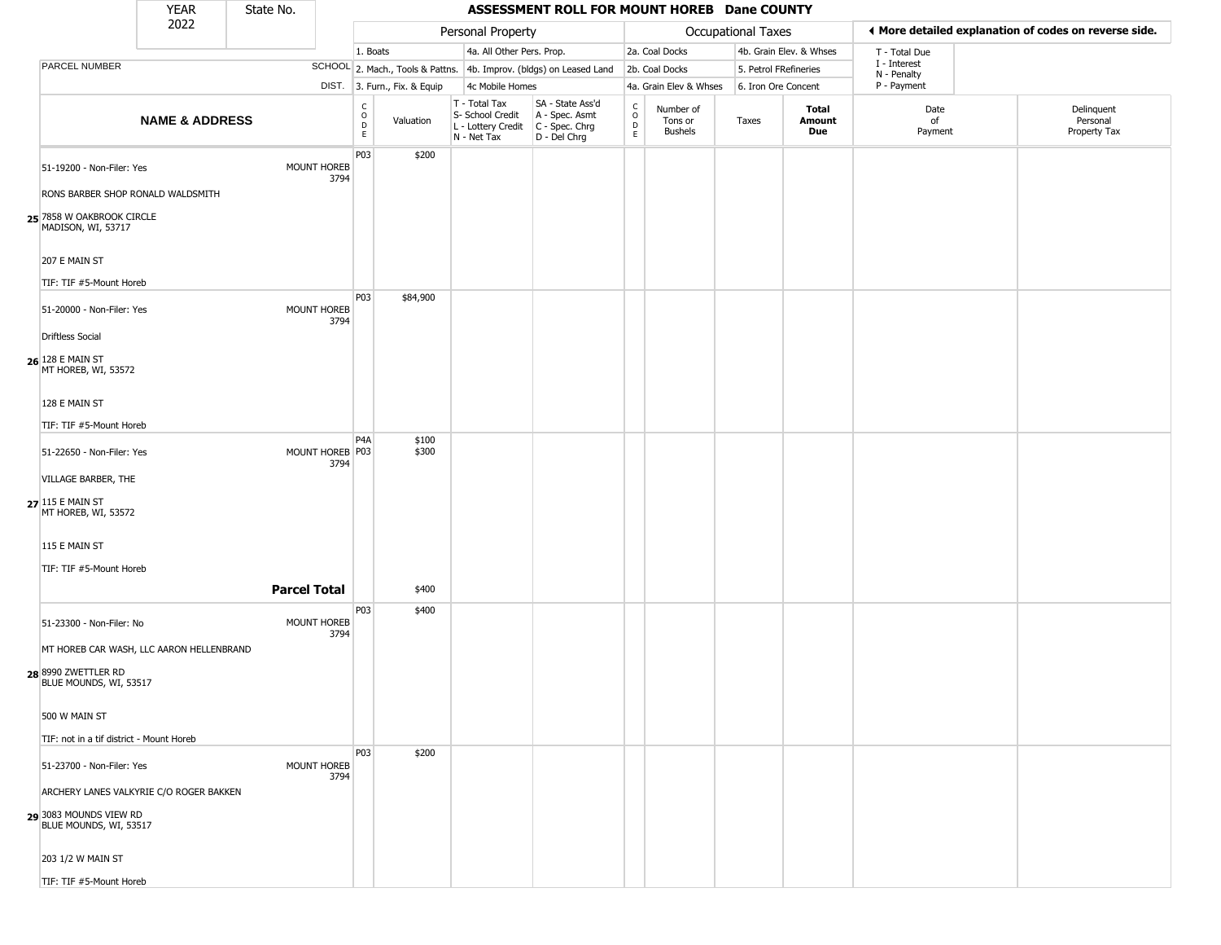# ASSESSMENT ROLL FOR MOUNT HOREB Dane COUNTY

| YEAR | State No. |
|---|---|
| 2022 | |

**Personal Property:** 1. Boats; 2. Mach., Tools & Pattns.; 3. Furn., Fix. & Equip; 4a. All Other Pers. Prop.; 4b. Improv. (bldgs) on Leased Land; 4c Mobile Homes

**Occupational Taxes:** 2a. Coal Docks; 2b. Coal Docks; 4a. Grain Elev & Whses; 4b. Grain Elev. & Whses; 5. Petrol FRefineries; 6. Iron Ore Concent

T - Total Due; I - Interest; N - Penalty; P - Payment

◀ More detailed explanation of codes on reverse side.

| | NAME & ADDRESS | SCHOOL DIST. | CODE | Valuation | T - Total Tax / S- School Credit / L - Lottery Credit / N - Net Tax | SA - State Ass'd / A - Spec. Asmt / C - Spec. Chrg / D - Del Chrg | CODE | Number of Tons or Bushels | Taxes | Total Amount Due | Date of Payment | Delinquent Personal Property Tax |
|---|---|---|---|---|---|---|---|---|---|---|---|---|
| 25 | 51-19200 - Non-Filer: Yes<br>RONS BARBER SHOP RONALD WALDSMITH<br>7858 W OAKBROOK CIRCLE<br>MADISON, WI, 53717<br>207 E MAIN ST<br>TIF: TIF #5-Mount Horeb | MOUNT HOREB 3794 | P03 | $200 | | | | | | | | |
| 26 | 51-20000 - Non-Filer: Yes<br>Driftless Social<br>128 E MAIN ST<br>MT HOREB, WI, 53572<br>128 E MAIN ST<br>TIF: TIF #5-Mount Horeb | MOUNT HOREB 3794 | P03 | $84,900 | | | | | | | | |
| 27 | 51-22650 - Non-Filer: Yes<br>VILLAGE BARBER, THE<br>115 E MAIN ST<br>MT HOREB, WI, 53572<br>115 E MAIN ST<br>TIF: TIF #5-Mount Horeb | MOUNT HOREB 3794 | P4A<br>P03 | $100<br>$300 | | | | | | | | |
| | **Parcel Total** | | | $400 | | | | | | | | |
| 28 | 51-23300 - Non-Filer: No<br>MT HOREB CAR WASH, LLC AARON HELLENBRAND<br>8990 ZWETTLER RD<br>BLUE MOUNDS, WI, 53517<br>500 W MAIN ST<br>TIF: not in a tif district - Mount Horeb | MOUNT HOREB 3794 | P03 | $400 | | | | | | | | |
| 29 | 51-23700 - Non-Filer: Yes<br>ARCHERY LANES VALKYRIE C/O ROGER BAKKEN<br>3083 MOUNDS VIEW RD<br>BLUE MOUNDS, WI, 53517<br>203 1/2 W MAIN ST<br>TIF: TIF #5-Mount Horeb | MOUNT HOREB 3794 | P03 | $200 | | | | | | | | |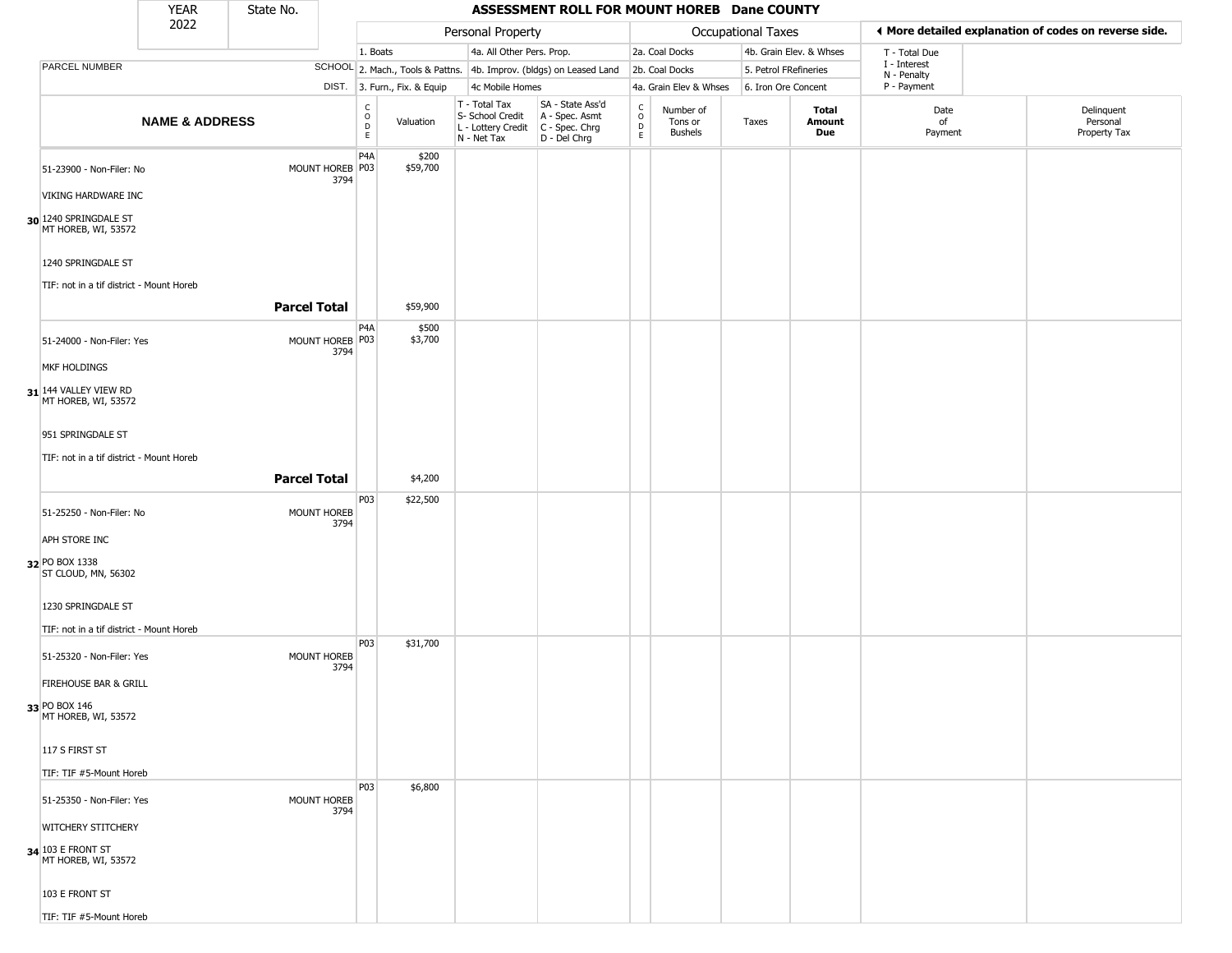| YEAR 2022 | State No. | | ASSESSMENT ROLL FOR MOUNT HOREB Dane COUNTY | | | | | | | | | |
|---|---|---|---|---|---|---|---|---|---|---|---|---|

| | | Personal Property | | | | Occupational Taxes | | | | | ◄ More detailed explanation of codes on reverse side. | |
|---|---|---|---|---|---|---|---|---|---|---|---|---|
| PARCEL NUMBER | SCHOOL DIST. | 1. Boats<br>2. Mach., Tools & Pattns.<br>3. Furn., Fix. & Equip | | 4a. All Other Pers. Prop.<br>4b. Improv. (bldgs) on Leased Land<br>4c Mobile Homes | | 2a. Coal Docks<br>2b. Coal Docks<br>4a. Grain Elev & Whses | | 4b. Grain Elev. & Whses<br>5. Petrol FRefineries<br>6. Iron Ore Concent | | | T - Total Due<br>I - Interest<br>N - Penalty<br>P - Payment | |
| **NAME & ADDRESS** | | CODE | Valuation | T - Total Tax<br>S- School Credit<br>L - Lottery Credit<br>N - Net Tax | SA - State Ass'd<br>A - Spec. Asmt<br>C - Spec. Chrg<br>D - Del Chrg | CODE | Number of Tons or Bushels | Taxes | **Total Amount Due** | Date of Payment | | Delinquent Personal Property Tax |
| 51-23900 - Non-Filer: No<br>VIKING HARDWARE INC<br>**30** 1240 SPRINGDALE ST<br>MT HOREB, WI, 53572<br>1240 SPRINGDALE ST<br>TIF: not in a tif district - Mount Horeb | MOUNT HOREB 3794 | P4A<br>P03 | $200<br>$59,700 | | | | | | | | | |
| | **Parcel Total** | | $59,900 | | | | | | | | | |
| 51-24000 - Non-Filer: Yes<br>MKF HOLDINGS<br>**31** 144 VALLEY VIEW RD<br>MT HOREB, WI, 53572<br>951 SPRINGDALE ST<br>TIF: not in a tif district - Mount Horeb | MOUNT HOREB 3794 | P4A<br>P03 | $500<br>$3,700 | | | | | | | | | |
| | **Parcel Total** | | $4,200 | | | | | | | | | |
| 51-25250 - Non-Filer: No<br>APH STORE INC<br>**32** PO BOX 1338<br>ST CLOUD, MN, 56302<br>1230 SPRINGDALE ST<br>TIF: not in a tif district - Mount Horeb | MOUNT HOREB 3794 | P03 | $22,500 | | | | | | | | | |
| 51-25320 - Non-Filer: Yes<br>FIREHOUSE BAR & GRILL<br>**33** PO BOX 146<br>MT HOREB, WI, 53572<br>117 S FIRST ST<br>TIF: TIF #5-Mount Horeb | MOUNT HOREB 3794 | P03 | $31,700 | | | | | | | | | |
| 51-25350 - Non-Filer: Yes<br>WITCHERY STITCHERY<br>**34** 103 E FRONT ST<br>MT HOREB, WI, 53572<br>103 E FRONT ST<br>TIF: TIF #5-Mount Horeb | MOUNT HOREB 3794 | P03 | $6,800 | | | | | | | | | |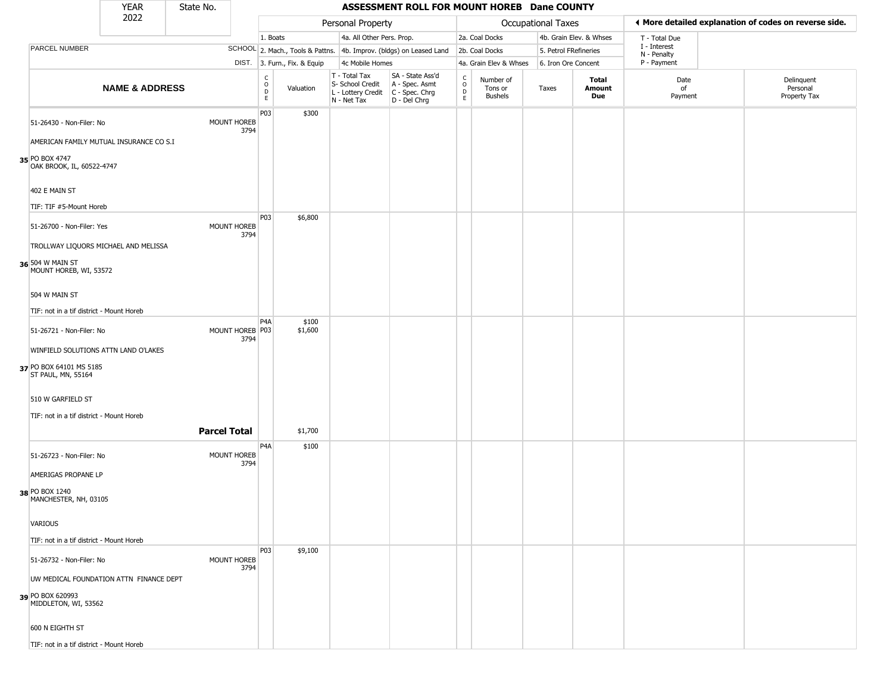# ASSESSMENT ROLL FOR MOUNT HOREB Dane COUNTY

YEAR 2022 | State No.

| | | Personal Property | | | | Occupational Taxes | | | | ◀ More detailed explanation of codes on reverse side. | |
|---|---|---|---|---|---|---|---|---|---|---|---|
| | | 1. Boats | | 4a. All Other Pers. Prop. | | 2a. Coal Docks | | 4b. Grain Elev. & Whses | | T - Total Due | |
| PARCEL NUMBER | SCHOOL | 2. Mach., Tools & Pattns. | | 4b. Improv. (bldgs) on Leased Land | | 2b. Coal Docks | | 5. Petrol FRefineries | | I - Interest | |
| | DIST. | 3. Furn., Fix. & Equip | | 4c Mobile Homes | | 4a. Grain Elev & Whses | | 6. Iron Ore Concent | | N - Penalty / P - Payment | |
| **NAME & ADDRESS** | | CODE | Valuation | T - Total Tax / S- School Credit / L - Lottery Credit / N - Net Tax | SA - State Ass'd / A - Spec. Asmt / C - Spec. Chrg / D - Del Chrg | CODE | Number of Tons or Bushels | Taxes | **Total Amount Due** | Date of Payment | Delinquent Personal Property Tax |
| 35 51-26430 - Non-Filer: No<br>AMERICAN FAMILY MUTUAL INSURANCE CO S.I<br>PO BOX 4747<br>OAK BROOK, IL, 60522-4747<br>402 E MAIN ST<br>TIF: TIF #5-Mount Horeb | MOUNT HOREB 3794 | P03 | $300 | | | | | | | | |
| 36 51-26700 - Non-Filer: Yes<br>TROLLWAY LIQUORS MICHAEL AND MELISSA<br>504 W MAIN ST<br>MOUNT HOREB, WI, 53572<br>504 W MAIN ST<br>TIF: not in a tif district - Mount Horeb | MOUNT HOREB 3794 | P03 | $6,800 | | | | | | | | |
| 37 51-26721 - Non-Filer: No<br>WINFIELD SOLUTIONS ATTN LAND O'LAKES<br>PO BOX 64101 MS 5185<br>ST PAUL, MN, 55164<br>510 W GARFIELD ST<br>TIF: not in a tif district - Mount Horeb | MOUNT HOREB 3794 | P4A<br>P03 | $100<br>$1,600 | | | | | | | | |
| | **Parcel Total** | | $1,700 | | | | | | | | |
| 38 51-26723 - Non-Filer: No<br>AMERIGAS PROPANE LP<br>PO BOX 1240<br>MANCHESTER, NH, 03105<br>VARIOUS<br>TIF: not in a tif district - Mount Horeb | MOUNT HOREB 3794 | P4A | $100 | | | | | | | | |
| 39 51-26732 - Non-Filer: No<br>UW MEDICAL FOUNDATION ATTN FINANCE DEPT<br>PO BOX 620993<br>MIDDLETON, WI, 53562<br>600 N EIGHTH ST<br>TIF: not in a tif district - Mount Horeb | MOUNT HOREB 3794 | P03 | $9,100 | | | | | | | | |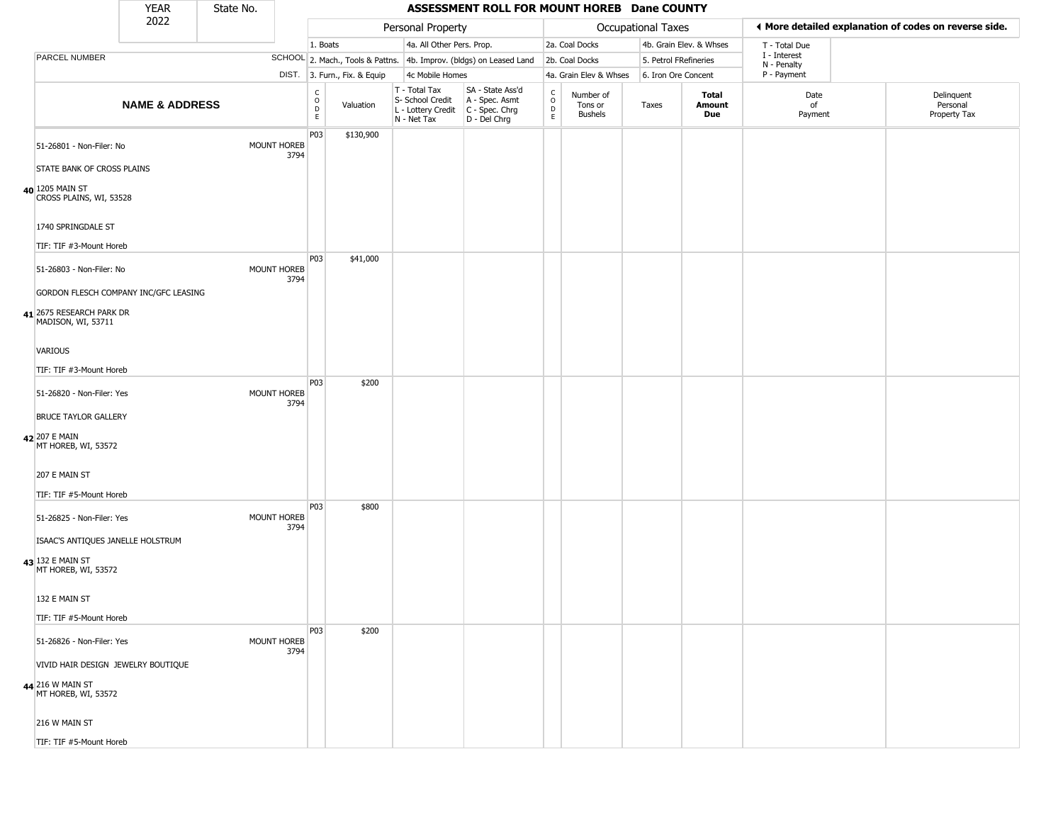| YEAR | State No. |
| --- | --- |
| 2022 | |

# ASSESSMENT ROLL FOR MOUNT HOREB Dane COUNTY

| | | Personal Property | | | | Occupational Taxes | | | | ◄ More detailed explanation of codes on reverse side. | |
| --- | --- | --- | --- | --- | --- | --- | --- | --- | --- | --- | --- |
| | | 1. Boats | | 4a. All Other Pers. Prop. | | 2a. Coal Docks | | 4b. Grain Elev. & Whses | | T - Total Due | |
| PARCEL NUMBER | SCHOOL | 2. Mach., Tools & Pattns. | | 4b. Improv. (bldgs) on Leased Land | | 2b. Coal Docks | | 5. Petrol FRefineries | | I - Interest<br>N - Penalty | |
| | DIST. | 3. Furn., Fix. & Equip | | 4c Mobile Homes | | 4a. Grain Elev & Whses | | 6. Iron Ore Concent | | P - Payment | |
| **NAME & ADDRESS** | | CODE | Valuation | T - Total Tax<br>S- School Credit<br>L - Lottery Credit<br>N - Net Tax | SA - State Ass'd<br>A - Spec. Asmt<br>C - Spec. Chrg<br>D - Del Chrg | CODE | Number of Tons or Bushels | Taxes | **Total Amount Due** | Date of Payment | Delinquent Personal Property Tax |
| 51-26801 - Non-Filer: No<br>STATE BANK OF CROSS PLAINS<br>**40** 1205 MAIN ST<br>CROSS PLAINS, WI, 53528<br>1740 SPRINGDALE ST<br>TIF: TIF #3-Mount Horeb | MOUNT HOREB 3794 | P03 | $130,900 | | | | | | | | |
| 51-26803 - Non-Filer: No<br>GORDON FLESCH COMPANY INC/GFC LEASING<br>**41** 2675 RESEARCH PARK DR<br>MADISON, WI, 53711<br>VARIOUS<br>TIF: TIF #3-Mount Horeb | MOUNT HOREB 3794 | P03 | $41,000 | | | | | | | | |
| 51-26820 - Non-Filer: Yes<br>BRUCE TAYLOR GALLERY<br>**42** 207 E MAIN<br>MT HOREB, WI, 53572<br>207 E MAIN ST<br>TIF: TIF #5-Mount Horeb | MOUNT HOREB 3794 | P03 | $200 | | | | | | | | |
| 51-26825 - Non-Filer: Yes<br>ISAAC'S ANTIQUES JANELLE HOLSTRUM<br>**43** 132 E MAIN ST<br>MT HOREB, WI, 53572<br>132 E MAIN ST<br>TIF: TIF #5-Mount Horeb | MOUNT HOREB 3794 | P03 | $800 | | | | | | | | |
| 51-26826 - Non-Filer: Yes<br>VIVID HAIR DESIGN JEWELRY BOUTIQUE<br>**44** 216 W MAIN ST<br>MT HOREB, WI, 53572<br>216 W MAIN ST<br>TIF: TIF #5-Mount Horeb | MOUNT HOREB 3794 | P03 | $200 | | | | | | | | |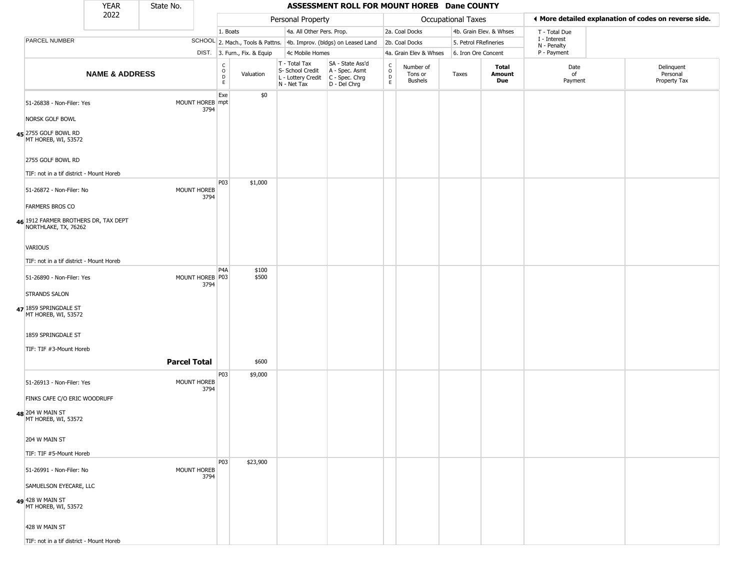YEAR 2022 | State No.

# ASSESSMENT ROLL FOR MOUNT HOREB Dane COUNTY

| | | Personal Property | | | | Occupational Taxes | | | | ◂ More detailed explanation of codes on reverse side. | |
|---|---|---|---|---|---|---|---|---|---|---|---|
| PARCEL NUMBER | SCHOOL DIST. | 1. Boats / 2. Mach., Tools & Pattns. / 3. Furn., Fix. & Equip | | 4a. All Other Pers. Prop. / 4b. Improv. (bldgs) on Leased Land / 4c Mobile Homes | | 2a. Coal Docks / 2b. Coal Docks / 4a. Grain Elev & Whses | | 4b. Grain Elev. & Whses / 5. Petrol FRefineries / 6. Iron Ore Concent | | T - Total Due / I - Interest / N - Penalty / P - Payment | |
| **NAME & ADDRESS** | | CODE | Valuation | T - Total Tax / S- School Credit / L - Lottery Credit / N - Net Tax | SA - State Ass'd / A - Spec. Asmt / C - Spec. Chrg / D - Del Chrg | CODE | Number of Tons or Bushels | Taxes | **Total Amount Due** | Date of Payment | Delinquent Personal Property Tax |
| 45 51-26838 - Non-Filer: Yes<br>NORSK GOLF BOWL<br>2755 GOLF BOWL RD<br>MT HOREB, WI, 53572<br>2755 GOLF BOWL RD<br>TIF: not in a tif district - Mount Horeb | MOUNT HOREB 3794 | Exempt | $0 | | | | | | | | |
| 46 51-26872 - Non-Filer: No<br>FARMERS BROS CO<br>1912 FARMER BROTHERS DR, TAX DEPT<br>NORTHLAKE, TX, 76262<br>VARIOUS<br>TIF: not in a tif district - Mount Horeb | MOUNT HOREB 3794 | P03 | $1,000 | | | | | | | | |
| 47 51-26890 - Non-Filer: Yes<br>STRANDS SALON<br>1859 SPRINGDALE ST<br>MT HOREB, WI, 53572<br>1859 SPRINGDALE ST<br>TIF: TIF #3-Mount Horeb | MOUNT HOREB 3794 | P4A<br>P03 | $100<br>$500 | | | | | | | | |
| | **Parcel Total** | | $600 | | | | | | | | |
| 48 51-26913 - Non-Filer: Yes<br>FINKS CAFE C/O ERIC WOODRUFF<br>204 W MAIN ST<br>MT HOREB, WI, 53572<br>204 W MAIN ST<br>TIF: TIF #5-Mount Horeb | MOUNT HOREB 3794 | P03 | $9,000 | | | | | | | | |
| 49 51-26991 - Non-Filer: No<br>SAMUELSON EYECARE, LLC<br>428 W MAIN ST<br>MT HOREB, WI, 53572<br>428 W MAIN ST<br>TIF: not in a tif district - Mount Horeb | MOUNT HOREB 3794 | P03 | $23,900 | | | | | | | | |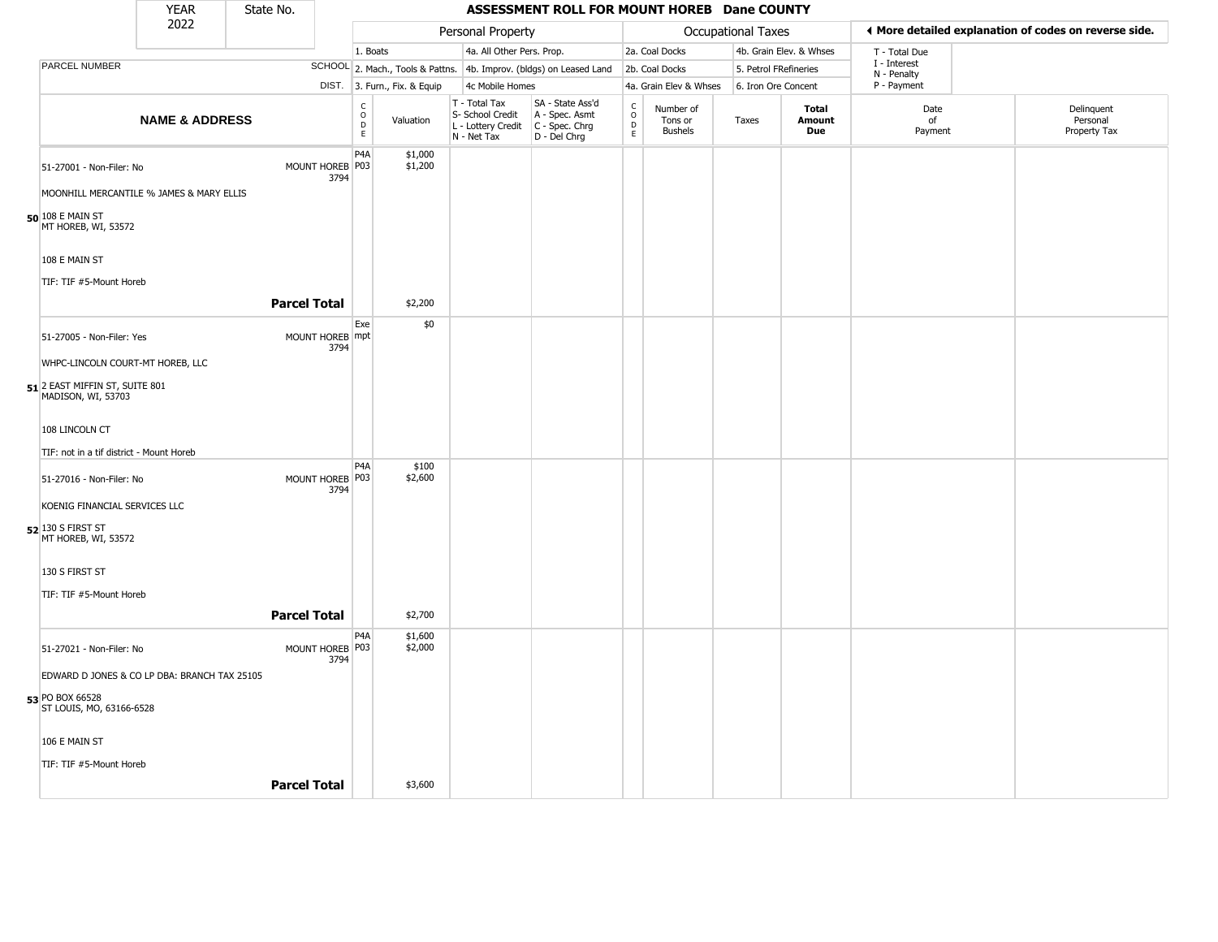| YEAR 2022 | State No. | | ASSESSMENT ROLL FOR MOUNT HOREB Dane COUNTY | | | | | | | | | | |
|---|---|---|---|---|---|---|---|---|---|---|---|---|---|

**◄ More detailed explanation of codes on reverse side.**

| | | Personal Property | | | | Occupational Taxes | | | | | | | |
|---|---|---|---|---|---|---|---|---|---|---|---|---|---|
| PARCEL NUMBER | SCHOOL DIST. | 1. Boats / 2. Mach., Tools & Pattns. / 3. Furn., Fix. & Equip | | 4a. All Other Pers. Prop. / 4b. Improv. (bldgs) on Leased Land / 4c Mobile Homes | | 2a. Coal Docks / 2b. Coal Docks / 4a. Grain Elev & Whses | | 4b. Grain Elev. & Whses / 5. Petrol FRefineries / 6. Iron Ore Concent | | T - Total Due / I - Interest / N - Penalty / P - Payment | | | |
| NAME & ADDRESS | | CODE | Valuation | T - Total Tax / S- School Credit / L - Lottery Credit / N - Net Tax | SA - State Ass'd / A - Spec. Asmt / C - Spec. Chrg / D - Del Chrg | CODE | Number of Tons or Bushels | Taxes | Total Amount Due | Date of Payment | Delinquent Personal Property Tax | | |
| 50 51-27001 - Non-Filer: No<br>MOONHILL MERCANTILE % JAMES & MARY ELLIS<br>108 E MAIN ST<br>MT HOREB, WI, 53572<br><br>108 E MAIN ST<br>TIF: TIF #5-Mount Horeb | MOUNT HOREB 3794 | P4A<br>P03 | $1,000<br>$1,200 | | | | | | | | | | |
| **Parcel Total** | | | $2,200 | | | | | | | | | | |
| 51 51-27005 - Non-Filer: Yes<br>WHPC-LINCOLN COURT-MT HOREB, LLC<br>2 EAST MIFFIN ST, SUITE 801<br>MADISON, WI, 53703<br><br>108 LINCOLN CT<br>TIF: not in a tif district - Mount Horeb | MOUNT HOREB 3794 | Exempt | $0 | | | | | | | | | | |
| 52 51-27016 - Non-Filer: No<br>KOENIG FINANCIAL SERVICES LLC<br>130 S FIRST ST<br>MT HOREB, WI, 53572<br><br>130 S FIRST ST<br>TIF: TIF #5-Mount Horeb | MOUNT HOREB 3794 | P4A<br>P03 | $100<br>$2,600 | | | | | | | | | | |
| **Parcel Total** | | | $2,700 | | | | | | | | | | |
| 53 51-27021 - Non-Filer: No<br>EDWARD D JONES & CO LP DBA: BRANCH TAX 25105<br>PO BOX 66528<br>ST LOUIS, MO, 63166-6528<br><br>106 E MAIN ST<br>TIF: TIF #5-Mount Horeb | MOUNT HOREB 3794 | P4A<br>P03 | $1,600<br>$2,000 | | | | | | | | | | |
| **Parcel Total** | | | $3,600 | | | | | | | | | | |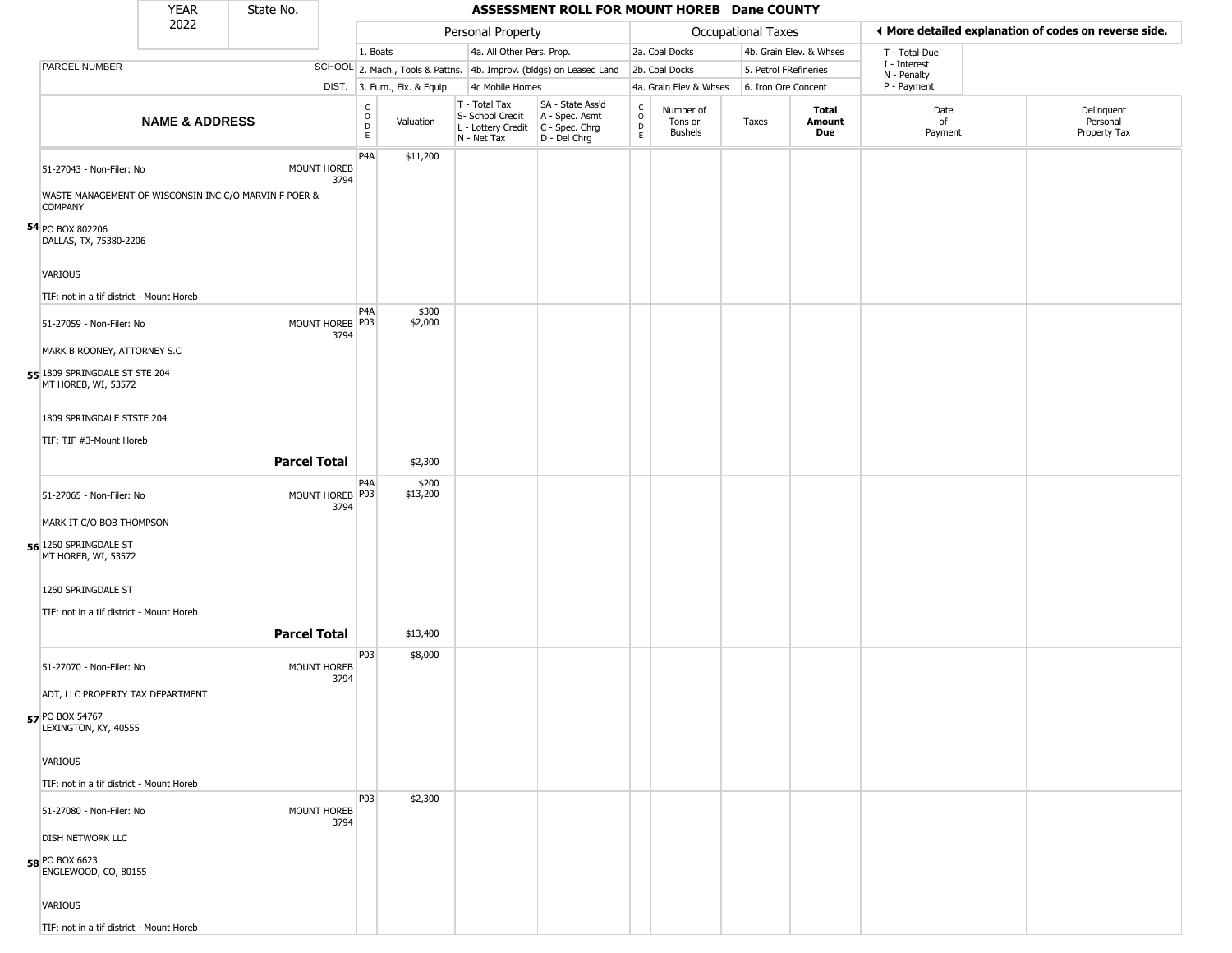# ASSESSMENT ROLL FOR MOUNT HOREB Dane COUNTY

YEAR 2022 | State No.

| PARCEL NUMBER / NAME & ADDRESS | SCHOOL DIST. | CODE | Valuation | T - Total Tax / S- School Credit / L - Lottery Credit / N - Net Tax | SA - State Ass'd / A - Spec. Asmt / C - Spec. Chrg / D - Del Chrg | CODE | Number of Tons or Bushels | Taxes | Total Amount Due | Date of Payment | Delinquent Personal Property Tax |
|---|---|---|---|---|---|---|---|---|---|---|---|
| **54** 51-27043 - Non-Filer: No<br>WASTE MANAGEMENT OF WISCONSIN INC C/O MARVIN F POER & COMPANY<br>PO BOX 802206<br>DALLAS, TX, 75380-2206<br>VARIOUS<br>TIF: not in a tif district - Mount Horeb | MOUNT HOREB 3794 | P4A | $11,200 | | | | | | | | |
| **55** 51-27059 - Non-Filer: No<br>MARK B ROONEY, ATTORNEY S.C<br>1809 SPRINGDALE ST STE 204<br>MT HOREB, WI, 53572<br>1809 SPRINGDALE STSTE 204<br>TIF: TIF #3-Mount Horeb | MOUNT HOREB 3794 | P4A<br>P03 | $300<br>$2,000 | | | | | | | | |
| **Parcel Total** | | | $2,300 | | | | | | | | |
| **56** 51-27065 - Non-Filer: No<br>MARK IT C/O BOB THOMPSON<br>1260 SPRINGDALE ST<br>MT HOREB, WI, 53572<br>1260 SPRINGDALE ST<br>TIF: not in a tif district - Mount Horeb | MOUNT HOREB 3794 | P4A<br>P03 | $200<br>$13,200 | | | | | | | | |
| **Parcel Total** | | | $13,400 | | | | | | | | |
| **57** 51-27070 - Non-Filer: No<br>ADT, LLC PROPERTY TAX DEPARTMENT<br>PO BOX 54767<br>LEXINGTON, KY, 40555<br>VARIOUS<br>TIF: not in a tif district - Mount Horeb | MOUNT HOREB 3794 | P03 | $8,000 | | | | | | | | |
| **58** 51-27080 - Non-Filer: No<br>DISH NETWORK LLC<br>PO BOX 6623<br>ENGLEWOOD, CO, 80155<br>VARIOUS<br>TIF: not in a tif district - Mount Horeb | MOUNT HOREB 3794 | P03 | $2,300 | | | | | | | | |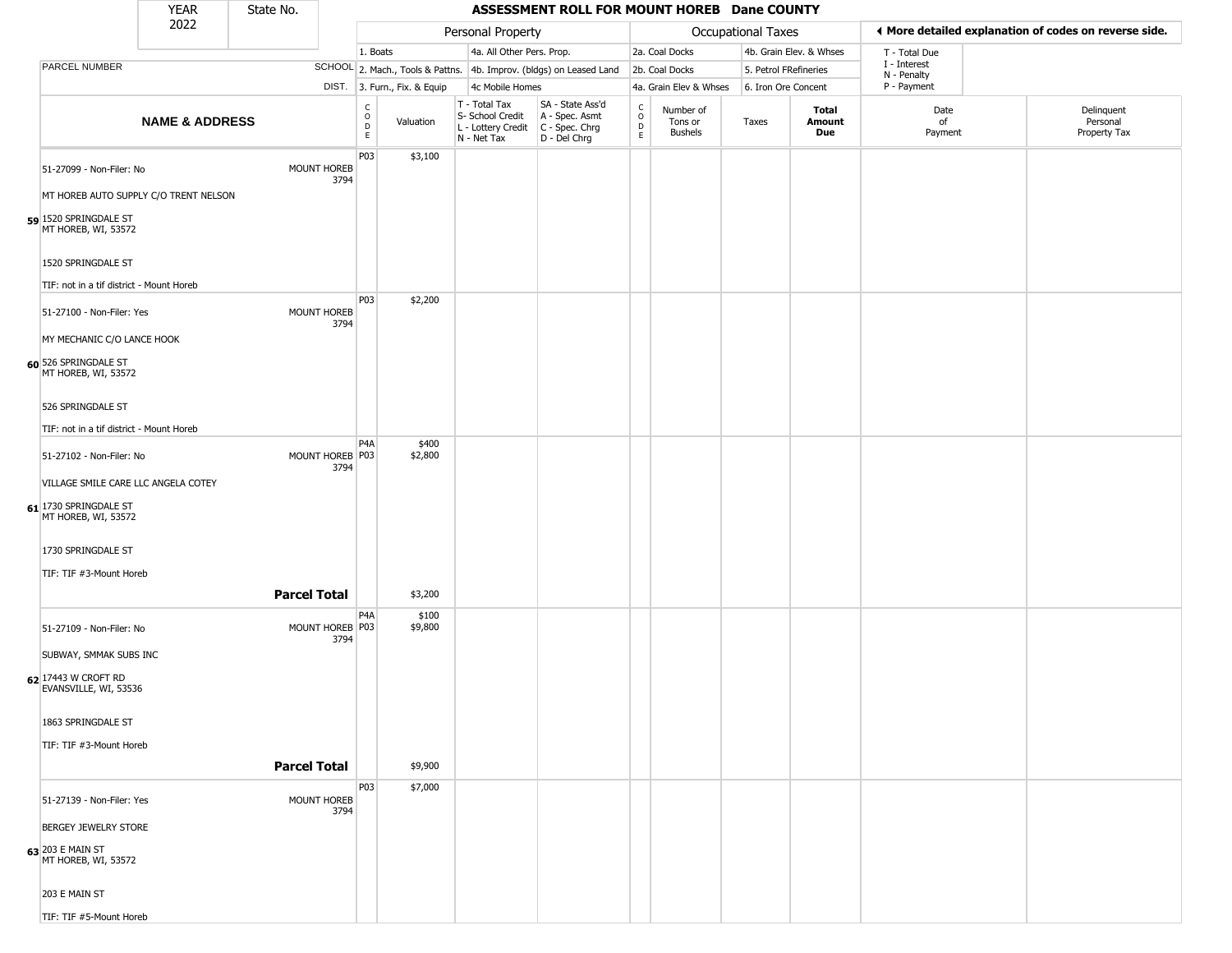| YEAR 2022 | State No. | ASSESSMENT ROLL FOR MOUNT HOREB Dane COUNTY |
|---|---|---|

| | | Personal Property | | | | Occupational Taxes | | | | ◀ More detailed explanation of codes on reverse side. | |
|---|---|---|---|---|---|---|---|---|---|---|---|
| PARCEL NUMBER | SCHOOL DIST. | 1. Boats | | 4a. All Other Pers. Prop. | | 2a. Coal Docks | | 4b. Grain Elev. & Whses | | T - Total Due, I - Interest, N - Penalty, P - Payment | |
| | | 2. Mach., Tools & Pattns. | | 4b. Improv. (bldgs) on Leased Land | | 2b. Coal Docks | | 5. Petrol FRefineries | | | |
| | | 3. Furn., Fix. & Equip | | 4c Mobile Homes | | 4a. Grain Elev & Whses | | 6. Iron Ore Concent | | | |
| **NAME & ADDRESS** | | CODE | Valuation | T - Total Tax, S- School Credit, L - Lottery Credit, N - Net Tax | SA - State Ass'd, A - Spec. Asmt, C - Spec. Chrg, D - Del Chrg | CODE | Number of Tons or Bushels | Taxes | **Total Amount Due** | Date of Payment | Delinquent Personal Property Tax |
| 51-27099 - Non-Filer: No<br>MT HOREB AUTO SUPPLY C/O TRENT NELSON<br>**59** 1520 SPRINGDALE ST<br>MT HOREB, WI, 53572<br>1520 SPRINGDALE ST<br>TIF: not in a tif district - Mount Horeb | MOUNT HOREB 3794 | P03 | $3,100 | | | | | | | | |
| 51-27100 - Non-Filer: Yes<br>MY MECHANIC C/O LANCE HOOK<br>**60** 526 SPRINGDALE ST<br>MT HOREB, WI, 53572<br>526 SPRINGDALE ST<br>TIF: not in a tif district - Mount Horeb | MOUNT HOREB 3794 | P03 | $2,200 | | | | | | | | |
| 51-27102 - Non-Filer: No<br>VILLAGE SMILE CARE LLC ANGELA COTEY<br>**61** 1730 SPRINGDALE ST<br>MT HOREB, WI, 53572<br>1730 SPRINGDALE ST<br>TIF: TIF #3-Mount Horeb | MOUNT HOREB 3794 | P4A<br>P03 | $400<br>$2,800 | | | | | | | | |
| | **Parcel Total** | | $3,200 | | | | | | | | |
| 51-27109 - Non-Filer: No<br>SUBWAY, SMMAK SUBS INC<br>**62** 17443 W CROFT RD<br>EVANSVILLE, WI, 53536<br>1863 SPRINGDALE ST<br>TIF: TIF #3-Mount Horeb | MOUNT HOREB 3794 | P4A<br>P03 | $100<br>$9,800 | | | | | | | | |
| | **Parcel Total** | | $9,900 | | | | | | | | |
| 51-27139 - Non-Filer: Yes<br>BERGEY JEWELRY STORE<br>**63** 203 E MAIN ST<br>MT HOREB, WI, 53572<br>203 E MAIN ST<br>TIF: TIF #5-Mount Horeb | MOUNT HOREB 3794 | P03 | $7,000 | | | | | | | | |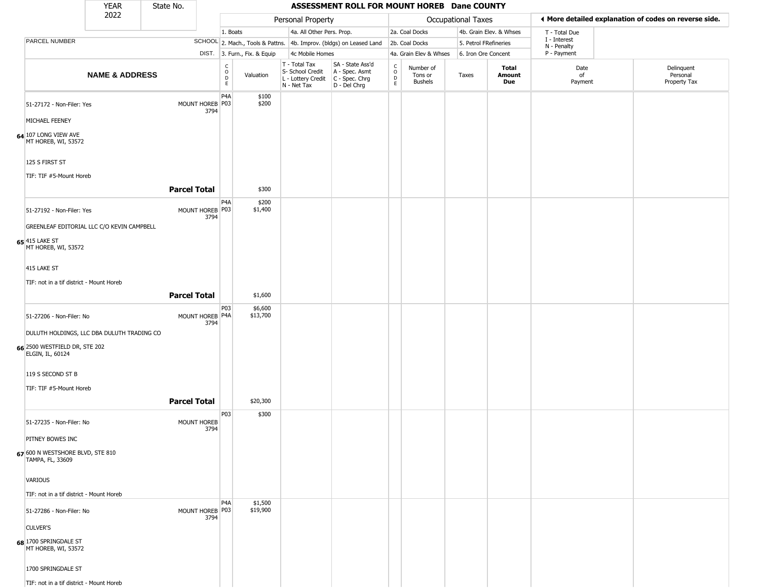| YEAR 2022 | State No. | ASSESSMENT ROLL FOR MOUNT HOREB Dane COUNTY |
|---|---|---|

| | | Personal Property | | | | Occupational Taxes | | | | More detailed explanation of codes on reverse side. | |
|---|---|---|---|---|---|---|---|---|---|---|---|
| PARCEL NUMBER | SCHOOL DIST. | 1. Boats<br>2. Mach., Tools & Pattns.<br>3. Furn., Fix. & Equip | | 4a. All Other Pers. Prop.<br>4b. Improv. (bldgs) on Leased Land<br>4c Mobile Homes | | 2a. Coal Docks<br>2b. Coal Docks<br>4a. Grain Elev & Whses | | 4b. Grain Elev. & Whses<br>5. Petrol FRefineries<br>6. Iron Ore Concent | | T - Total Due<br>I - Interest<br>N - Penalty<br>P - Payment | |
| NAME & ADDRESS | | CODE | Valuation | T - Total Tax<br>S- School Credit<br>L - Lottery Credit<br>N - Net Tax | SA - State Ass'd<br>A - Spec. Asmt<br>C - Spec. Chrg<br>D - Del Chrg | CODE | Number of Tons or Bushels | Taxes | Total Amount Due | Date of Payment | Delinquent Personal Property Tax |
| **64** 51-27172 - Non-Filer: Yes<br>MICHAEL FEENEY<br>107 LONG VIEW AVE<br>MT HOREB, WI, 53572<br>125 S FIRST ST<br>TIF: TIF #5-Mount Horeb | MOUNT HOREB 3794 | P4A<br>P03 | $100<br>$200 | | | | | | | | |
| **Parcel Total** | | | $300 | | | | | | | | |
| **65** 51-27192 - Non-Filer: Yes<br>GREENLEAF EDITORIAL LLC C/O KEVIN CAMPBELL<br>415 LAKE ST<br>MT HOREB, WI, 53572<br>415 LAKE ST<br>TIF: not in a tif district - Mount Horeb | MOUNT HOREB 3794 | P4A<br>P03 | $200<br>$1,400 | | | | | | | | |
| **Parcel Total** | | | $1,600 | | | | | | | | |
| **66** 51-27206 - Non-Filer: No<br>DULUTH HOLDINGS, LLC DBA DULUTH TRADING CO<br>2500 WESTFIELD DR, STE 202<br>ELGIN, IL, 60124<br>119 S SECOND ST B<br>TIF: TIF #5-Mount Horeb | MOUNT HOREB 3794 | P03<br>P4A | $6,600<br>$13,700 | | | | | | | | |
| **Parcel Total** | | | $20,300 | | | | | | | | |
| **67** 51-27235 - Non-Filer: No<br>PITNEY BOWES INC<br>600 N WESTSHORE BLVD, STE 810<br>TAMPA, FL, 33609<br>VARIOUS<br>TIF: not in a tif district - Mount Horeb | MOUNT HOREB 3794 | P03 | $300 | | | | | | | | |
| **68** 51-27286 - Non-Filer: No<br>CULVER'S<br>1700 SPRINGDALE ST<br>MT HOREB, WI, 53572<br>1700 SPRINGDALE ST<br>TIF: not in a tif district - Mount Horeb | MOUNT HOREB 3794 | P4A<br>P03 | $1,500<br>$19,900 | | | | | | | | |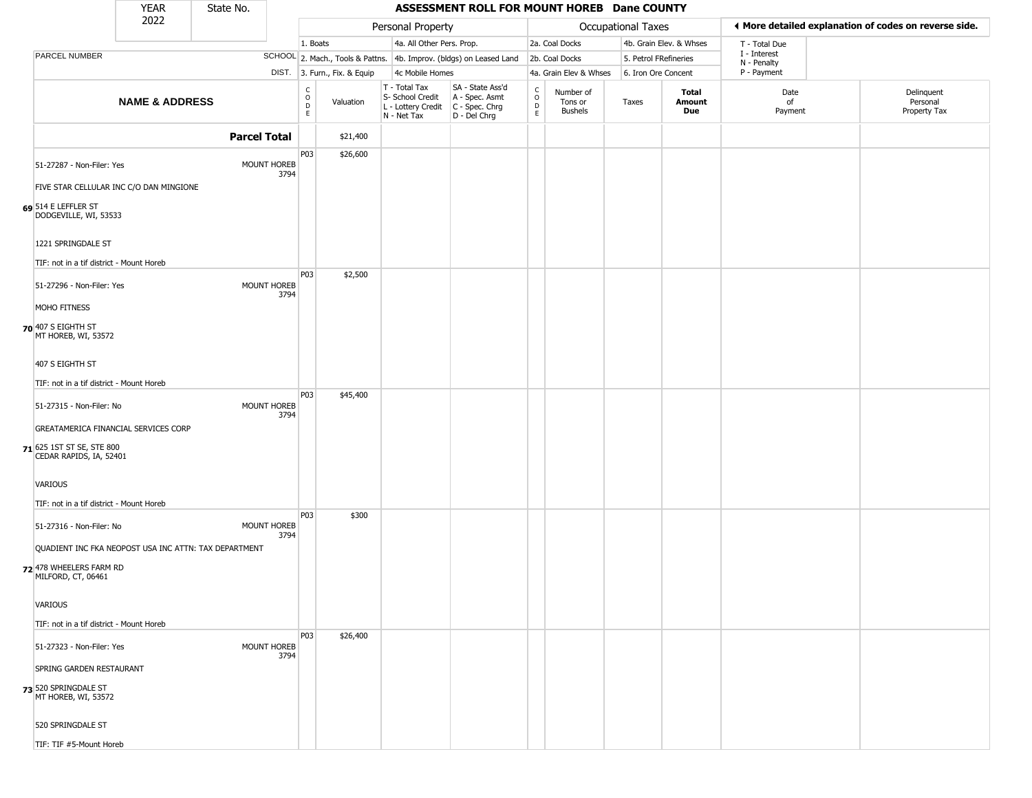| YEAR 2022 | State No. | ASSESSMENT ROLL FOR MOUNT HOREB Dane COUNTY |
|---|---|---|

| | | Personal Property | | | | Occupational Taxes | | | | ◄ More detailed explanation of codes on reverse side. | |
|---|---|---|---|---|---|---|---|---|---|---|---|
| PARCEL NUMBER | SCHOOL DIST. | 1. Boats 2. Mach., Tools & Pattns. 3. Furn., Fix. & Equip | | 4a. All Other Pers. Prop. 4b. Improv. (bldgs) on Leased Land 4c Mobile Homes | | 2a. Coal Docks 2b. Coal Docks 4a. Grain Elev & Whses | | 4b. Grain Elev. & Whses 5. Petrol FRefineries 6. Iron Ore Concent | | T - Total Due I - Interest N - Penalty P - Payment | |
| **NAME & ADDRESS** | | CODE | Valuation | T - Total Tax S- School Credit L - Lottery Credit N - Net Tax | SA - State Ass'd A - Spec. Asmt C - Spec. Chrg D - Del Chrg | CODE | Number of Tons or Bushels | Taxes | **Total Amount Due** | Date of Payment | Delinquent Personal Property Tax |
| **Parcel Total** | | | $21,400 | | | | | | | | |
| 51-27287 - Non-Filer: Yes<br>FIVE STAR CELLULAR INC C/O DAN MINGIONE<br>**69** 514 E LEFFLER ST<br>DODGEVILLE, WI, 53533<br>1221 SPRINGDALE ST<br>TIF: not in a tif district - Mount Horeb | MOUNT HOREB 3794 | P03 | $26,600 | | | | | | | | |
| 51-27296 - Non-Filer: Yes<br>MOHO FITNESS<br>**70** 407 S EIGHTH ST<br>MT HOREB, WI, 53572<br>407 S EIGHTH ST<br>TIF: not in a tif district - Mount Horeb | MOUNT HOREB 3794 | P03 | $2,500 | | | | | | | | |
| 51-27315 - Non-Filer: No<br>GREATAMERICA FINANCIAL SERVICES CORP<br>**71** 625 1ST ST SE, STE 800<br>CEDAR RAPIDS, IA, 52401<br>VARIOUS<br>TIF: not in a tif district - Mount Horeb | MOUNT HOREB 3794 | P03 | $45,400 | | | | | | | | |
| 51-27316 - Non-Filer: No<br>QUADIENT INC FKA NEOPOST USA INC ATTN: TAX DEPARTMENT<br>**72** 478 WHEELERS FARM RD<br>MILFORD, CT, 06461<br>VARIOUS<br>TIF: not in a tif district - Mount Horeb | MOUNT HOREB 3794 | P03 | $300 | | | | | | | | |
| 51-27323 - Non-Filer: Yes<br>SPRING GARDEN RESTAURANT<br>**73** 520 SPRINGDALE ST<br>MT HOREB, WI, 53572<br>520 SPRINGDALE ST<br>TIF: TIF #5-Mount Horeb | MOUNT HOREB 3794 | P03 | $26,400 | | | | | | | | |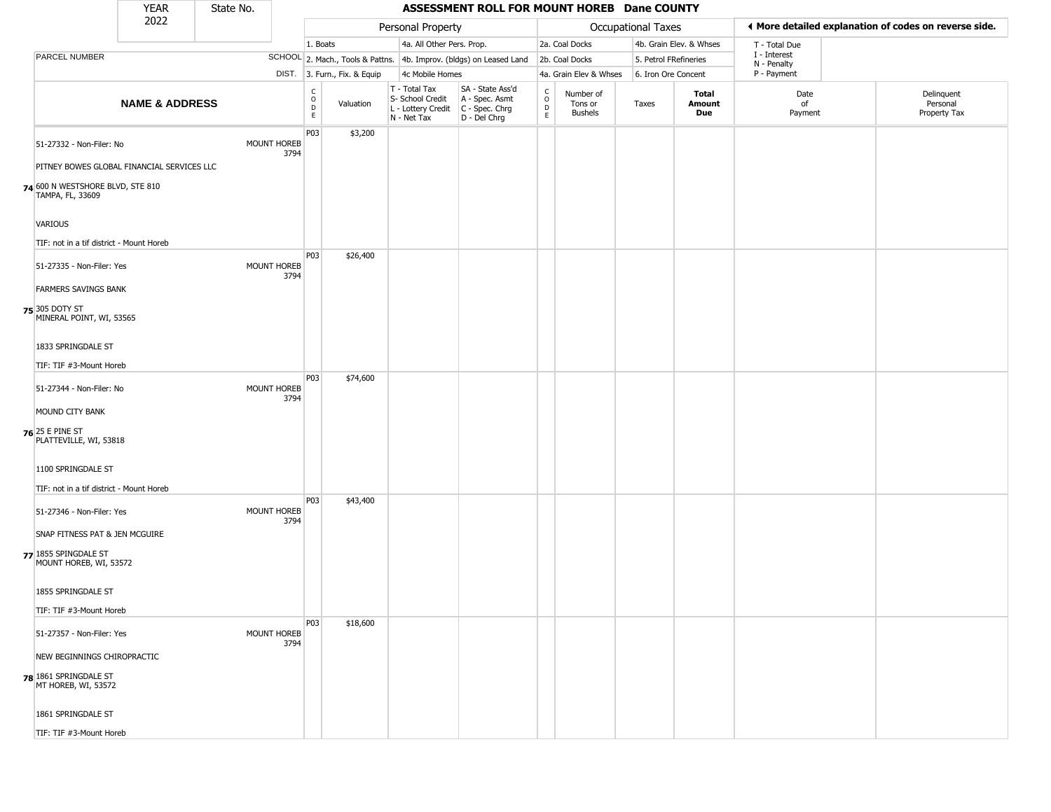| YEAR 2022 | State No. | ASSESSMENT ROLL FOR MOUNT HOREB Dane COUNTY |
|---|---|---|

| PARCEL NUMBER | SCHOOL DIST. | Personal Property: 1. Boats; 2. Mach., Tools & Pattns.; 3. Furn., Fix. & Equip; 4a. All Other Pers. Prop.; 4b. Improv. (bldgs) on Leased Land; 4c Mobile Homes | | | | Occupational Taxes: 2a. Coal Docks; 2b. Coal Docks; 4a. Grain Elev & Whses; 4b. Grain Elev. & Whses; 5. Petrol FRefineries; 6. Iron Ore Concent | | | | ◄ More detailed explanation of codes on reverse side. T - Total Due; I - Interest; N - Penalty; P - Payment | |
|---|---|---|---|---|---|---|---|---|---|---|---|
| **NAME & ADDRESS** | | CODE | Valuation | T - Total Tax<br>S- School Credit<br>L - Lottery Credit<br>N - Net Tax | SA - State Ass'd<br>A - Spec. Asmt<br>C - Spec. Chrg<br>D - Del Chrg | CODE | Number of Tons or Bushels | Taxes | **Total Amount Due** | Date of Payment | Delinquent Personal Property Tax |
| 51-27332 - Non-Filer: No<br>PITNEY BOWES GLOBAL FINANCIAL SERVICES LLC<br>**74** 600 N WESTSHORE BLVD, STE 810<br>TAMPA, FL, 33609<br>VARIOUS<br>TIF: not in a tif district - Mount Horeb | MOUNT HOREB 3794 | P03 | $3,200 | | | | | | | | |
| 51-27335 - Non-Filer: Yes<br>FARMERS SAVINGS BANK<br>**75** 305 DOTY ST<br>MINERAL POINT, WI, 53565<br>1833 SPRINGDALE ST<br>TIF: TIF #3-Mount Horeb | MOUNT HOREB 3794 | P03 | $26,400 | | | | | | | | |
| 51-27344 - Non-Filer: No<br>MOUND CITY BANK<br>**76** 25 E PINE ST<br>PLATTEVILLE, WI, 53818<br>1100 SPRINGDALE ST<br>TIF: not in a tif district - Mount Horeb | MOUNT HOREB 3794 | P03 | $74,600 | | | | | | | | |
| 51-27346 - Non-Filer: Yes<br>SNAP FITNESS PAT & JEN MCGUIRE<br>**77** 1855 SPINGDALE ST<br>MOUNT HOREB, WI, 53572<br>1855 SPRINGDALE ST<br>TIF: TIF #3-Mount Horeb | MOUNT HOREB 3794 | P03 | $43,400 | | | | | | | | |
| 51-27357 - Non-Filer: Yes<br>NEW BEGINNINGS CHIROPRACTIC<br>**78** 1861 SPRINGDALE ST<br>MT HOREB, WI, 53572<br>1861 SPRINGDALE ST<br>TIF: TIF #3-Mount Horeb | MOUNT HOREB 3794 | P03 | $18,600 | | | | | | | | |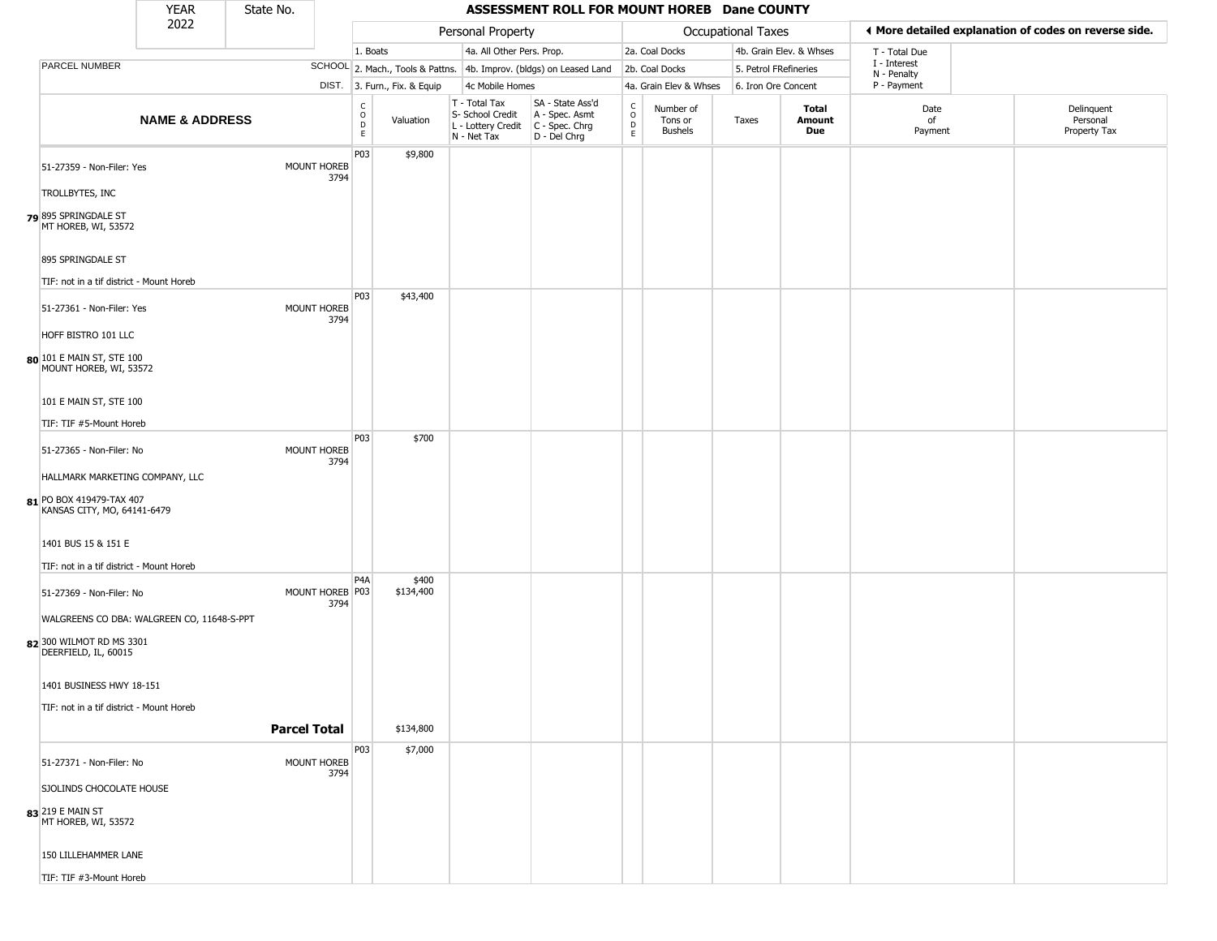| YEAR 2022 | State No. | | ASSESSMENT ROLL FOR MOUNT HOREB Dane COUNTY | | | | | | | | | |
|---|---|---|---|---|---|---|---|---|---|---|---|---|

**Personal Property:** 1. Boats; 2. Mach., Tools & Pattns.; 3. Furn., Fix. & Equip; 4a. All Other Pers. Prop.; 4b. Improv. (bldgs) on Leased Land; 4c Mobile Homes

**Occupational Taxes:** 2a. Coal Docks; 2b. Coal Docks; 4a. Grain Elev & Whses; 4b. Grain Elev. & Whses; 5. Petrol FRefineries; 6. Iron Ore Concent

◄ More detailed explanation of codes on reverse side. T - Total Due; I - Interest; N - Penalty; P - Payment

| | NAME & ADDRESS | SCHOOL DIST. | CODE | Valuation | T - Total Tax S- School Credit L - Lottery Credit N - Net Tax | SA - State Ass'd A - Spec. Asmt C - Spec. Chrg D - Del Chrg | CODE | Number of Tons or Bushels | Taxes | Total Amount Due | Date of Payment | Delinquent Personal Property Tax |
|---|---|---|---|---|---|---|---|---|---|---|---|---|
| 79 | 51-27359 - Non-Filer: Yes<br>TROLLBYTES, INC<br>895 SPRINGDALE ST<br>MT HOREB, WI, 53572<br>895 SPRINGDALE ST<br>TIF: not in a tif district - Mount Horeb | MOUNT HOREB 3794 | P03 | $9,800 | | | | | | | | |
| 80 | 51-27361 - Non-Filer: Yes<br>HOFF BISTRO 101 LLC<br>101 E MAIN ST, STE 100<br>MOUNT HOREB, WI, 53572<br>101 E MAIN ST, STE 100<br>TIF: TIF #5-Mount Horeb | MOUNT HOREB 3794 | P03 | $43,400 | | | | | | | | |
| 81 | 51-27365 - Non-Filer: No<br>HALLMARK MARKETING COMPANY, LLC<br>PO BOX 419479-TAX 407<br>KANSAS CITY, MO, 64141-6479<br>1401 BUS 15 & 151 E<br>TIF: not in a tif district - Mount Horeb | MOUNT HOREB 3794 | P03 | $700 | | | | | | | | |
| 82 | 51-27369 - Non-Filer: No<br>WALGREENS CO DBA: WALGREEN CO, 11648-S-PPT<br>300 WILMOT RD MS 3301<br>DEERFIELD, IL, 60015<br>1401 BUSINESS HWY 18-151<br>TIF: not in a tif district - Mount Horeb | MOUNT HOREB 3794 | P4A<br>P03 | $400<br>$134,400 | | | | | | | | |
| | | **Parcel Total** | | $134,800 | | | | | | | | |
| 83 | 51-27371 - Non-Filer: No<br>SJOLINDS CHOCOLATE HOUSE<br>219 E MAIN ST<br>MT HOREB, WI, 53572<br>150 LILLEHAMMER LANE<br>TIF: TIF #3-Mount Horeb | MOUNT HOREB 3794 | P03 | $7,000 | | | | | | | | |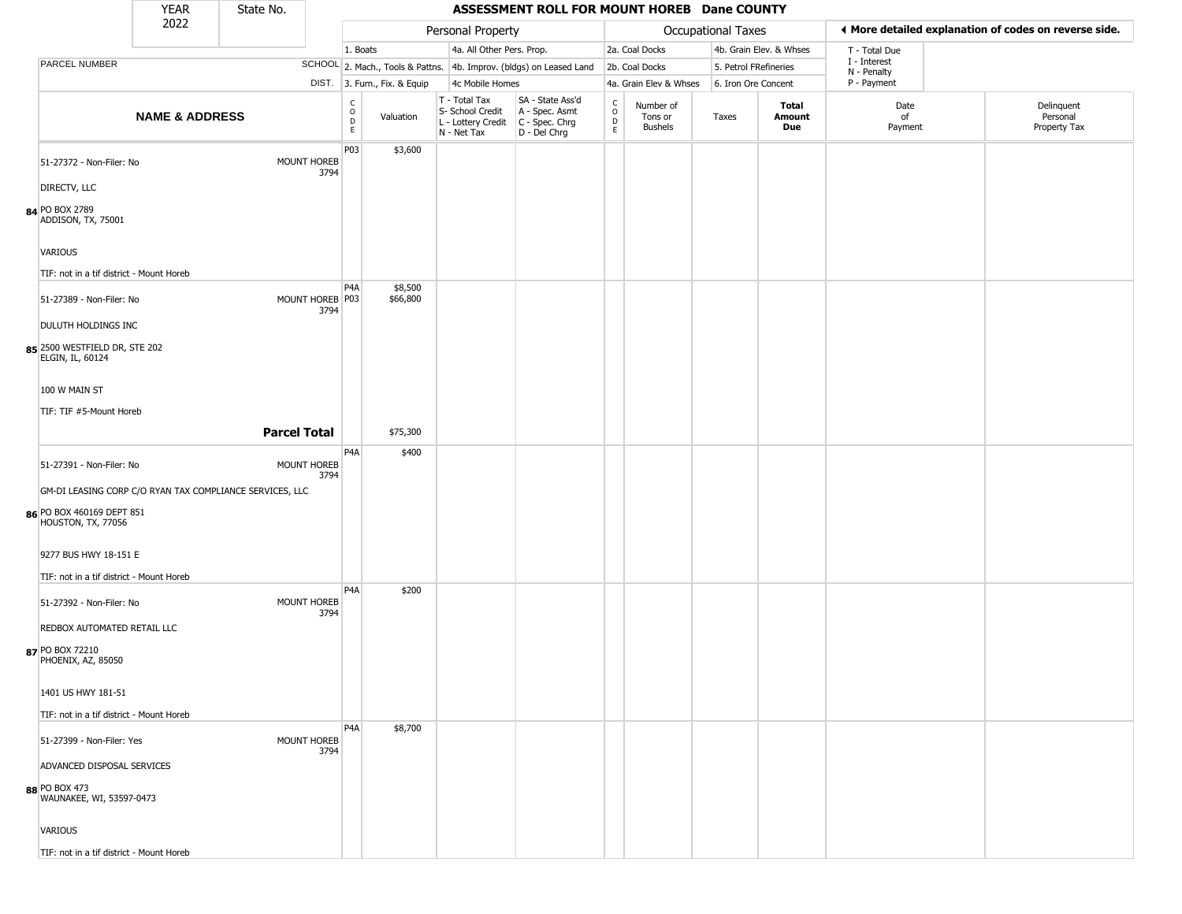| YEAR 2022 | State No. | ASSESSMENT ROLL FOR MOUNT HOREB Dane COUNTY | | | | | | | | | |
|---|---|---|---|---|---|---|---|---|---|---|---|

| | | Personal Property | | | | Occupational Taxes | | | | ◀ More detailed explanation of codes on reverse side. | |
|---|---|---|---|---|---|---|---|---|---|---|---|
| PARCEL NUMBER | SCHOOL DIST. | 1. Boats<br>2. Mach., Tools & Pattns.<br>3. Furn., Fix. & Equip | | 4a. All Other Pers. Prop.<br>4b. Improv. (bldgs) on Leased Land<br>4c Mobile Homes | | 2a. Coal Docks<br>2b. Coal Docks<br>4a. Grain Elev & Whses | | 4b. Grain Elev. & Whses<br>5. Petrol FRefineries<br>6. Iron Ore Concent | | T - Total Due<br>I - Interest<br>N - Penalty<br>P - Payment | |
| **NAME & ADDRESS** | | CODE | Valuation | T - Total Tax<br>S- School Credit<br>L - Lottery Credit<br>N - Net Tax | SA - State Ass'd<br>A - Spec. Asmt<br>C - Spec. Chrg<br>D - Del Chrg | CODE | Number of Tons or Bushels | Taxes | **Total Amount Due** | Date of Payment | Delinquent Personal Property Tax |
| 84 51-27372 - Non-Filer: No<br>DIRECTV, LLC<br>PO BOX 2789<br>ADDISON, TX, 75001<br>VARIOUS<br>TIF: not in a tif district - Mount Horeb | MOUNT HOREB 3794 | P03 | $3,600 | | | | | | | | |
| 85 51-27389 - Non-Filer: No<br>DULUTH HOLDINGS INC<br>2500 WESTFIELD DR, STE 202<br>ELGIN, IL, 60124<br>100 W MAIN ST<br>TIF: TIF #5-Mount Horeb | MOUNT HOREB 3794 | P4A<br>P03 | $8,500<br>$66,800 | | | | | | | | |
| | **Parcel Total** | | $75,300 | | | | | | | | |
| 86 51-27391 - Non-Filer: No<br>GM-DI LEASING CORP C/O RYAN TAX COMPLIANCE SERVICES, LLC<br>PO BOX 460169 DEPT 851<br>HOUSTON, TX, 77056<br>9277 BUS HWY 18-151 E<br>TIF: not in a tif district - Mount Horeb | MOUNT HOREB 3794 | P4A | $400 | | | | | | | | |
| 87 51-27392 - Non-Filer: No<br>REDBOX AUTOMATED RETAIL LLC<br>PO BOX 72210<br>PHOENIX, AZ, 85050<br>1401 US HWY 181-51<br>TIF: not in a tif district - Mount Horeb | MOUNT HOREB 3794 | P4A | $200 | | | | | | | | |
| 88 51-27399 - Non-Filer: Yes<br>ADVANCED DISPOSAL SERVICES<br>PO BOX 473<br>WAUNAKEE, WI, 53597-0473<br>VARIOUS<br>TIF: not in a tif district - Mount Horeb | MOUNT HOREB 3794 | P4A | $8,700 | | | | | | | | |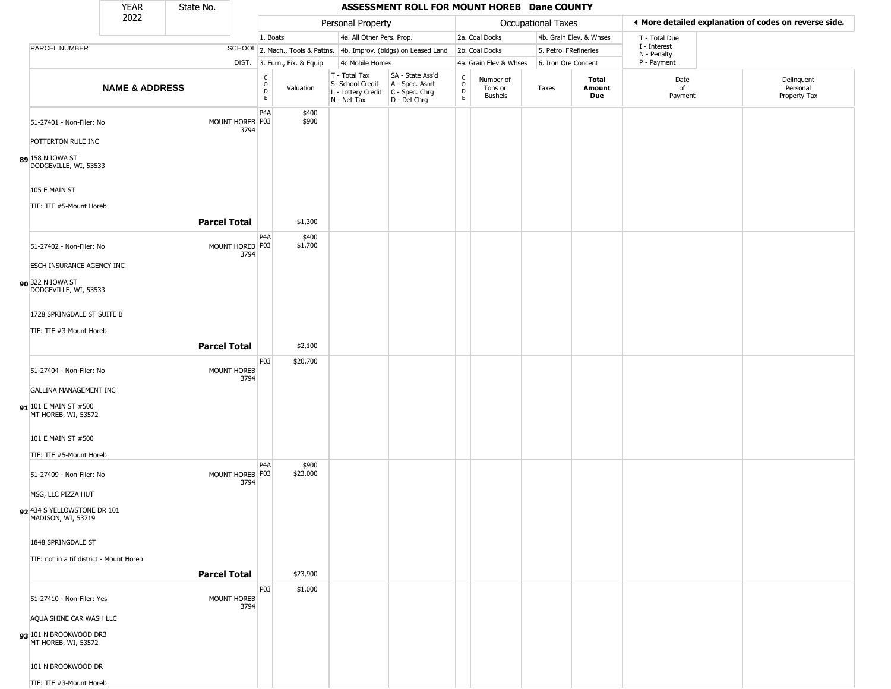# ASSESSMENT ROLL FOR MOUNT HOREB Dane COUNTY

| YEAR | State No. |
|---|---|
| 2022 | |

| Personal Property | | | | Occupational Taxes | | |
|---|---|---|---|---|---|---|
| 1. Boats | 4a. All Other Pers. Prop. | | | 2a. Coal Docks | 4b. Grain Elev. & Whses | |
| 2. Mach., Tools & Pattns. | 4b. Improv. (bldgs) on Leased Land | | | 2b. Coal Docks | 5. Petrol FRefineries | |
| 3. Furn., Fix. & Equip | 4c Mobile Homes | | | 4a. Grain Elev & Whses | 6. Iron Ore Concent | |

◄ More detailed explanation of codes on reverse side.

T - Total Due
I - Interest
N - Penalty
P - Payment

| | NAME & ADDRESS | SCHOOL DIST. | CODE | Valuation | T - Total Tax S- School Credit L - Lottery Credit N - Net Tax | SA - State Ass'd A - Spec. Asmt C - Spec. Chrg D - Del Chrg | CODE | Number of Tons or Bushels | Taxes | Total Amount Due | Date of Payment | Delinquent Personal Property Tax |
|---|---|---|---|---|---|---|---|---|---|---|---|---|
| 89 | 51-27401 - Non-Filer: No<br>POTTERTON RULE INC<br>158 N IOWA ST<br>DODGEVILLE, WI, 53533<br>105 E MAIN ST<br>TIF: TIF #5-Mount Horeb | MOUNT HOREB 3794 | P4A<br>P03 | $400<br>$900 | | | | | | | | |
| | **Parcel Total** | | | $1,300 | | | | | | | | |
| 90 | 51-27402 - Non-Filer: No<br>ESCH INSURANCE AGENCY INC<br>322 N IOWA ST<br>DODGEVILLE, WI, 53533<br>1728 SPRINGDALE ST SUITE B<br>TIF: TIF #3-Mount Horeb | MOUNT HOREB 3794 | P4A<br>P03 | $400<br>$1,700 | | | | | | | | |
| | **Parcel Total** | | | $2,100 | | | | | | | | |
| 91 | 51-27404 - Non-Filer: No<br>GALLINA MANAGEMENT INC<br>101 E MAIN ST #500<br>MT HOREB, WI, 53572<br>101 E MAIN ST #500<br>TIF: TIF #5-Mount Horeb | MOUNT HOREB 3794 | P03 | $20,700 | | | | | | | | |
| 92 | 51-27409 - Non-Filer: No<br>MSG, LLC PIZZA HUT<br>434 S YELLOWSTONE DR 101<br>MADISON, WI, 53719<br>1848 SPRINGDALE ST<br>TIF: not in a tif district - Mount Horeb | MOUNT HOREB 3794 | P4A<br>P03 | $900<br>$23,000 | | | | | | | | |
| | **Parcel Total** | | | $23,900 | | | | | | | | |
| 93 | 51-27410 - Non-Filer: Yes<br>AQUA SHINE CAR WASH LLC<br>101 N BROOKWOOD DR3<br>MT HOREB, WI, 53572<br>101 N BROOKWOOD DR<br>TIF: TIF #3-Mount Horeb | MOUNT HOREB 3794 | P03 | $1,000 | | | | | | | | |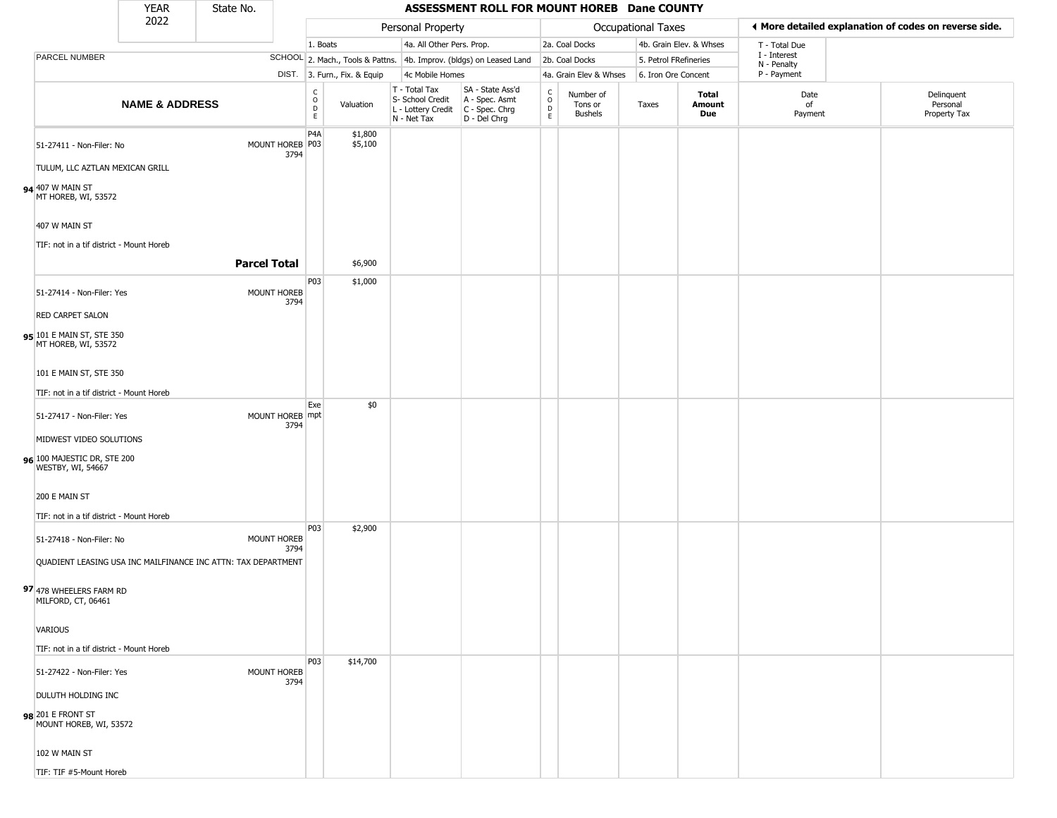# ASSESSMENT ROLL FOR MOUNT HOREB Dane COUNTY

YEAR 2022 | State No.

| | | Personal Property | | | | Occupational Taxes | | | | ◄ More detailed explanation of codes on reverse side. | |
|---|---|---|---|---|---|---|---|---|---|---|---|
| PARCEL NUMBER | SCHOOL DIST. | 1. Boats<br>2. Mach., Tools & Pattns.<br>3. Furn., Fix. & Equip | | 4a. All Other Pers. Prop.<br>4b. Improv. (bldgs) on Leased Land<br>4c Mobile Homes | | 2a. Coal Docks<br>2b. Coal Docks<br>4a. Grain Elev & Whses | | 4b. Grain Elev. & Whses<br>5. Petrol FRefineries<br>6. Iron Ore Concent | | T - Total Due<br>I - Interest<br>N - Penalty<br>P - Payment | |
| **NAME & ADDRESS** | | CODE | Valuation | T - Total Tax<br>S- School Credit<br>L - Lottery Credit<br>N - Net Tax | SA - State Ass'd<br>A - Spec. Asmt<br>C - Spec. Chrg<br>D - Del Chrg | CODE | Number of Tons or Bushels | Taxes | **Total Amount Due** | Date of Payment | Delinquent Personal Property Tax |
| **94** 51-27411 - Non-Filer: No<br>TULUM, LLC AZTLAN MEXICAN GRILL<br>407 W MAIN ST<br>MT HOREB, WI, 53572<br>407 W MAIN ST<br>TIF: not in a tif district - Mount Horeb | MOUNT HOREB 3794 | P4A<br>P03 | $1,800<br>$5,100 | | | | | | | | |
| | **Parcel Total** | | $6,900 | | | | | | | | |
| **95** 51-27414 - Non-Filer: Yes<br>RED CARPET SALON<br>101 E MAIN ST, STE 350<br>MT HOREB, WI, 53572<br>101 E MAIN ST, STE 350<br>TIF: not in a tif district - Mount Horeb | MOUNT HOREB 3794 | P03 | $1,000 | | | | | | | | |
| **96** 51-27417 - Non-Filer: Yes<br>MIDWEST VIDEO SOLUTIONS<br>100 MAJESTIC DR, STE 200<br>WESTBY, WI, 54667<br>200 E MAIN ST<br>TIF: not in a tif district - Mount Horeb | MOUNT HOREB 3794 | Exempt | $0 | | | | | | | | |
| **97** 51-27418 - Non-Filer: No<br>QUADIENT LEASING USA INC MAILFINANCE INC ATTN: TAX DEPARTMENT<br>478 WHEELERS FARM RD<br>MILFORD, CT, 06461<br>VARIOUS<br>TIF: not in a tif district - Mount Horeb | MOUNT HOREB 3794 | P03 | $2,900 | | | | | | | | |
| **98** 51-27422 - Non-Filer: Yes<br>DULUTH HOLDING INC<br>201 E FRONT ST<br>MOUNT HOREB, WI, 53572<br>102 W MAIN ST<br>TIF: TIF #5-Mount Horeb | MOUNT HOREB 3794 | P03 | $14,700 | | | | | | | | |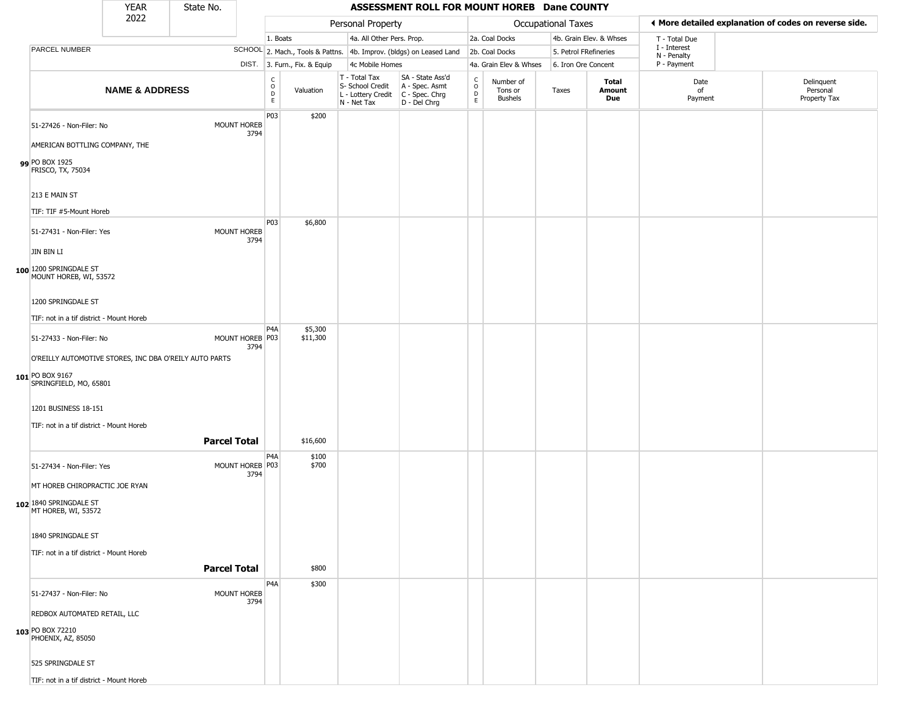| YEAR 2022 | State No. |
|---|---|

# ASSESSMENT ROLL FOR MOUNT HOREB Dane COUNTY

| | Personal Property | | | | Occupational Taxes | | | | ◀ More detailed explanation of codes on reverse side. | |
|---|---|---|---|---|---|---|---|---|---|---|
| PARCEL NUMBER / SCHOOL DIST. | 1. Boats<br>2. Mach., Tools & Pattns.<br>3. Furn., Fix. & Equip | | 4a. All Other Pers. Prop.<br>4b. Improv. (bldgs) on Leased Land<br>4c Mobile Homes | | 2a. Coal Docks<br>2b. Coal Docks<br>4a. Grain Elev & Whses | | 4b. Grain Elev. & Whses<br>5. Petrol FRefineries<br>6. Iron Ore Concent | | T - Total Due<br>I - Interest<br>N - Penalty<br>P - Payment | |

| | NAME & ADDRESS | SCHOOL DIST. | CODE | Valuation | T - Total Tax<br>S- School Credit<br>L - Lottery Credit<br>N - Net Tax | SA - State Ass'd<br>A - Spec. Asmt<br>C - Spec. Chrg<br>D - Del Chrg | CODE | Number of Tons or Bushels | Taxes | Total Amount Due | Date of Payment | Delinquent Personal Property Tax |
|---|---|---|---|---|---|---|---|---|---|---|---|---|
| 99 | 51-27426 - Non-Filer: No<br>AMERICAN BOTTLING COMPANY, THE<br>PO BOX 1925<br>FRISCO, TX, 75034<br>213 E MAIN ST<br>TIF: TIF #5-Mount Horeb | MOUNT HOREB 3794 | P03 | $200 | | | | | | | | |
| 100 | 51-27431 - Non-Filer: Yes<br>JIN BIN LI<br>1200 SPRINGDALE ST<br>MOUNT HOREB, WI, 53572<br>1200 SPRINGDALE ST<br>TIF: not in a tif district - Mount Horeb | MOUNT HOREB 3794 | P03 | $6,800 | | | | | | | | |
| 101 | 51-27433 - Non-Filer: No<br>O'REILLY AUTOMOTIVE STORES, INC DBA O'REILY AUTO PARTS<br>PO BOX 9167<br>SPRINGFIELD, MO, 65801<br>1201 BUSINESS 18-151<br>TIF: not in a tif district - Mount Horeb | MOUNT HOREB 3794 | P4A<br>P03 | $5,300<br>$11,300 | | | | | | | | |
| | **Parcel Total** | | | $16,600 | | | | | | | | |
| 102 | 51-27434 - Non-Filer: Yes<br>MT HOREB CHIROPRACTIC JOE RYAN<br>1840 SPRINGDALE ST<br>MT HOREB, WI, 53572<br>1840 SPRINGDALE ST<br>TIF: not in a tif district - Mount Horeb | MOUNT HOREB 3794 | P4A<br>P03 | $100<br>$700 | | | | | | | | |
| | **Parcel Total** | | | $800 | | | | | | | | |
| 103 | 51-27437 - Non-Filer: No<br>REDBOX AUTOMATED RETAIL, LLC<br>PO BOX 72210<br>PHOENIX, AZ, 85050<br>525 SPRINGDALE ST<br>TIF: not in a tif district - Mount Horeb | MOUNT HOREB 3794 | P4A | $300 | | | | | | | | |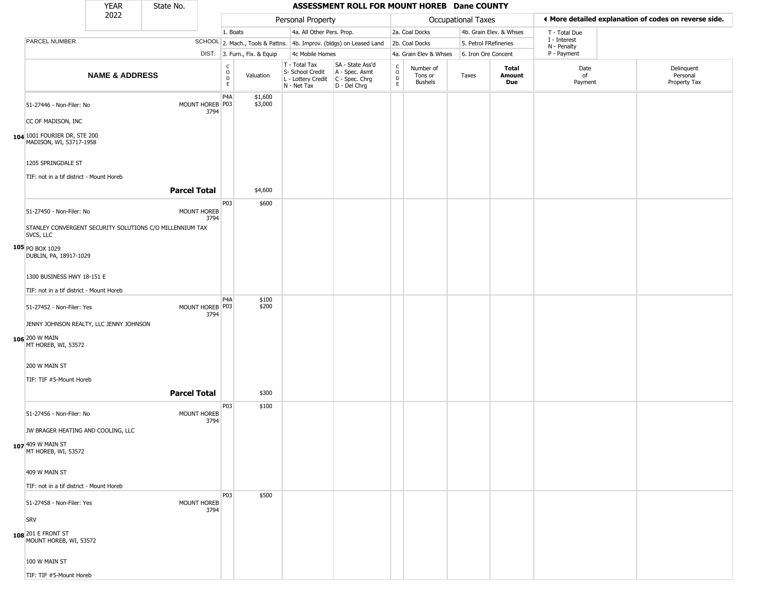| YEAR 2022 | State No. | ASSESSMENT ROLL FOR MOUNT HOREB Dane COUNTY |
|---|---|---|

| | | Personal Property | | | | Occupational Taxes | | | | ◄ More detailed explanation of codes on reverse side. | |
|---|---|---|---|---|---|---|---|---|---|---|---|
| PARCEL NUMBER | SCHOOL DIST. | 1. Boats / 2. Mach., Tools & Pattns. / 3. Furn., Fix. & Equip | | 4a. All Other Pers. Prop. / 4b. Improv. (bldgs) on Leased Land / 4c Mobile Homes | | 2a. Coal Docks / 2b. Coal Docks / 4a. Grain Elev & Whses | | 4b. Grain Elev. & Whses / 5. Petrol FRefineries / 6. Iron Ore Concent | | T - Total Due / I - Interest / N - Penalty / P - Payment | |
| NAME & ADDRESS | | CODE | Valuation | T - Total Tax / S- School Credit / L - Lottery Credit / N - Net Tax | SA - State Ass'd / A - Spec. Asmt / C - Spec. Chrg / D - Del Chrg | CODE | Number of Tons or Bushels | Taxes | Total Amount Due | Date of Payment | Delinquent Personal Property Tax |
| **104** 51-27446 - Non-Filer: No<br>CC OF MADISON, INC<br>1001 FOURIER DR, STE 200<br>MADISON, WI, 53717-1958<br>1205 SPRINGDALE ST<br>TIF: not in a tif district - Mount Horeb | MOUNT HOREB 3794 | P4A<br>P03 | $1,600<br>$3,000 | | | | | | | | |
| **Parcel Total** | | | $4,600 | | | | | | | | |
| **105** 51-27450 - Non-Filer: No<br>STANLEY CONVERGENT SECURITY SOLUTIONS C/O MILLENNIUM TAX SVCS, LLC<br>PO BOX 1029<br>DUBLIN, PA, 18917-1029<br>1300 BUSINESS HWY 18-151 E<br>TIF: not in a tif district - Mount Horeb | MOUNT HOREB 3794 | P03 | $600 | | | | | | | | |
| **106** 51-27452 - Non-Filer: Yes<br>JENNY JOHNSON REALTY, LLC JENNY JOHNSON<br>200 W MAIN<br>MT HOREB, WI, 53572<br>200 W MAIN ST<br>TIF: TIF #5-Mount Horeb | MOUNT HOREB 3794 | P4A<br>P03 | $100<br>$200 | | | | | | | | |
| **Parcel Total** | | | $300 | | | | | | | | |
| **107** 51-27456 - Non-Filer: No<br>JW BRAGER HEATING AND COOLING, LLC<br>409 W MAIN ST<br>MT HOREB, WI, 53572<br>409 W MAIN ST<br>TIF: not in a tif district - Mount Horeb | MOUNT HOREB 3794 | P03 | $100 | | | | | | | | |
| **108** 51-27458 - Non-Filer: Yes<br>SRV<br>201 E FRONT ST<br>MOUNT HOREB, WI, 53572<br>100 W MAIN ST<br>TIF: TIF #5-Mount Horeb | MOUNT HOREB 3794 | P03 | $500 | | | | | | | | |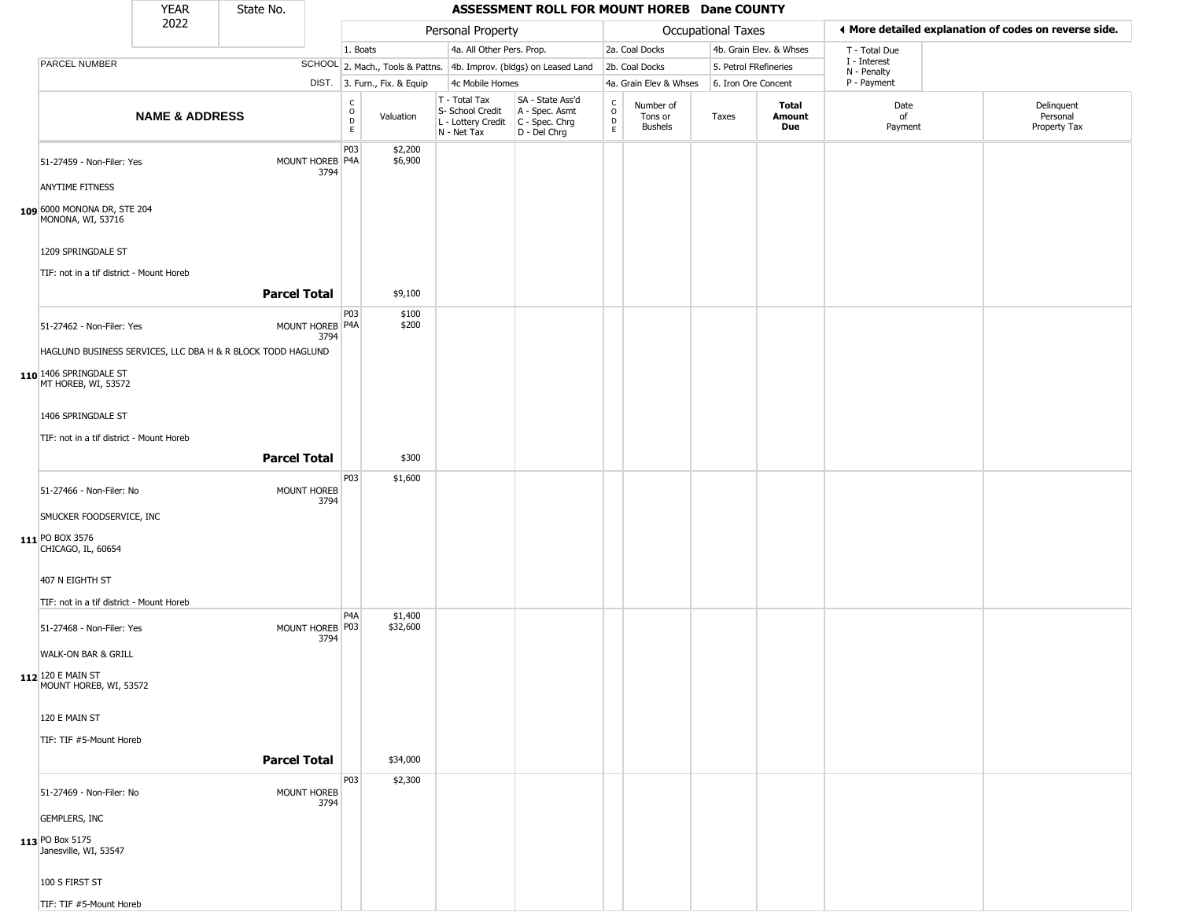| YEAR 2022 | State No. | | ASSESSMENT ROLL FOR MOUNT HOREB Dane COUNTY |
|---|---|---|---|

| | | Personal Property | | | | Occupational Taxes | | | | ◀ More detailed explanation of codes on reverse side. | |
|---|---|---|---|---|---|---|---|---|---|---|---|
| | | 1. Boats | | 4a. All Other Pers. Prop. | | 2a. Coal Docks | | 4b. Grain Elev. & Whses | | T - Total Due | |
| PARCEL NUMBER | SCHOOL | 2. Mach., Tools & Pattns. | | 4b. Improv. (bldgs) on Leased Land | | 2b. Coal Docks | | 5. Petrol FRefineries | | I - Interest N - Penalty | |
| | DIST. | 3. Furn., Fix. & Equip | | 4c Mobile Homes | | 4a. Grain Elev & Whses | | 6. Iron Ore Concent | | P - Payment | |
| NAME & ADDRESS | | CODE | Valuation | T - Total Tax S- School Credit L - Lottery Credit N - Net Tax | SA - State Ass'd A - Spec. Asmt C - Spec. Chrg D - Del Chrg | CODE | Number of Tons or Bushels | Taxes | Total Amount Due | Date of Payment | Delinquent Personal Property Tax |
| **109** 51-27459 - Non-Filer: Yes<br>ANYTIME FITNESS<br>6000 MONONA DR, STE 204<br>MONONA, WI, 53716<br>1209 SPRINGDALE ST<br>TIF: not in a tif district - Mount Horeb | MOUNT HOREB 3794 | P03<br>P4A | $2,200<br>$6,900 | | | | | | | | |
| **Parcel Total** | | | $9,100 | | | | | | | | |
| **110** 51-27462 - Non-Filer: Yes<br>HAGLUND BUSINESS SERVICES, LLC DBA H & R BLOCK TODD HAGLUND<br>1406 SPRINGDALE ST<br>MT HOREB, WI, 53572<br>1406 SPRINGDALE ST<br>TIF: not in a tif district - Mount Horeb | MOUNT HOREB 3794 | P03<br>P4A | $100<br>$200 | | | | | | | | |
| **Parcel Total** | | | $300 | | | | | | | | |
| **111** 51-27466 - Non-Filer: No<br>SMUCKER FOODSERVICE, INC<br>PO BOX 3576<br>CHICAGO, IL, 60654<br>407 N EIGHTH ST<br>TIF: not in a tif district - Mount Horeb | MOUNT HOREB 3794 | P03 | $1,600 | | | | | | | | |
| **112** 51-27468 - Non-Filer: Yes<br>WALK-ON BAR & GRILL<br>120 E MAIN ST<br>MOUNT HOREB, WI, 53572<br>120 E MAIN ST<br>TIF: TIF #5-Mount Horeb | MOUNT HOREB 3794 | P4A<br>P03 | $1,400<br>$32,600 | | | | | | | | |
| **Parcel Total** | | | $34,000 | | | | | | | | |
| **113** 51-27469 - Non-Filer: No<br>GEMPLERS, INC<br>PO Box 5175<br>Janesville, WI, 53547<br>100 S FIRST ST<br>TIF: TIF #5-Mount Horeb | MOUNT HOREB 3794 | P03 | $2,300 | | | | | | | | |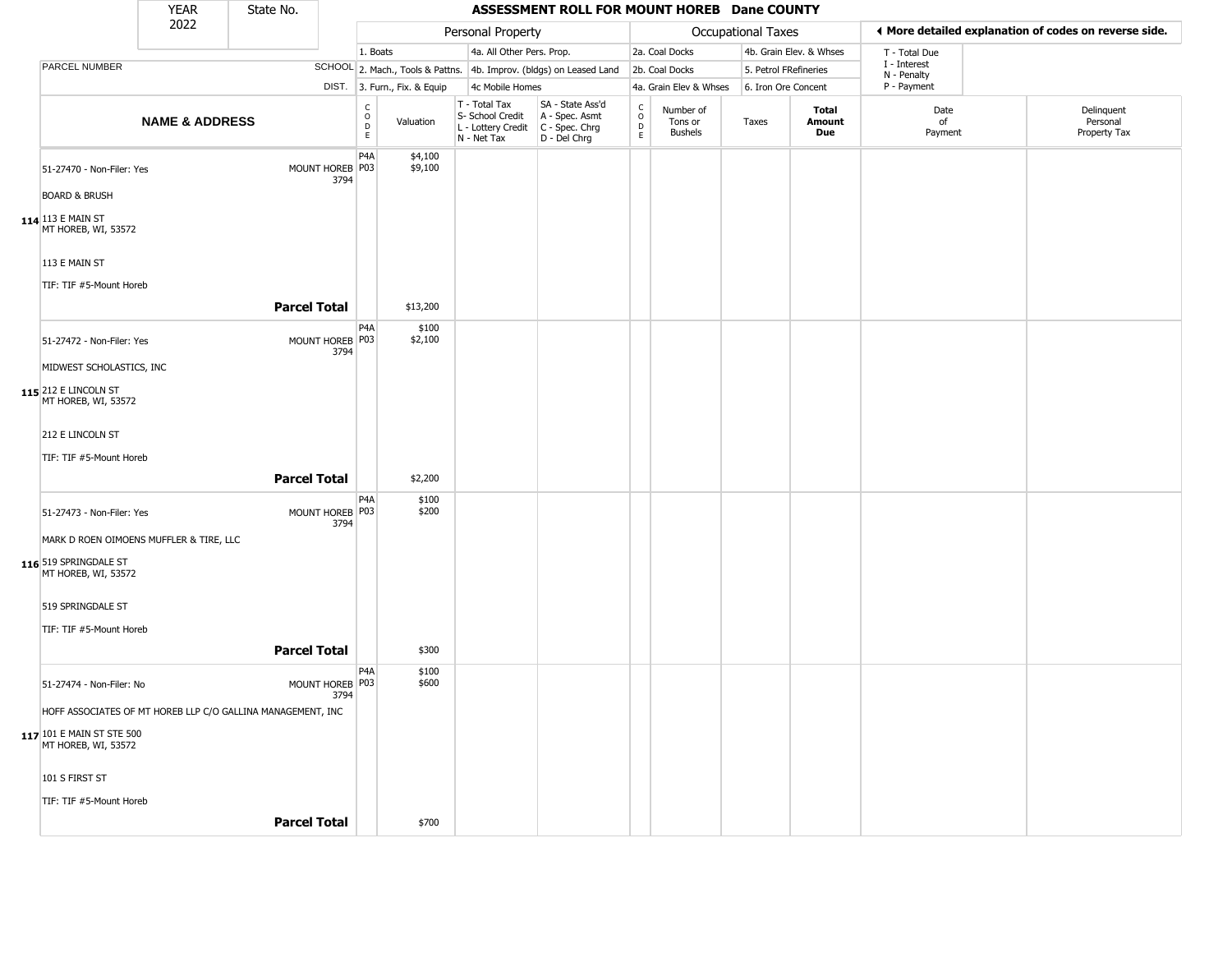# ASSESSMENT ROLL FOR MOUNT HOREB Dane COUNTY

| YEAR | State No. |
|---|---|
| 2022 | |

| | | Personal Property | | | | | Occupational Taxes | | | | ◄ More detailed explanation of codes on reverse side. | |
|---|---|---|---|---|---|---|---|---|---|---|---|---|
| | | 1. Boats | | 4a. All Other Pers. Prop. | | 2a. Coal Docks | | 4b. Grain Elev. & Whses | | | T - Total Due | |
| PARCEL NUMBER | SCHOOL | 2. Mach., Tools & Pattns. | | 4b. Improv. (bldgs) on Leased Land | | 2b. Coal Docks | | 5. Petrol FRefineries | | | I - Interest<br>N - Penalty | |
| | DIST. | 3. Furn., Fix. & Equip | | 4c Mobile Homes | | 4a. Grain Elev & Whses | | 6. Iron Ore Concent | | | P - Payment | |
| **NAME & ADDRESS** | | CODE | Valuation | T - Total Tax<br>S- School Credit<br>L - Lottery Credit<br>N - Net Tax | SA - State Ass'd<br>A - Spec. Asmt<br>C - Spec. Chrg<br>D - Del Chrg | CODE | Number of Tons or Bushels | Taxes | **Total Amount Due** | Date of Payment | Delinquent Personal Property Tax |
| 51-27470 - Non-Filer: Yes<br><br>BOARD & BRUSH<br><br>**114** 113 E MAIN ST<br>MT HOREB, WI, 53572<br><br>113 E MAIN ST<br><br>TIF: TIF #5-Mount Horeb | MOUNT HOREB 3794 | P4A<br>P03 | $4,100<br>$9,100 | | | | | | | | |
| | **Parcel Total** | | $13,200 | | | | | | | | |
| 51-27472 - Non-Filer: Yes<br><br>MIDWEST SCHOLASTICS, INC<br><br>**115** 212 E LINCOLN ST<br>MT HOREB, WI, 53572<br><br>212 E LINCOLN ST<br><br>TIF: TIF #5-Mount Horeb | MOUNT HOREB 3794 | P4A<br>P03 | $100<br>$2,100 | | | | | | | | |
| | **Parcel Total** | | $2,200 | | | | | | | | |
| 51-27473 - Non-Filer: Yes<br><br>MARK D ROEN OIMOENS MUFFLER & TIRE, LLC<br><br>**116** 519 SPRINGDALE ST<br>MT HOREB, WI, 53572<br><br>519 SPRINGDALE ST<br><br>TIF: TIF #5-Mount Horeb | MOUNT HOREB 3794 | P4A<br>P03 | $100<br>$200 | | | | | | | | |
| | **Parcel Total** | | $300 | | | | | | | | |
| 51-27474 - Non-Filer: No<br><br>HOFF ASSOCIATES OF MT HOREB LLP C/O GALLINA MANAGEMENT, INC<br><br>**117** 101 E MAIN ST STE 500<br>MT HOREB, WI, 53572<br><br>101 S FIRST ST<br><br>TIF: TIF #5-Mount Horeb | MOUNT HOREB 3794 | P4A<br>P03 | $100<br>$600 | | | | | | | | |
| | **Parcel Total** | | $700 | | | | | | | | |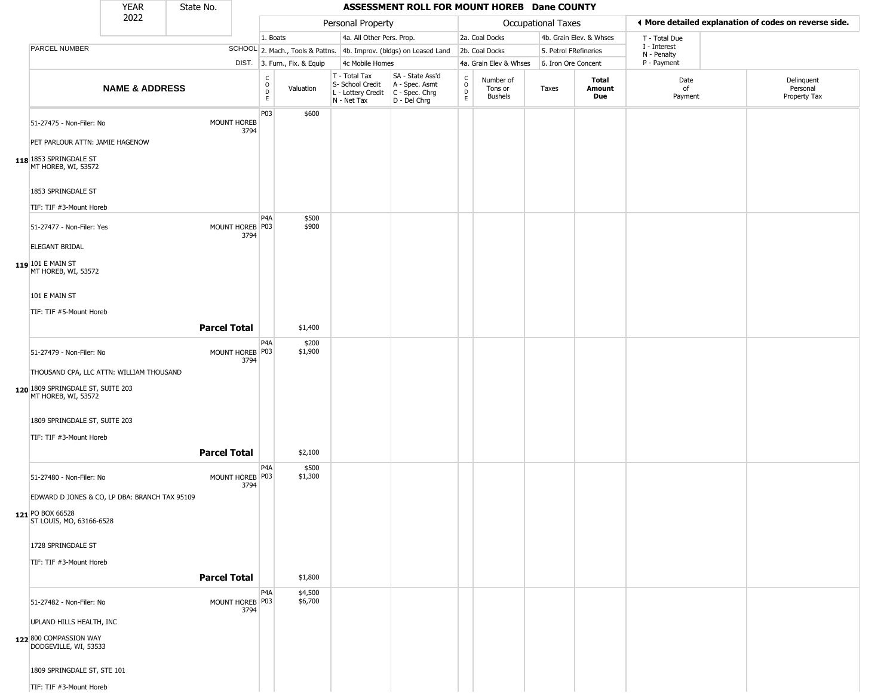| YEAR 2022 | State No. | ASSESSMENT ROLL FOR MOUNT HOREB Dane COUNTY | | | | | | | | | | |
|---|---|---|---|---|---|---|---|---|---|---|---|---|

| | | Personal Property | | | | Occupational Taxes | | | | ◀ More detailed explanation of codes on reverse side. | |
|---|---|---|---|---|---|---|---|---|---|---|---|
| | | 1. Boats | | 4a. All Other Pers. Prop. | | 2a. Coal Docks | | 4b. Grain Elev. & Whses | | T - Total Due | |
| PARCEL NUMBER | SCHOOL | 2. Mach., Tools & Pattns. | | 4b. Improv. (bldgs) on Leased Land | | 2b. Coal Docks | | 5. Petrol FRefineries | | I - Interest N - Penalty | |
| | DIST. | 3. Furn., Fix. & Equip | | 4c Mobile Homes | | 4a. Grain Elev & Whses | | 6. Iron Ore Concent | | P - Payment | |
| **NAME & ADDRESS** | | CODE | Valuation | T - Total Tax S- School Credit L - Lottery Credit N - Net Tax | SA - State Ass'd A - Spec. Asmt C - Spec. Chrg D - Del Chrg | CODE | Number of Tons or Bushels | Taxes | **Total Amount Due** | Date of Payment | Delinquent Personal Property Tax |
| 118 51-27475 - Non-Filer: No<br>PET PARLOUR ATTN: JAMIE HAGENOW<br>1853 SPRINGDALE ST<br>MT HOREB, WI, 53572<br>1853 SPRINGDALE ST<br>TIF: TIF #3-Mount Horeb | MOUNT HOREB 3794 | P03 | $600 | | | | | | | | |
| 119 51-27477 - Non-Filer: Yes<br>ELEGANT BRIDAL<br>101 E MAIN ST<br>MT HOREB, WI, 53572<br>101 E MAIN ST<br>TIF: TIF #5-Mount Horeb | MOUNT HOREB 3794 | P4A<br>P03 | $500<br>$900 | | | | | | | | |
| **Parcel Total** | | | $1,400 | | | | | | | | |
| 120 51-27479 - Non-Filer: No<br>THOUSAND CPA, LLC ATTN: WILLIAM THOUSAND<br>1809 SPRINGDALE ST, SUITE 203<br>MT HOREB, WI, 53572<br>1809 SPRINGDALE ST, SUITE 203<br>TIF: TIF #3-Mount Horeb | MOUNT HOREB 3794 | P4A<br>P03 | $200<br>$1,900 | | | | | | | | |
| **Parcel Total** | | | $2,100 | | | | | | | | |
| 121 51-27480 - Non-Filer: No<br>EDWARD D JONES & CO, LP DBA: BRANCH TAX 95109<br>PO BOX 66528<br>ST LOUIS, MO, 63166-6528<br>1728 SPRINGDALE ST<br>TIF: TIF #3-Mount Horeb | MOUNT HOREB 3794 | P4A<br>P03 | $500<br>$1,300 | | | | | | | | |
| **Parcel Total** | | | $1,800 | | | | | | | | |
| 122 51-27482 - Non-Filer: No<br>UPLAND HILLS HEALTH, INC<br>800 COMPASSION WAY<br>DODGEVILLE, WI, 53533<br>1809 SPRINGDALE ST, STE 101<br>TIF: TIF #3-Mount Horeb | MOUNT HOREB 3794 | P4A<br>P03 | $4,500<br>$6,700 | | | | | | | | |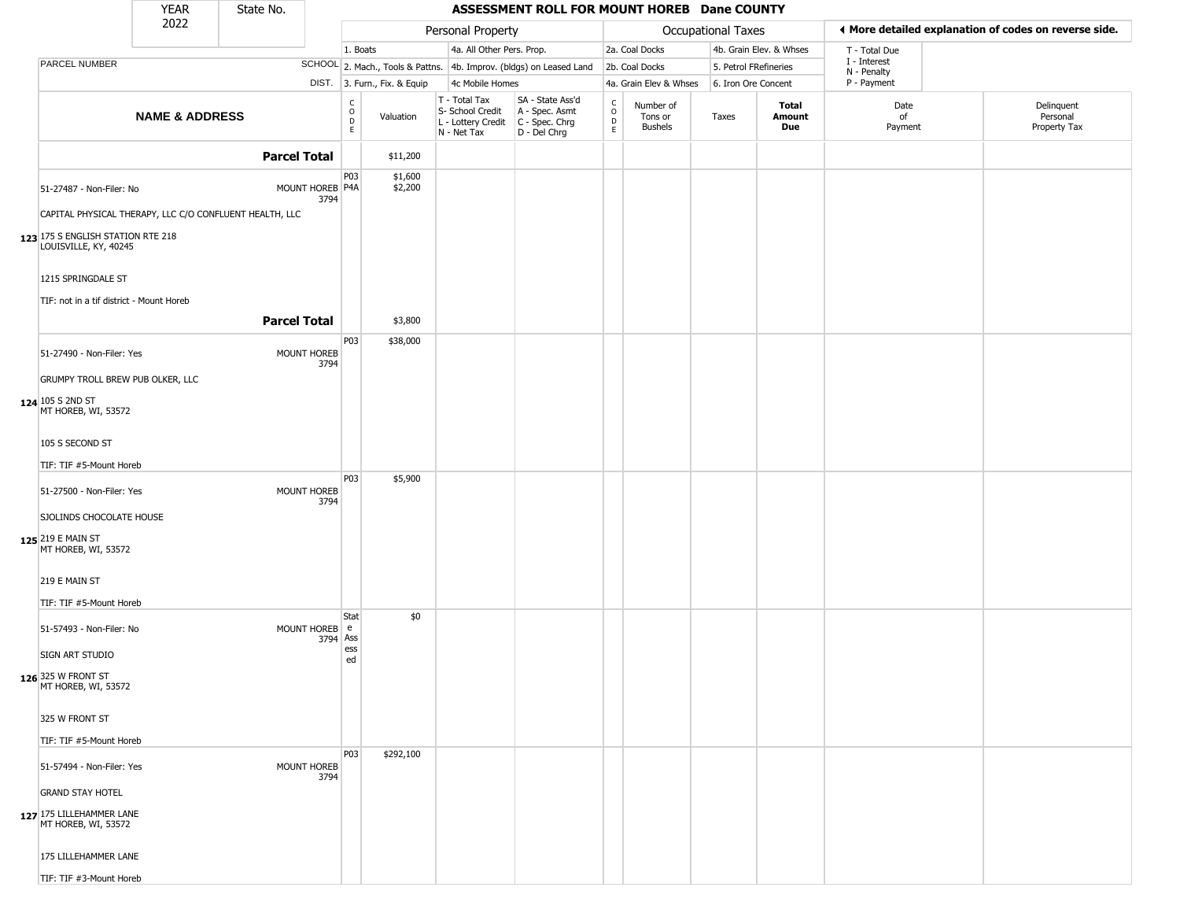| YEAR 2022 | State No. | ASSESSMENT ROLL FOR MOUNT HOREB Dane COUNTY |
|---|---|---|

| | | Personal Property | | | | | Occupational Taxes | | | | ◀ More detailed explanation of codes on reverse side. | |
|---|---|---|---|---|---|---|---|---|---|---|---|---|
| PARCEL NUMBER | SCHOOL DIST. | 1. Boats<br>2. Mach., Tools & Pattns.<br>3. Furn., Fix. & Equip | | 4a. All Other Pers. Prop.<br>4b. Improv. (bldgs) on Leased Land<br>4c Mobile Homes | | | 2a. Coal Docks<br>2b. Coal Docks<br>4a. Grain Elev & Whses | | 4b. Grain Elev. & Whses<br>5. Petrol FRefineries<br>6. Iron Ore Concent | | T - Total Due<br>I - Interest<br>N - Penalty<br>P - Payment | |
| **NAME & ADDRESS** | | CODE | Valuation | T - Total Tax<br>S- School Credit<br>L - Lottery Credit<br>N - Net Tax | SA - State Ass'd<br>A - Spec. Asmt<br>C - Spec. Chrg<br>D - Del Chrg | CODE | Number of Tons or Bushels | Taxes | **Total Amount Due** | Date of Payment | Delinquent Personal Property Tax |
| **Parcel Total** | | | $11,200 | | | | | | | | |
| 123 51-27487 - Non-Filer: No<br>CAPITAL PHYSICAL THERAPY, LLC C/O CONFLUENT HEALTH, LLC<br>175 S ENGLISH STATION RTE 218<br>LOUISVILLE, KY, 40245<br>1215 SPRINGDALE ST<br>TIF: not in a tif district - Mount Horeb | MOUNT HOREB 3794 | P03<br>P4A | $1,600<br>$2,200 | | | | | | | | |
| **Parcel Total** | | | $3,800 | | | | | | | | |
| 124 51-27490 - Non-Filer: Yes<br>GRUMPY TROLL BREW PUB OLKER, LLC<br>105 S 2ND ST<br>MT HOREB, WI, 53572<br>105 S SECOND ST<br>TIF: TIF #5-Mount Horeb | MOUNT HOREB 3794 | P03 | $38,000 | | | | | | | | |
| 125 51-27500 - Non-Filer: Yes<br>SJOLINDS CHOCOLATE HOUSE<br>219 E MAIN ST<br>MT HOREB, WI, 53572<br>219 E MAIN ST<br>TIF: TIF #5-Mount Horeb | MOUNT HOREB 3794 | P03 | $5,900 | | | | | | | | |
| 126 51-57493 - Non-Filer: No<br>SIGN ART STUDIO<br>325 W FRONT ST<br>MT HOREB, WI, 53572<br>325 W FRONT ST<br>TIF: TIF #5-Mount Horeb | MOUNT HOREB 3794 | State Assessed | $0 | | | | | | | | |
| 127 51-57494 - Non-Filer: Yes<br>GRAND STAY HOTEL<br>175 LILLEHAMMER LANE<br>MT HOREB, WI, 53572<br>175 LILLEHAMMER LANE<br>TIF: TIF #3-Mount Horeb | MOUNT HOREB 3794 | P03 | $292,100 | | | | | | | | |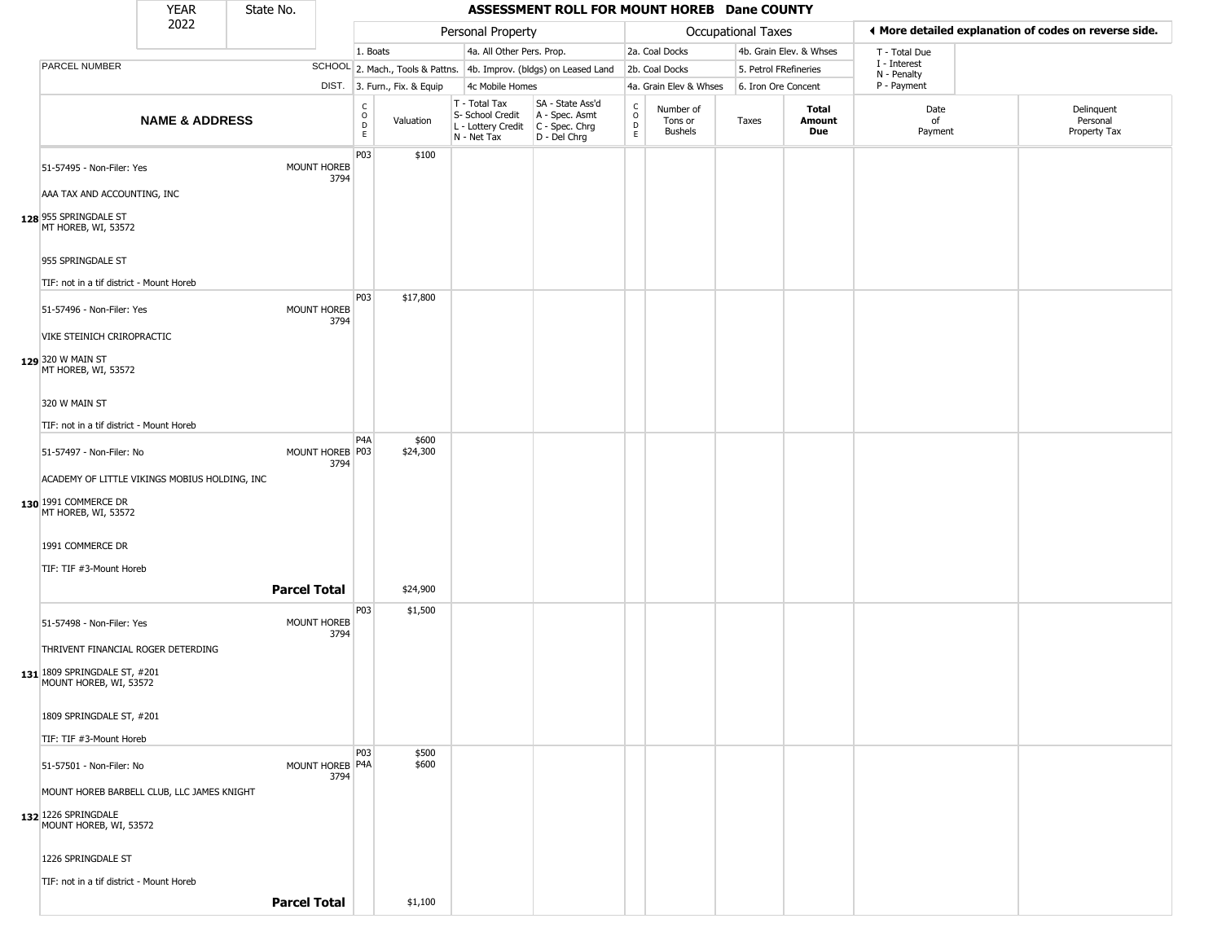| YEAR 2022 | State No. | ASSESSMENT ROLL FOR MOUNT HOREB Dane COUNTY |
|---|---|---|

| | | Personal Property | | | | Occupational Taxes | | | | ◀ More detailed explanation of codes on reverse side. | |
|---|---|---|---|---|---|---|---|---|---|---|---|
| | | 1. Boats | | 4a. All Other Pers. Prop. | | 2a. Coal Docks | | 4b. Grain Elev. & Whses | | T - Total Due | |
| PARCEL NUMBER | SCHOOL | 2. Mach., Tools & Pattns. | | 4b. Improv. (bldgs) on Leased Land | | 2b. Coal Docks | | 5. Petrol FRefineries | | I - Interest<br>N - Penalty | |
| | DIST. | 3. Furn., Fix. & Equip | | 4c Mobile Homes | | 4a. Grain Elev & Whses | | 6. Iron Ore Concent | | P - Payment | |

| NAME & ADDRESS | | CODE | Valuation | T - Total Tax<br>S- School Credit<br>L - Lottery Credit<br>N - Net Tax | SA - State Ass'd<br>A - Spec. Asmt<br>C - Spec. Chrg<br>D - Del Chrg | CODE | Number of Tons or Bushels | Taxes | Total Amount Due | Date of Payment | Delinquent Personal Property Tax |
|---|---|---|---|---|---|---|---|---|---|---|---|
| 128 51-57495 - Non-Filer: Yes<br>AAA TAX AND ACCOUNTING, INC<br>955 SPRINGDALE ST<br>MT HOREB, WI, 53572<br>955 SPRINGDALE ST<br>TIF: not in a tif district - Mount Horeb | MOUNT HOREB 3794 | P03 | $100 | | | | | | | | |
| 129 51-57496 - Non-Filer: Yes<br>VIKE STEINICH CRIROPRACTIC<br>320 W MAIN ST<br>MT HOREB, WI, 53572<br>320 W MAIN ST<br>TIF: not in a tif district - Mount Horeb | MOUNT HOREB 3794 | P03 | $17,800 | | | | | | | | |
| 130 51-57497 - Non-Filer: No<br>ACADEMY OF LITTLE VIKINGS MOBIUS HOLDING, INC<br>1991 COMMERCE DR<br>MT HOREB, WI, 53572<br>1991 COMMERCE DR<br>TIF: TIF #3-Mount Horeb | MOUNT HOREB 3794 | P4A<br>P03 | $600<br>$24,300 | | | | | | | | |
| | **Parcel Total** | | $24,900 | | | | | | | | |
| 131 51-57498 - Non-Filer: Yes<br>THRIVENT FINANCIAL ROGER DETERDING<br>1809 SPRINGDALE ST, #201<br>MOUNT HOREB, WI, 53572<br>1809 SPRINGDALE ST, #201<br>TIF: TIF #3-Mount Horeb | MOUNT HOREB 3794 | P03 | $1,500 | | | | | | | | |
| 132 51-57501 - Non-Filer: No<br>MOUNT HOREB BARBELL CLUB, LLC JAMES KNIGHT<br>1226 SPRINGDALE<br>MOUNT HOREB, WI, 53572<br>1226 SPRINGDALE ST<br>TIF: not in a tif district - Mount Horeb | MOUNT HOREB 3794 | P03<br>P4A | $500<br>$600 | | | | | | | | |
| | **Parcel Total** | | $1,100 | | | | | | | | |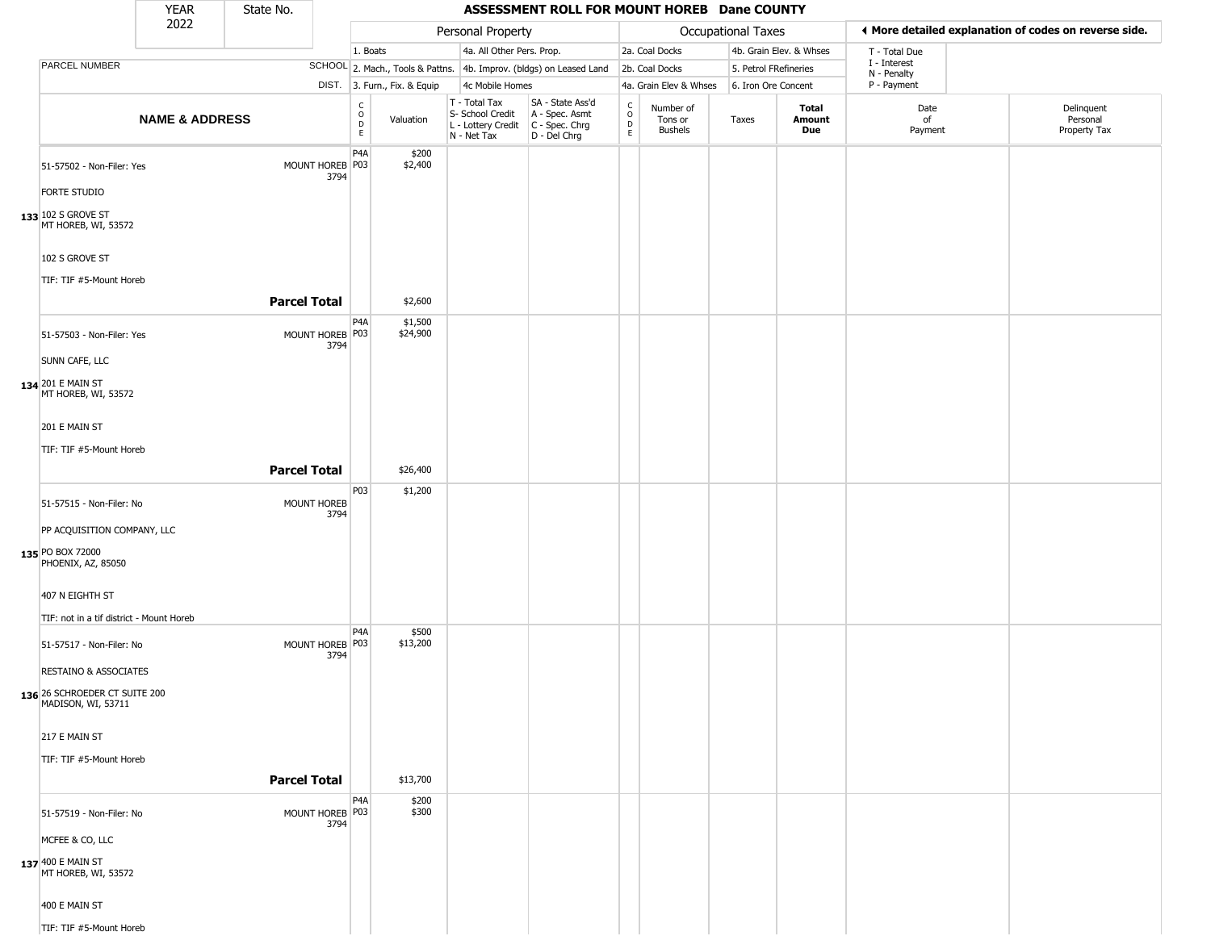# ASSESSMENT ROLL FOR MOUNT HOREB Dane COUNTY

YEAR 2022 | State No.

| | | Personal Property | | | | Occupational Taxes | | | | ◄ More detailed explanation of codes on reverse side. | |
|---|---|---|---|---|---|---|---|---|---|---|---|
| PARCEL NUMBER | SCHOOL DIST. | 1. Boats<br>2. Mach., Tools & Pattns.<br>3. Furn., Fix. & Equip | | 4a. All Other Pers. Prop.<br>4b. Improv. (bldgs) on Leased Land<br>4c Mobile Homes | | 2a. Coal Docks<br>2b. Coal Docks<br>4a. Grain Elev & Whses | | 4b. Grain Elev. & Whses<br>5. Petrol FRefineries<br>6. Iron Ore Concent | | T - Total Due<br>I - Interest<br>N - Penalty<br>P - Payment | |

| | NAME & ADDRESS | | CODE | Valuation | T - Total Tax<br>S- School Credit<br>L - Lottery Credit<br>N - Net Tax | SA - State Ass'd<br>A - Spec. Asmt<br>C - Spec. Chrg<br>D - Del Chrg | CODE | Number of Tons or Bushels | Taxes | Total Amount Due | Date of Payment | Delinquent Personal Property Tax |
|---|---|---|---|---|---|---|---|---|---|---|---|---|
| 133 | 51-57502 - Non-Filer: Yes<br>FORTE STUDIO<br>102 S GROVE ST<br>MT HOREB, WI, 53572<br><br>102 S GROVE ST<br>TIF: TIF #5-Mount Horeb | MOUNT HOREB 3794 | P4A<br>P03 | $200<br>$2,400 | | | | | | | | |
| | | **Parcel Total** | | $2,600 | | | | | | | | |
| 134 | 51-57503 - Non-Filer: Yes<br>SUNN CAFE, LLC<br>201 E MAIN ST<br>MT HOREB, WI, 53572<br><br>201 E MAIN ST<br>TIF: TIF #5-Mount Horeb | MOUNT HOREB 3794 | P4A<br>P03 | $1,500<br>$24,900 | | | | | | | | |
| | | **Parcel Total** | | $26,400 | | | | | | | | |
| 135 | 51-57515 - Non-Filer: No<br>PP ACQUISITION COMPANY, LLC<br>PO BOX 72000<br>PHOENIX, AZ, 85050<br><br>407 N EIGHTH ST<br>TIF: not in a tif district - Mount Horeb | MOUNT HOREB 3794 | P03 | $1,200 | | | | | | | | |
| 136 | 51-57517 - Non-Filer: No<br>RESTAINO & ASSOCIATES<br>26 SCHROEDER CT SUITE 200<br>MADISON, WI, 53711<br><br>217 E MAIN ST<br>TIF: TIF #5-Mount Horeb | MOUNT HOREB 3794 | P4A<br>P03 | $500<br>$13,200 | | | | | | | | |
| | | **Parcel Total** | | $13,700 | | | | | | | | |
| 137 | 51-57519 - Non-Filer: No<br>MCFEE & CO, LLC<br>400 E MAIN ST<br>MT HOREB, WI, 53572<br><br>400 E MAIN ST<br>TIF: TIF #5-Mount Horeb | MOUNT HOREB 3794 | P4A<br>P03 | $200<br>$300 | | | | | | | | |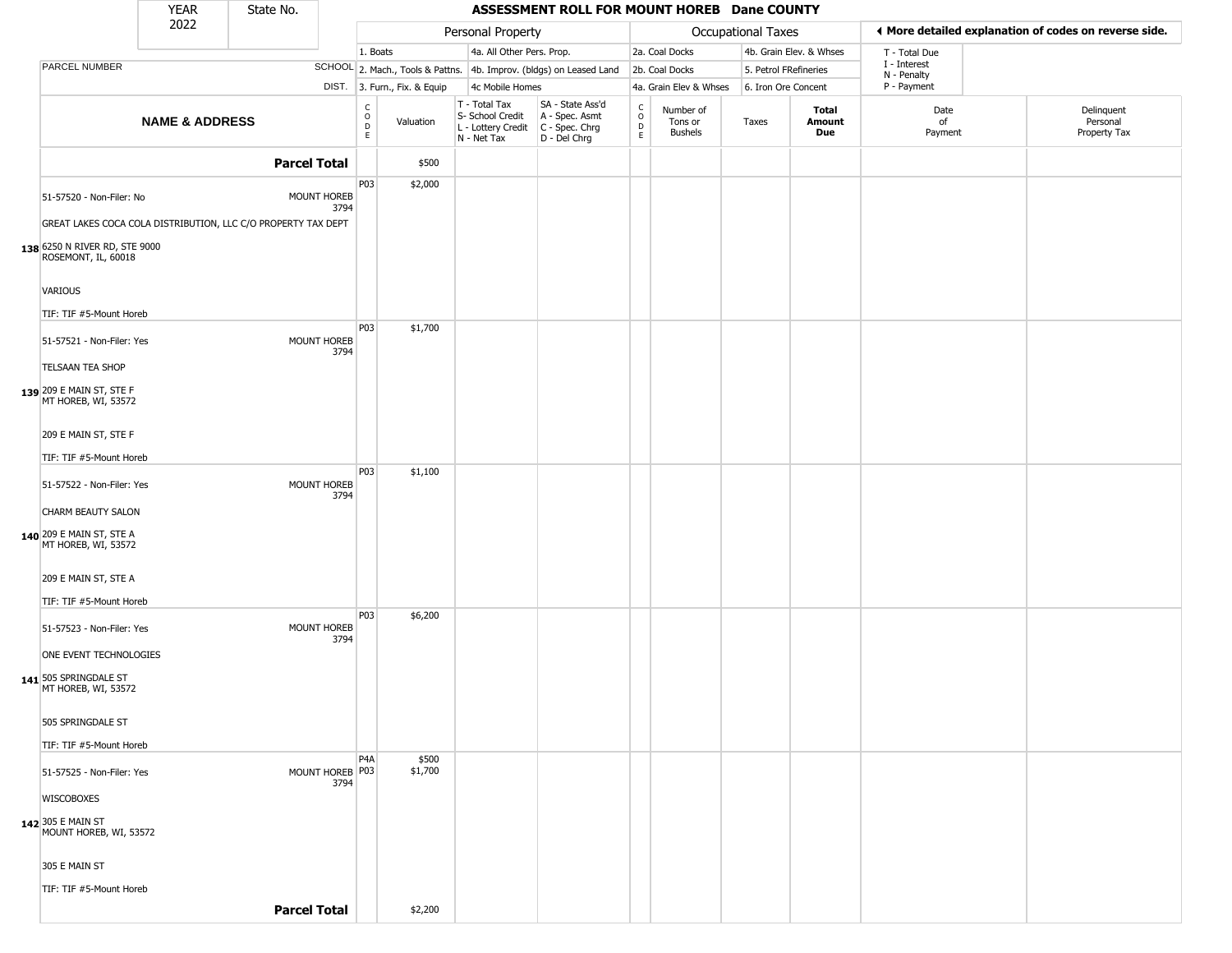# ASSESSMENT ROLL FOR MOUNT HOREB Dane COUNTY

YEAR 2022 | State No.

**Personal Property:** 1. Boats | 2. Mach., Tools & Pattns. | 3. Furn., Fix. & Equip | 4a. All Other Pers. Prop. | 4b. Improv. (bldgs) on Leased Land | 4c Mobile Homes

**Occupational Taxes:** 2a. Coal Docks | 2b. Coal Docks | 4a. Grain Elev & Whses | 4b. Grain Elev. & Whses | 5. Petrol FRefineries | 6. Iron Ore Concent

◄ More detailed explanation of codes on reverse side.

T - Total Due | I - Interest | N - Penalty | P - Payment

| | PARCEL NUMBER / NAME & ADDRESS | SCHOOL DIST. | CODE | Valuation | T - Total Tax S- School Credit L - Lottery Credit N - Net Tax | SA - State Ass'd A - Spec. Asmt C - Spec. Chrg D - Del Chrg | CODE | Number of Tons or Bushels | Taxes | Total Amount Due | Date of Payment | Delinquent Personal Property Tax |
|---|---|---|---|---|---|---|---|---|---|---|---|---|
| | **Parcel Total** | | | $500 | | | | | | | | |
| 138 | 51-57520 - Non-Filer: No<br>GREAT LAKES COCA COLA DISTRIBUTION, LLC C/O PROPERTY TAX DEPT<br>6250 N RIVER RD, STE 9000<br>ROSEMONT, IL, 60018<br>VARIOUS<br>TIF: TIF #5-Mount Horeb | MOUNT HOREB 3794 | P03 | $2,000 | | | | | | | | |
| 139 | 51-57521 - Non-Filer: Yes<br>TELSAAN TEA SHOP<br>209 E MAIN ST, STE F<br>MT HOREB, WI, 53572<br>209 E MAIN ST, STE F<br>TIF: TIF #5-Mount Horeb | MOUNT HOREB 3794 | P03 | $1,700 | | | | | | | | |
| 140 | 51-57522 - Non-Filer: Yes<br>CHARM BEAUTY SALON<br>209 E MAIN ST, STE A<br>MT HOREB, WI, 53572<br>209 E MAIN ST, STE A<br>TIF: TIF #5-Mount Horeb | MOUNT HOREB 3794 | P03 | $1,100 | | | | | | | | |
| 141 | 51-57523 - Non-Filer: Yes<br>ONE EVENT TECHNOLOGIES<br>505 SPRINGDALE ST<br>MT HOREB, WI, 53572<br>505 SPRINGDALE ST<br>TIF: TIF #5-Mount Horeb | MOUNT HOREB 3794 | P03 | $6,200 | | | | | | | | |
| 142 | 51-57525 - Non-Filer: Yes<br>WISCOBOXES<br>305 E MAIN ST<br>MOUNT HOREB, WI, 53572<br>305 E MAIN ST<br>TIF: TIF #5-Mount Horeb | MOUNT HOREB 3794 | P4A<br>P03 | $500<br>$1,700 | | | | | | | | |
| | **Parcel Total** | | | $2,200 | | | | | | | | |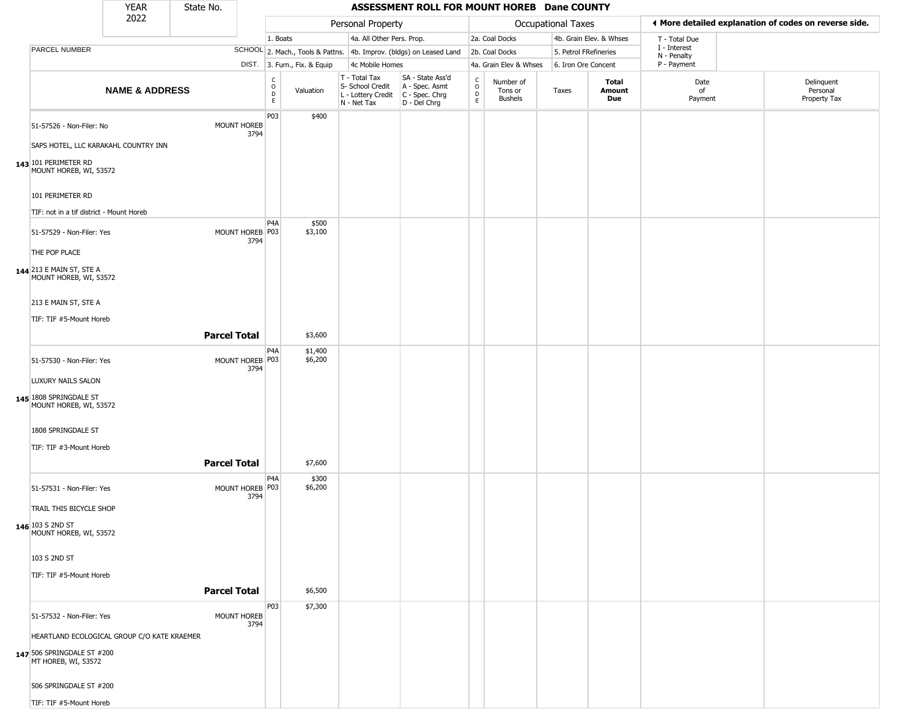| YEAR 2022 | State No. | ASSESSMENT ROLL FOR MOUNT HOREB Dane COUNTY |
|---|---|---|

| | | Personal Property | | | | Occupational Taxes | | | | ◀ More detailed explanation of codes on reverse side. | |
|---|---|---|---|---|---|---|---|---|---|---|---|
| | | 1. Boats | | 4a. All Other Pers. Prop. | | 2a. Coal Docks | | 4b. Grain Elev. & Whses | | T - Total Due | |
| PARCEL NUMBER | SCHOOL | 2. Mach., Tools & Pattns. | | 4b. Improv. (bldgs) on Leased Land | | 2b. Coal Docks | | 5. Petrol FRefineries | | I - Interest, N - Penalty | |
| | DIST. | 3. Furn., Fix. & Equip | | 4c Mobile Homes | | 4a. Grain Elev & Whses | | 6. Iron Ore Concent | | P - Payment | |
| **NAME & ADDRESS** | | CODE | Valuation | T - Total Tax, S- School Credit, L - Lottery Credit, N - Net Tax | SA - State Ass'd, A - Spec. Asmt, C - Spec. Chrg, D - Del Chrg | CODE | Number of Tons or Bushels | Taxes | **Total Amount Due** | Date of Payment | Delinquent Personal Property Tax |
| 143 51-57526 - Non-Filer: No<br>SAPS HOTEL, LLC KARAKAHL COUNTRY INN<br>101 PERIMETER RD<br>MOUNT HOREB, WI, 53572<br>101 PERIMETER RD<br>TIF: not in a tif district - Mount Horeb | MOUNT HOREB 3794 | P03 | $400 | | | | | | | | |
| 144 51-57529 - Non-Filer: Yes<br>THE POP PLACE<br>213 E MAIN ST, STE A<br>MOUNT HOREB, WI, 53572<br>213 E MAIN ST, STE A<br>TIF: TIF #5-Mount Horeb | MOUNT HOREB 3794 | P4A<br>P03 | $500<br>$3,100 | | | | | | | | |
| | **Parcel Total** | | $3,600 | | | | | | | | |
| 145 51-57530 - Non-Filer: Yes<br>LUXURY NAILS SALON<br>1808 SPRINGDALE ST<br>MOUNT HOREB, WI, 53572<br>1808 SPRINGDALE ST<br>TIF: TIF #3-Mount Horeb | MOUNT HOREB 3794 | P4A<br>P03 | $1,400<br>$6,200 | | | | | | | | |
| | **Parcel Total** | | $7,600 | | | | | | | | |
| 146 51-57531 - Non-Filer: Yes<br>TRAIL THIS BICYCLE SHOP<br>103 S 2ND ST<br>MOUNT HOREB, WI, 53572<br>103 S 2ND ST<br>TIF: TIF #5-Mount Horeb | MOUNT HOREB 3794 | P4A<br>P03 | $300<br>$6,200 | | | | | | | | |
| | **Parcel Total** | | $6,500 | | | | | | | | |
| 147 51-57532 - Non-Filer: Yes<br>HEARTLAND ECOLOGICAL GROUP C/O KATE KRAEMER<br>506 SPRINGDALE ST #200<br>MT HOREB, WI, 53572<br>506 SPRINGDALE ST #200<br>TIF: TIF #5-Mount Horeb | MOUNT HOREB 3794 | P03 | $7,300 | | | | | | | | |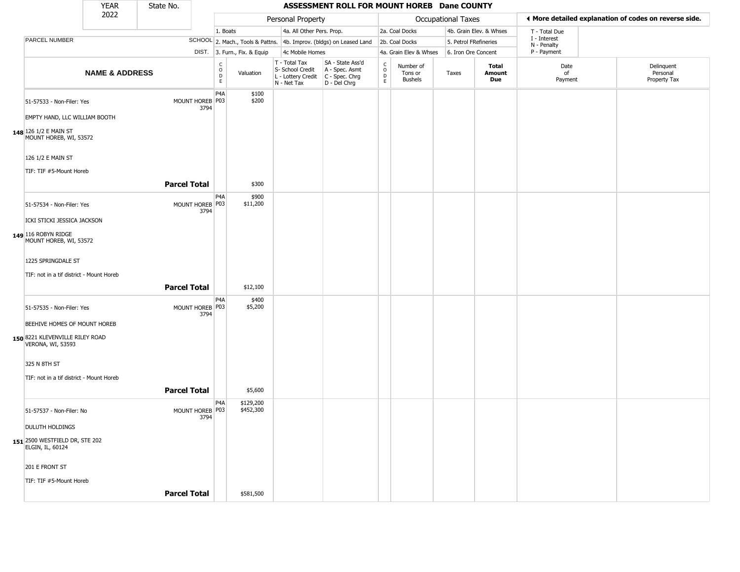| YEAR 2022 | State No. | | ASSESSMENT ROLL FOR MOUNT HOREB Dane COUNTY | | | | | | | | | |
|---|---|---|---|---|---|---|---|---|---|---|---|---|

| | | Personal Property | | | | Occupational Taxes | | | | | ◄ More detailed explanation of codes on reverse side. | |
|---|---|---|---|---|---|---|---|---|---|---|---|---|
| PARCEL NUMBER | SCHOOL DIST. | 1. Boats<br>2. Mach., Tools & Pattns.<br>3. Furn., Fix. & Equip | | 4a. All Other Pers. Prop.<br>4b. Improv. (bldgs) on Leased Land<br>4c Mobile Homes | | 2a. Coal Docks<br>2b. Coal Docks<br>4a. Grain Elev & Whses | | 4b. Grain Elev. & Whses<br>5. Petrol FRefineries<br>6. Iron Ore Concent | | | T - Total Due<br>I - Interest<br>N - Penalty<br>P - Payment | |
| **NAME & ADDRESS** | | CODE | Valuation | T - Total Tax<br>S- School Credit<br>L - Lottery Credit<br>N - Net Tax | SA - State Ass'd<br>A - Spec. Asmt<br>C - Spec. Chrg<br>D - Del Chrg | CODE | Number of Tons or Bushels | Taxes | **Total Amount Due** | Date of Payment | Delinquent Personal Property Tax |
| 51-57533 - Non-Filer: Yes<br>EMPTY HAND, LLC WILLIAM BOOTH<br>**148** 126 1/2 E MAIN ST<br>MOUNT HOREB, WI, 53572<br>126 1/2 E MAIN ST<br>TIF: TIF #5-Mount Horeb | MOUNT HOREB 3794 | P4A<br>P03 | $100<br>$200 | | | | | | | | |
| | **Parcel Total** | | $300 | | | | | | | | |
| 51-57534 - Non-Filer: Yes<br>ICKI STICKI JESSICA JACKSON<br>**149** 116 ROBYN RIDGE<br>MOUNT HOREB, WI, 53572<br>1225 SPRINGDALE ST<br>TIF: not in a tif district - Mount Horeb | MOUNT HOREB 3794 | P4A<br>P03 | $900<br>$11,200 | | | | | | | | |
| | **Parcel Total** | | $12,100 | | | | | | | | |
| 51-57535 - Non-Filer: Yes<br>BEEHIVE HOMES OF MOUNT HOREB<br>**150** 8221 KLEVENVILLE RILEY ROAD<br>VERONA, WI, 53593<br>325 N 8TH ST<br>TIF: not in a tif district - Mount Horeb | MOUNT HOREB 3794 | P4A<br>P03 | $400<br>$5,200 | | | | | | | | |
| | **Parcel Total** | | $5,600 | | | | | | | | |
| 51-57537 - Non-Filer: No<br>DULUTH HOLDINGS<br>**151** 2500 WESTFIELD DR, STE 202<br>ELGIN, IL, 60124<br>201 E FRONT ST<br>TIF: TIF #5-Mount Horeb | MOUNT HOREB 3794 | P4A<br>P03 | $129,200<br>$452,300 | | | | | | | | |
| | **Parcel Total** | | $581,500 | | | | | | | | |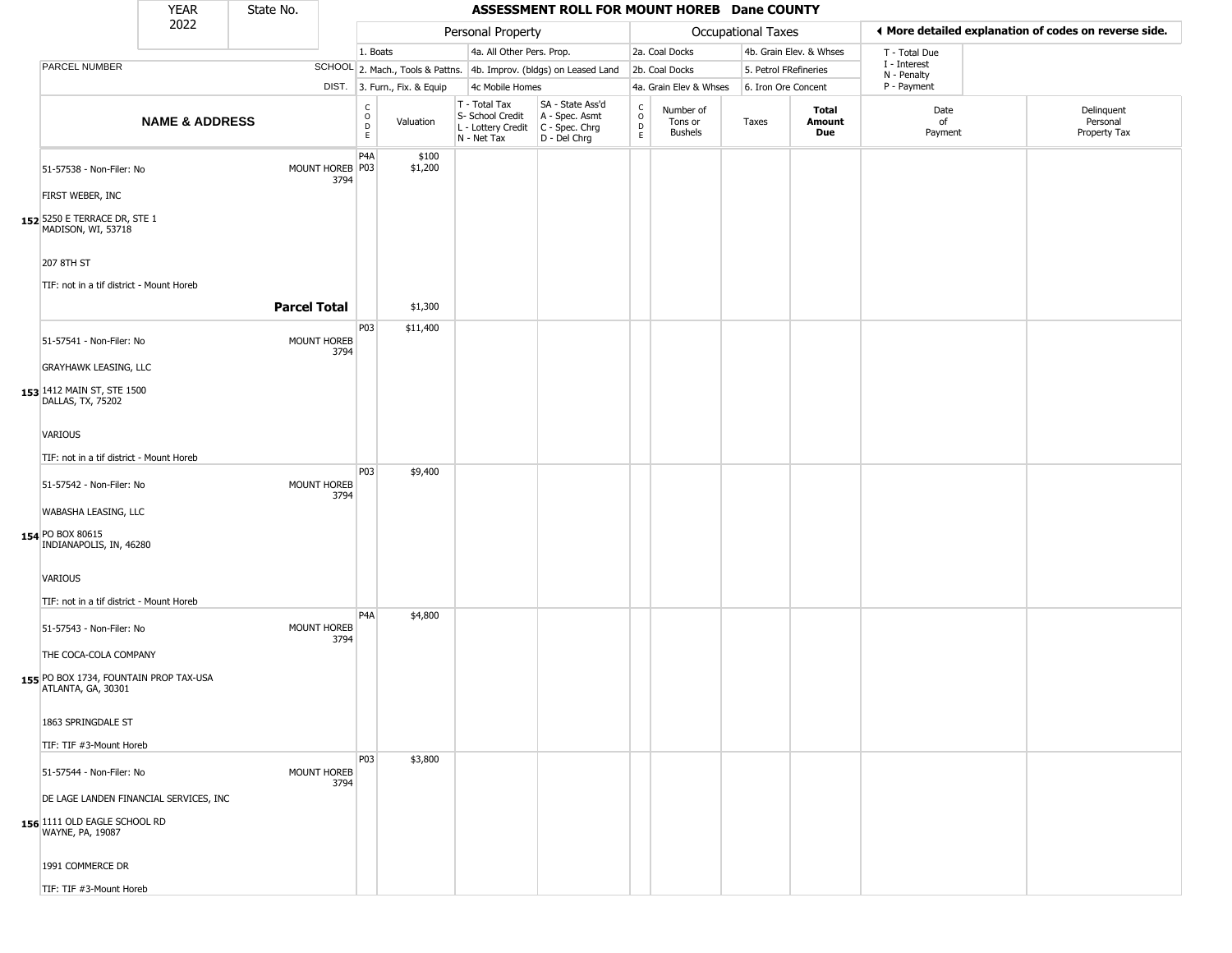| YEAR 2022 | State No. | ASSESSMENT ROLL FOR MOUNT HOREB Dane COUNTY |
|---|---|---|

| | | Personal Property | | | | Occupational Taxes | | | | ◂ More detailed explanation of codes on reverse side. | |
|---|---|---|---|---|---|---|---|---|---|---|---|
| | | 1. Boats | | 4a. All Other Pers. Prop. | | 2a. Coal Docks | | 4b. Grain Elev. & Whses | | T - Total Due | |
| PARCEL NUMBER | SCHOOL | 2. Mach., Tools & Pattns. | | 4b. Improv. (bldgs) on Leased Land | | 2b. Coal Docks | | 5. Petrol FRefineries | | I - Interest N - Penalty | |
| | DIST. | 3. Furn., Fix. & Equip | | 4c Mobile Homes | | 4a. Grain Elev & Whses | | 6. Iron Ore Concent | | P - Payment | |
| **NAME & ADDRESS** | | CODE | Valuation | T - Total Tax S- School Credit L - Lottery Credit N - Net Tax | SA - State Ass'd A - Spec. Asmt C - Spec. Chrg D - Del Chrg | CODE | Number of Tons or Bushels | Taxes | **Total Amount Due** | Date of Payment | Delinquent Personal Property Tax |
| 51-57538 - Non-Filer: No | MOUNT HOREB 3794 | P4A<br>P03 | $100<br>$1,200 | | | | | | | | |
| FIRST WEBER, INC | | | | | | | | | | | |
| **152** 5250 E TERRACE DR, STE 1 MADISON, WI, 53718 | | | | | | | | | | | |
| 207 8TH ST | | | | | | | | | | | |
| TIF: not in a tif district - Mount Horeb | | | | | | | | | | | |
| | **Parcel Total** | | $1,300 | | | | | | | | |
| 51-57541 - Non-Filer: No | MOUNT HOREB 3794 | P03 | $11,400 | | | | | | | | |
| GRAYHAWK LEASING, LLC | | | | | | | | | | | |
| **153** 1412 MAIN ST, STE 1500 DALLAS, TX, 75202 | | | | | | | | | | | |
| VARIOUS | | | | | | | | | | | |
| TIF: not in a tif district - Mount Horeb | | | | | | | | | | | |
| 51-57542 - Non-Filer: No | MOUNT HOREB 3794 | P03 | $9,400 | | | | | | | | |
| WABASHA LEASING, LLC | | | | | | | | | | | |
| **154** PO BOX 80615 INDIANAPOLIS, IN, 46280 | | | | | | | | | | | |
| VARIOUS | | | | | | | | | | | |
| TIF: not in a tif district - Mount Horeb | | | | | | | | | | | |
| 51-57543 - Non-Filer: No | MOUNT HOREB 3794 | P4A | $4,800 | | | | | | | | |
| THE COCA-COLA COMPANY | | | | | | | | | | | |
| **155** PO BOX 1734, FOUNTAIN PROP TAX-USA ATLANTA, GA, 30301 | | | | | | | | | | | |
| 1863 SPRINGDALE ST | | | | | | | | | | | |
| TIF: TIF #3-Mount Horeb | | | | | | | | | | | |
| 51-57544 - Non-Filer: No | MOUNT HOREB 3794 | P03 | $3,800 | | | | | | | | |
| DE LAGE LANDEN FINANCIAL SERVICES, INC | | | | | | | | | | | |
| **156** 1111 OLD EAGLE SCHOOL RD WAYNE, PA, 19087 | | | | | | | | | | | |
| 1991 COMMERCE DR | | | | | | | | | | | |
| TIF: TIF #3-Mount Horeb | | | | | | | | | | | |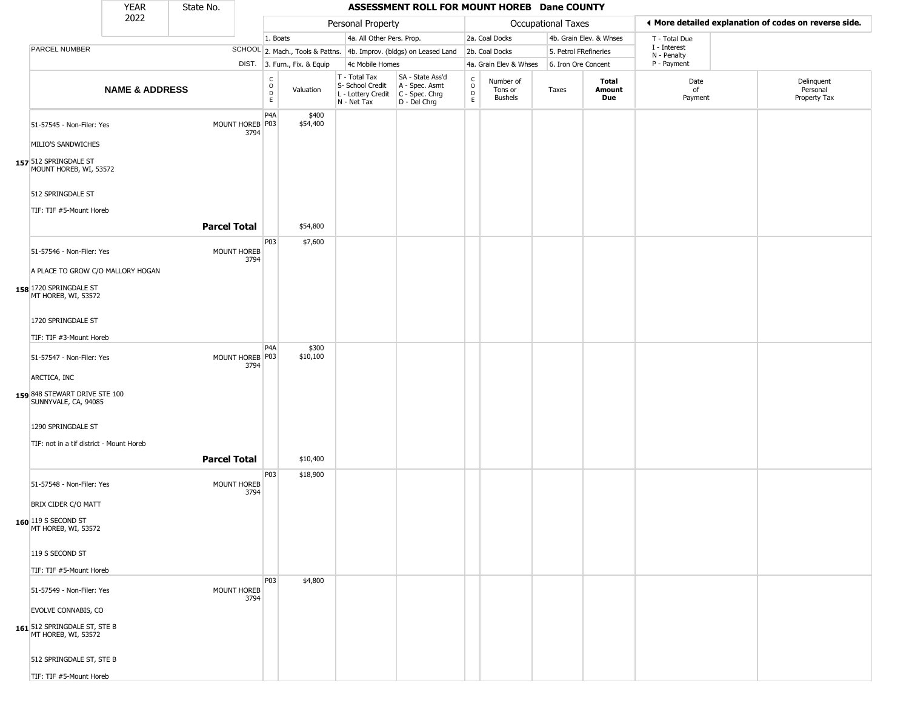# ASSESSMENT ROLL FOR MOUNT HOREB Dane COUNTY

| YEAR | State No. |
|---|---|
| 2022 | |

| | | Personal Property | | | | Occupational Taxes | | | | ◄ More detailed explanation of codes on reverse side. | |
|---|---|---|---|---|---|---|---|---|---|---|---|
| PARCEL NUMBER | SCHOOL DIST. | 1. Boats<br>2. Mach., Tools & Pattns.<br>3. Furn., Fix. & Equip | | 4a. All Other Pers. Prop.<br>4b. Improv. (bldgs) on Leased Land<br>4c Mobile Homes | | 2a. Coal Docks<br>2b. Coal Docks<br>4a. Grain Elev & Whses | | 4b. Grain Elev. & Whses<br>5. Petrol FRefineries<br>6. Iron Ore Concent | | T - Total Due<br>I - Interest<br>N - Penalty<br>P - Payment | |

| | NAME & ADDRESS | SCHOOL DIST. | CODE | Valuation | T - Total Tax<br>S- School Credit<br>L - Lottery Credit<br>N - Net Tax | SA - State Ass'd<br>A - Spec. Asmt<br>C - Spec. Chrg<br>D - Del Chrg | CODE | Number of Tons or Bushels | Taxes | Total Amount Due | Date of Payment | Delinquent Personal Property Tax |
|---|---|---|---|---|---|---|---|---|---|---|---|---|
| 157 | 51-57545 - Non-Filer: Yes<br>MILIO'S SANDWICHES<br>512 SPRINGDALE ST<br>MOUNT HOREB, WI, 53572<br>512 SPRINGDALE ST<br>TIF: TIF #5-Mount Horeb | MOUNT HOREB 3794 | P4A<br>P03 | $400<br>$54,400 | | | | | | | | |
| | **Parcel Total** | | | $54,800 | | | | | | | | |
| 158 | 51-57546 - Non-Filer: Yes<br>A PLACE TO GROW C/O MALLORY HOGAN<br>1720 SPRINGDALE ST<br>MT HOREB, WI, 53572<br>1720 SPRINGDALE ST<br>TIF: TIF #3-Mount Horeb | MOUNT HOREB 3794 | P03 | $7,600 | | | | | | | | |
| 159 | 51-57547 - Non-Filer: Yes<br>ARCTICA, INC<br>848 STEWART DRIVE STE 100<br>SUNNYVALE, CA, 94085<br>1290 SPRINGDALE ST<br>TIF: not in a tif district - Mount Horeb | MOUNT HOREB 3794 | P4A<br>P03 | $300<br>$10,100 | | | | | | | | |
| | **Parcel Total** | | | $10,400 | | | | | | | | |
| 160 | 51-57548 - Non-Filer: Yes<br>BRIX CIDER C/O MATT<br>119 S SECOND ST<br>MT HOREB, WI, 53572<br>119 S SECOND ST<br>TIF: TIF #5-Mount Horeb | MOUNT HOREB 3794 | P03 | $18,900 | | | | | | | | |
| 161 | 51-57549 - Non-Filer: Yes<br>EVOLVE CONNABIS, CO<br>512 SPRINGDALE ST, STE B<br>MT HOREB, WI, 53572<br>512 SPRINGDALE ST, STE B<br>TIF: TIF #5-Mount Horeb | MOUNT HOREB 3794 | P03 | $4,800 | | | | | | | | |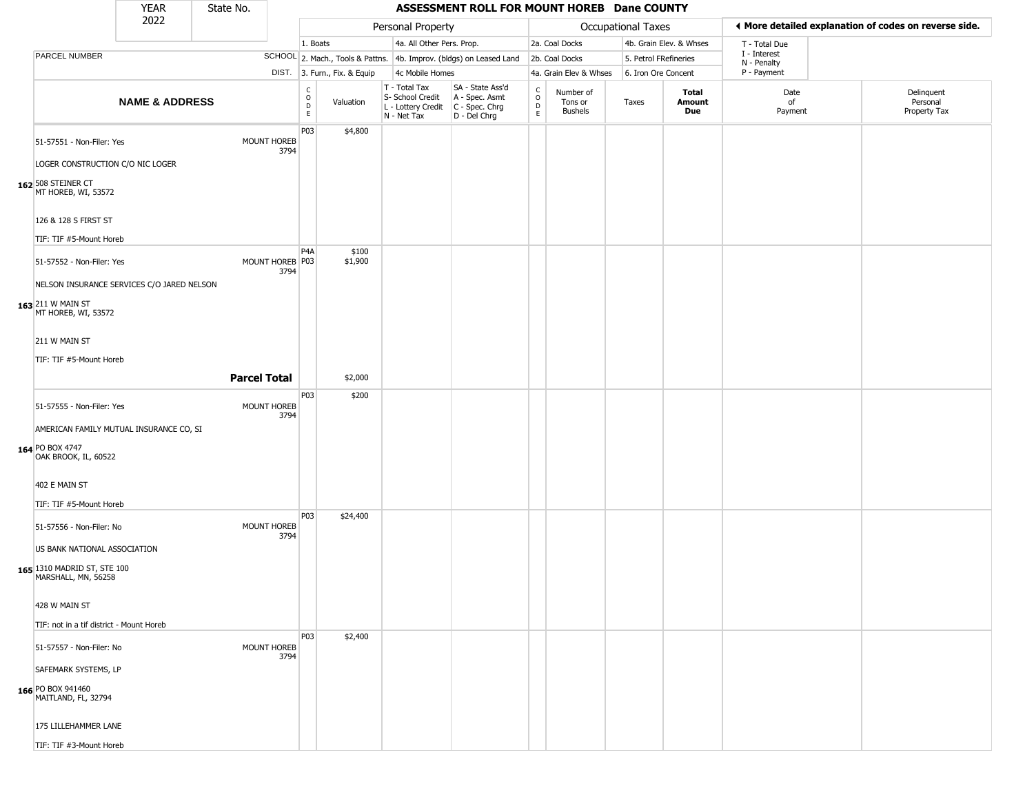| YEAR 2022 | State No. | ASSESSMENT ROLL FOR MOUNT HOREB Dane COUNTY |
|---|---|---|

| | | Personal Property | | | | Occupational Taxes | | | | ◄ More detailed explanation of codes on reverse side. | |
|---|---|---|---|---|---|---|---|---|---|---|---|
| | | 1. Boats | | 4a. All Other Pers. Prop. | | 2a. Coal Docks | | 4b. Grain Elev. & Whses | | T - Total Due | |
| PARCEL NUMBER | SCHOOL | 2. Mach., Tools & Pattns. | | 4b. Improv. (bldgs) on Leased Land | | 2b. Coal Docks | | 5. Petrol FRefineries | | I - Interest / N - Penalty | |
| | DIST. | 3. Furn., Fix. & Equip | | 4c Mobile Homes | | 4a. Grain Elev & Whses | | 6. Iron Ore Concent | | P - Payment | |

| | NAME & ADDRESS | | CODE | Valuation | T - Total Tax / S- School Credit / L - Lottery Credit / N - Net Tax | SA - State Ass'd / A - Spec. Asmt / C - Spec. Chrg / D - Del Chrg | CODE | Number of Tons or Bushels | Taxes | Total Amount Due | Date of Payment | Delinquent Personal Property Tax |
|---|---|---|---|---|---|---|---|---|---|---|---|---|
| 162 | 51-57551 - Non-Filer: Yes<br>LOGER CONSTRUCTION C/O NIC LOGER<br>508 STEINER CT<br>MT HOREB, WI, 53572<br>126 & 128 S FIRST ST<br>TIF: TIF #5-Mount Horeb | MOUNT HOREB 3794 | P03 | $4,800 | | | | | | | | |
| 163 | 51-57552 - Non-Filer: Yes<br>NELSON INSURANCE SERVICES C/O JARED NELSON<br>211 W MAIN ST<br>MT HOREB, WI, 53572<br>211 W MAIN ST<br>TIF: TIF #5-Mount Horeb | MOUNT HOREB 3794 | P4A<br>P03 | $100<br>$1,900 | | | | | | | | |
| | | **Parcel Total** | | $2,000 | | | | | | | | |
| 164 | 51-57555 - Non-Filer: Yes<br>AMERICAN FAMILY MUTUAL INSURANCE CO, SI<br>PO BOX 4747<br>OAK BROOK, IL, 60522<br>402 E MAIN ST<br>TIF: TIF #5-Mount Horeb | MOUNT HOREB 3794 | P03 | $200 | | | | | | | | |
| 165 | 51-57556 - Non-Filer: No<br>US BANK NATIONAL ASSOCIATION<br>1310 MADRID ST, STE 100<br>MARSHALL, MN, 56258<br>428 W MAIN ST<br>TIF: not in a tif district - Mount Horeb | MOUNT HOREB 3794 | P03 | $24,400 | | | | | | | | |
| 166 | 51-57557 - Non-Filer: No<br>SAFEMARK SYSTEMS, LP<br>PO BOX 941460<br>MAITLAND, FL, 32794<br>175 LILLEHAMMER LANE<br>TIF: TIF #3-Mount Horeb | MOUNT HOREB 3794 | P03 | $2,400 | | | | | | | | |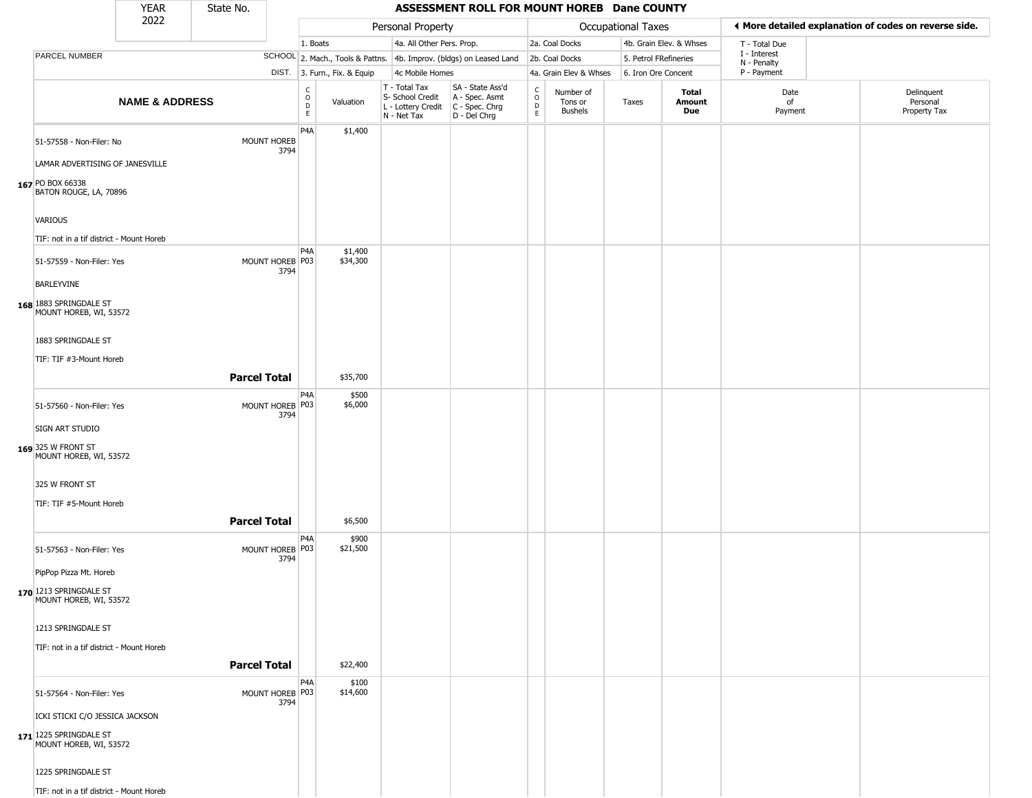| YEAR 2022 | State No. | ASSESSMENT ROLL FOR MOUNT HOREB Dane COUNTY | | | | | | | | | |
|---|---|---|---|---|---|---|---|---|---|---|---|

| | | Personal Property | | | | Occupational Taxes | | | | ◄ More detailed explanation of codes on reverse side. | |
|---|---|---|---|---|---|---|---|---|---|---|---|
| | | 1. Boats | | 4a. All Other Pers. Prop. | | 2a. Coal Docks | | 4b. Grain Elev. & Whses | | T - Total Due<br>I - Interest<br>N - Penalty<br>P - Payment | |
| PARCEL NUMBER | SCHOOL | 2. Mach., Tools & Pattns. | | 4b. Improv. (bldgs) on Leased Land | | 2b. Coal Docks | | 5. Petrol FRefineries | | | |
| | DIST. | 3. Furn., Fix. & Equip | | 4c Mobile Homes | | 4a. Grain Elev & Whses | | 6. Iron Ore Concent | | | |

| NAME & ADDRESS | | CODE | Valuation | T - Total Tax<br>S- School Credit<br>L - Lottery Credit<br>N - Net Tax | SA - State Ass'd<br>A - Spec. Asmt<br>C - Spec. Chrg<br>D - Del Chrg | CODE | Number of Tons or Bushels | Taxes | Total Amount Due | Date of Payment | Delinquent Personal Property Tax |
|---|---|---|---|---|---|---|---|---|---|---|---|
| 167 51-57558 - Non-Filer: No<br>LAMAR ADVERTISING OF JANESVILLE<br>PO BOX 66338<br>BATON ROUGE, LA, 70896<br>VARIOUS<br>TIF: not in a tif district - Mount Horeb | MOUNT HOREB 3794 | P4A | $1,400 | | | | | | | | |
| 168 51-57559 - Non-Filer: Yes<br>BARLEYVINE<br>1883 SPRINGDALE ST<br>MOUNT HOREB, WI, 53572<br>1883 SPRINGDALE ST<br>TIF: TIF #3-Mount Horeb | MOUNT HOREB 3794 | P4A<br>P03 | $1,400<br>$34,300 | | | | | | | | |
| | **Parcel Total** | | $35,700 | | | | | | | | |
| 169 51-57560 - Non-Filer: Yes<br>SIGN ART STUDIO<br>325 W FRONT ST<br>MOUNT HOREB, WI, 53572<br>325 W FRONT ST<br>TIF: TIF #5-Mount Horeb | MOUNT HOREB 3794 | P4A<br>P03 | $500<br>$6,000 | | | | | | | | |
| | **Parcel Total** | | $6,500 | | | | | | | | |
| 170 51-57563 - Non-Filer: Yes<br>PipPop Pizza Mt. Horeb<br>1213 SPRINGDALE ST<br>MOUNT HOREB, WI, 53572<br>1213 SPRINGDALE ST<br>TIF: not in a tif district - Mount Horeb | MOUNT HOREB 3794 | P4A<br>P03 | $900<br>$21,500 | | | | | | | | |
| | **Parcel Total** | | $22,400 | | | | | | | | |
| 171 51-57564 - Non-Filer: Yes<br>ICKI STICKI C/O JESSICA JACKSON<br>1225 SPRINGDALE ST<br>MOUNT HOREB, WI, 53572<br>1225 SPRINGDALE ST<br>TIF: not in a tif district - Mount Horeb | MOUNT HOREB 3794 | P4A<br>P03 | $100<br>$14,600 | | | | | | | | |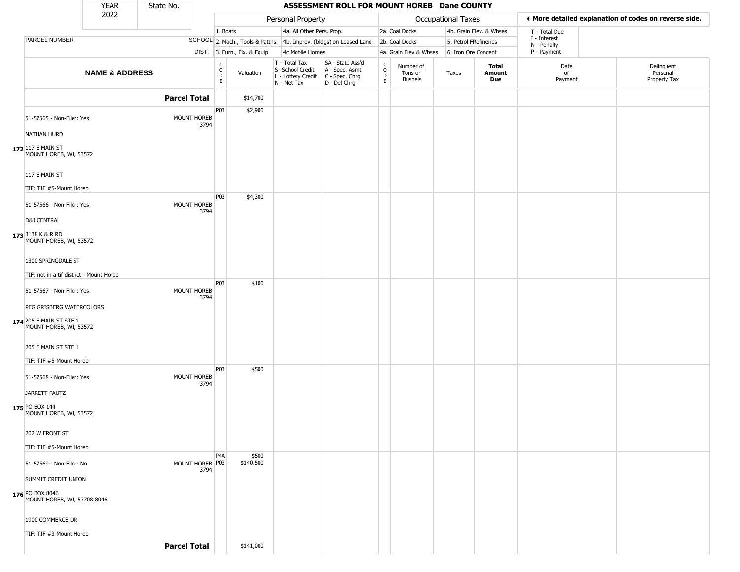| YEAR 2022 | State No. | ASSESSMENT ROLL FOR MOUNT HOREB Dane COUNTY |
|---|---|---|

| | | Personal Property | | | | Occupational Taxes | | | | ◄ More detailed explanation of codes on reverse side. | |
|---|---|---|---|---|---|---|---|---|---|---|---|
| | | 1. Boats | | 4a. All Other Pers. Prop. | | 2a. Coal Docks | | 4b. Grain Elev. & Whses | | T - Total Due | |
| PARCEL NUMBER | SCHOOL | 2. Mach., Tools & Pattns. | | 4b. Improv. (bldgs) on Leased Land | | 2b. Coal Docks | | 5. Petrol FRefineries | | I - Interest N - Penalty | |
| | DIST. | 3. Furn., Fix. & Equip | | 4c Mobile Homes | | 4a. Grain Elev & Whses | | 6. Iron Ore Concent | | P - Payment | |
| **NAME & ADDRESS** | | CODE | Valuation | T - Total Tax S- School Credit L - Lottery Credit N - Net Tax | SA - State Ass'd A - Spec. Asmt C - Spec. Chrg D - Del Chrg | CODE | Number of Tons or Bushels | Taxes | **Total Amount Due** | Date of Payment | Delinquent Personal Property Tax |
| **Parcel Total** | | | $14,700 | | | | | | | | |
| 51-57565 - Non-Filer: Yes<br>NATHAN HURD<br>172 117 E MAIN ST<br>MOUNT HOREB, WI, 53572<br>117 E MAIN ST<br>TIF: TIF #5-Mount Horeb | MOUNT HOREB 3794 | P03 | $2,900 | | | | | | | | |
| 51-57566 - Non-Filer: Yes<br>D&J CENTRAL<br>173 3138 K & R RD<br>MOUNT HOREB, WI, 53572<br>1300 SPRINGDALE ST<br>TIF: not in a tif district - Mount Horeb | MOUNT HOREB 3794 | P03 | $4,300 | | | | | | | | |
| 51-57567 - Non-Filer: Yes<br>PEG GRISBERG WATERCOLORS<br>174 205 E MAIN ST STE 1<br>MOUNT HOREB, WI, 53572<br>205 E MAIN ST STE 1<br>TIF: TIF #5-Mount Horeb | MOUNT HOREB 3794 | P03 | $100 | | | | | | | | |
| 51-57568 - Non-Filer: Yes<br>JARRETT FAUTZ<br>175 PO BOX 144<br>MOUNT HOREB, WI, 53572<br>202 W FRONT ST<br>TIF: TIF #5-Mount Horeb | MOUNT HOREB 3794 | P03 | $500 | | | | | | | | |
| 51-57569 - Non-Filer: No<br>SUMMIT CREDIT UNION<br>176 PO BOX 8046<br>MOUNT HOREB, WI, 53708-8046<br>1900 COMMERCE DR<br>TIF: TIF #3-Mount Horeb | MOUNT HOREB 3794 | P4A<br>P03 | $500<br>$140,500 | | | | | | | | |
| **Parcel Total** | | | $141,000 | | | | | | | | |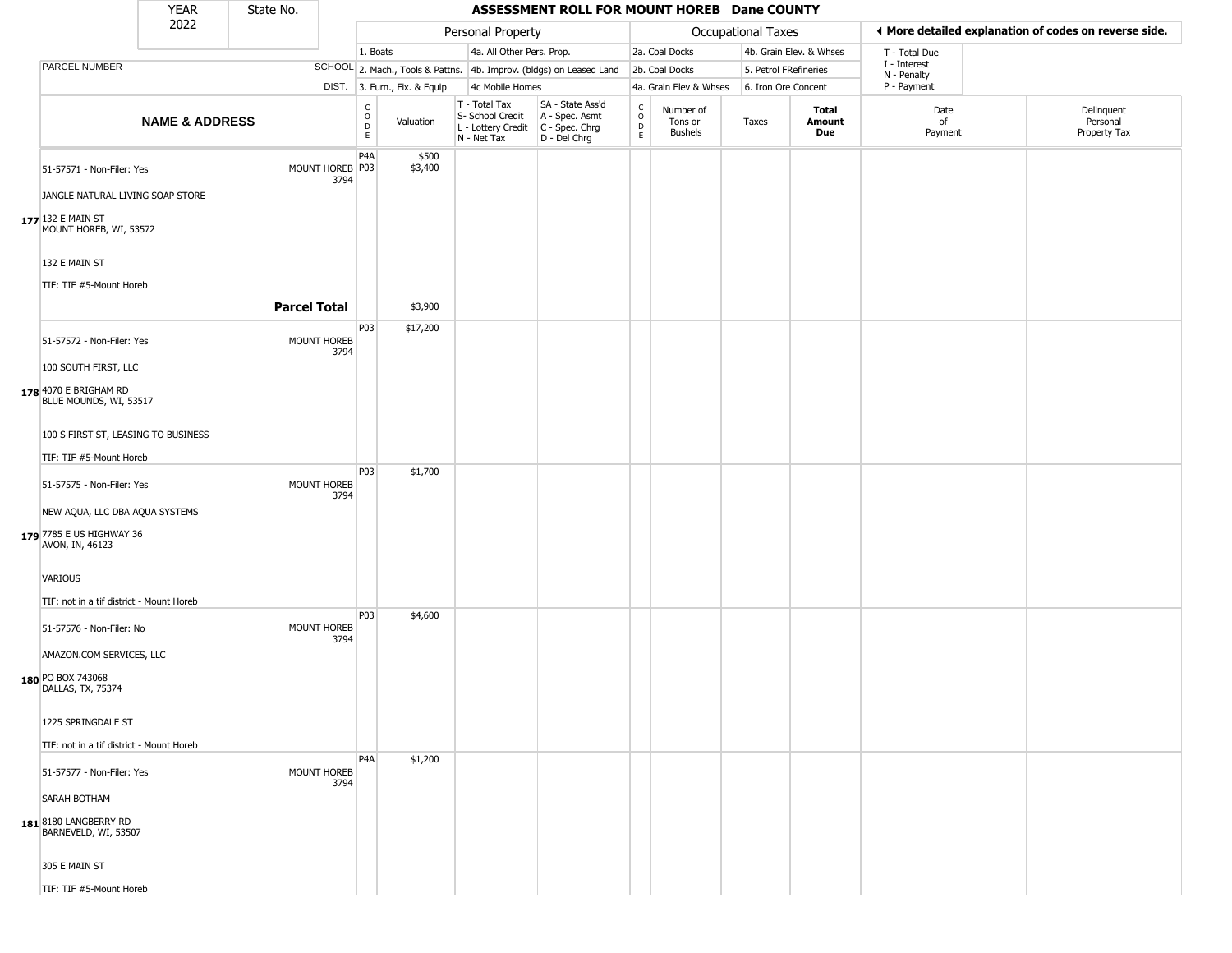| YEAR 2022 | State No. | ASSESSMENT ROLL FOR MOUNT HOREB Dane COUNTY |
|---|---|---|

| PARCEL NUMBER | SCHOOL DIST. | Personal Property | | | | Occupational Taxes | | | | ◀ More detailed explanation of codes on reverse side. | |
|---|---|---|---|---|---|---|---|---|---|---|---|
| | | 1. Boats | | 4a. All Other Pers. Prop. | | 2a. Coal Docks | | 4b. Grain Elev. & Whses | | T - Total Due<br>I - Interest<br>N - Penalty<br>P - Payment | |
| | | 2. Mach., Tools & Pattns. | | 4b. Improv. (bldgs) on Leased Land | | 2b. Coal Docks | | 5. Petrol FRefineries | | | |
| | | 3. Furn., Fix. & Equip | | 4c Mobile Homes | | 4a. Grain Elev & Whses | | 6. Iron Ore Concent | | | |
| **NAME & ADDRESS** | | CODE | Valuation | T - Total Tax<br>S- School Credit<br>L - Lottery Credit<br>N - Net Tax | SA - State Ass'd<br>A - Spec. Asmt<br>C - Spec. Chrg<br>D - Del Chrg | CODE | Number of Tons or Bushels | Taxes | **Total Amount Due** | Date of Payment | Delinquent Personal Property Tax |
| **177** 51-57571 - Non-Filer: Yes<br>JANGLE NATURAL LIVING SOAP STORE<br>132 E MAIN ST<br>MOUNT HOREB, WI, 53572<br>132 E MAIN ST<br>TIF: TIF #5-Mount Horeb | MOUNT HOREB 3794 | P4A<br>P03 | $500<br>$3,400 | | | | | | | | |
| **Parcel Total** | | | $3,900 | | | | | | | | |
| **178** 51-57572 - Non-Filer: Yes<br>100 SOUTH FIRST, LLC<br>4070 E BRIGHAM RD<br>BLUE MOUNDS, WI, 53517<br>100 S FIRST ST, LEASING TO BUSINESS<br>TIF: TIF #5-Mount Horeb | MOUNT HOREB 3794 | P03 | $17,200 | | | | | | | | |
| **179** 51-57575 - Non-Filer: Yes<br>NEW AQUA, LLC DBA AQUA SYSTEMS<br>7785 E US HIGHWAY 36<br>AVON, IN, 46123<br>VARIOUS<br>TIF: not in a tif district - Mount Horeb | MOUNT HOREB 3794 | P03 | $1,700 | | | | | | | | |
| **180** 51-57576 - Non-Filer: No<br>AMAZON.COM SERVICES, LLC<br>PO BOX 743068<br>DALLAS, TX, 75374<br>1225 SPRINGDALE ST<br>TIF: not in a tif district - Mount Horeb | MOUNT HOREB 3794 | P03 | $4,600 | | | | | | | | |
| **181** 51-57577 - Non-Filer: Yes<br>SARAH BOTHAM<br>8180 LANGBERRY RD<br>BARNEVELD, WI, 53507<br>305 E MAIN ST<br>TIF: TIF #5-Mount Horeb | MOUNT HOREB 3794 | P4A | $1,200 | | | | | | | | |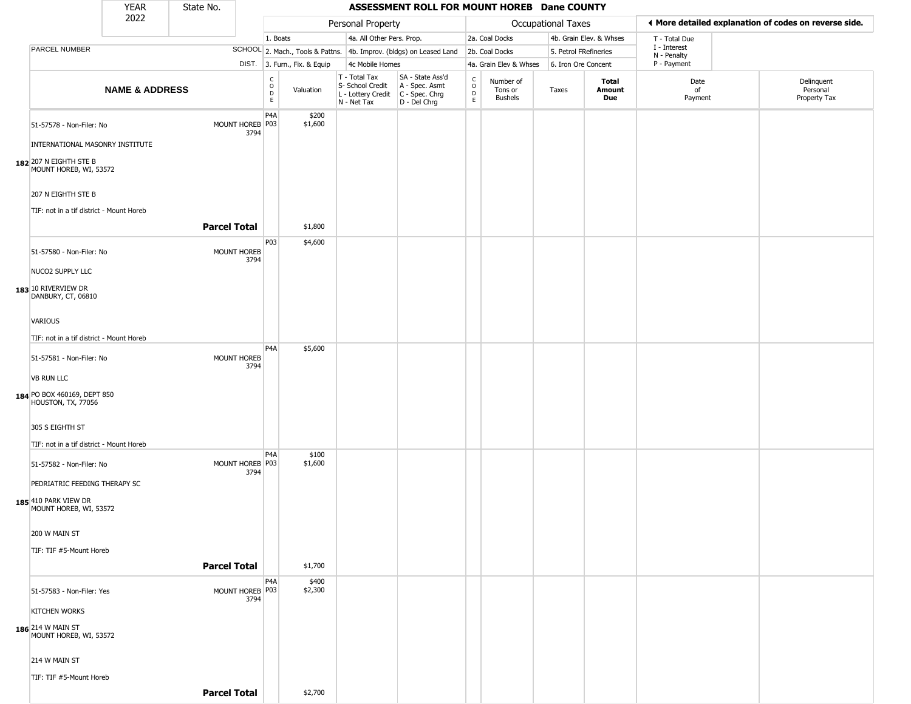| YEAR 2022 | State No. | ASSESSMENT ROLL FOR MOUNT HOREB Dane COUNTY |
|---|---|---|

| | | Personal Property | | | | Occupational Taxes | | | | ◀ More detailed explanation of codes on reverse side. | |
|---|---|---|---|---|---|---|---|---|---|---|---|
| | | 1. Boats | | 4a. All Other Pers. Prop. | | 2a. Coal Docks | | 4b. Grain Elev. & Whses | | T - Total Due | |
| PARCEL NUMBER | SCHOOL | 2. Mach., Tools & Pattns. | | 4b. Improv. (bldgs) on Leased Land | | 2b. Coal Docks | | 5. Petrol FRefineries | | I - Interest<br>N - Penalty | |
| | DIST. | 3. Furn., Fix. & Equip | | 4c Mobile Homes | | 4a. Grain Elev & Whses | | 6. Iron Ore Concent | | P - Payment | |
| NAME & ADDRESS | | CODE | Valuation | T - Total Tax<br>S- School Credit<br>L - Lottery Credit<br>N - Net Tax | SA - State Ass'd<br>A - Spec. Asmt<br>C - Spec. Chrg<br>D - Del Chrg | CODE | Number of Tons or Bushels | Taxes | Total Amount Due | Date of Payment | Delinquent Personal Property Tax |
| **182** 51-57578 - Non-Filer: No<br>INTERNATIONAL MASONRY INSTITUTE<br>207 N EIGHTH STE B<br>MOUNT HOREB, WI, 53572<br>207 N EIGHTH STE B<br>TIF: not in a tif district - Mount Horeb | MOUNT HOREB 3794 | P4A<br>P03 | $200<br>$1,600 | | | | | | | | |
| **Parcel Total** | | | $1,800 | | | | | | | | |
| **183** 51-57580 - Non-Filer: No<br>NUCO2 SUPPLY LLC<br>10 RIVERVIEW DR<br>DANBURY, CT, 06810<br>VARIOUS<br>TIF: not in a tif district - Mount Horeb | MOUNT HOREB 3794 | P03 | $4,600 | | | | | | | | |
| **184** 51-57581 - Non-Filer: No<br>VB RUN LLC<br>PO BOX 460169, DEPT 850<br>HOUSTON, TX, 77056<br>305 S EIGHTH ST<br>TIF: not in a tif district - Mount Horeb | MOUNT HOREB 3794 | P4A | $5,600 | | | | | | | | |
| **185** 51-57582 - Non-Filer: No<br>PEDRIATRIC FEEDING THERAPY SC<br>410 PARK VIEW DR<br>MOUNT HOREB, WI, 53572<br>200 W MAIN ST<br>TIF: TIF #5-Mount Horeb | MOUNT HOREB 3794 | P4A<br>P03 | $100<br>$1,600 | | | | | | | | |
| **Parcel Total** | | | $1,700 | | | | | | | | |
| **186** 51-57583 - Non-Filer: Yes<br>KITCHEN WORKS<br>214 W MAIN ST<br>MOUNT HOREB, WI, 53572<br>214 W MAIN ST<br>TIF: TIF #5-Mount Horeb | MOUNT HOREB 3794 | P4A<br>P03 | $400<br>$2,300 | | | | | | | | |
| **Parcel Total** | | | $2,700 | | | | | | | | |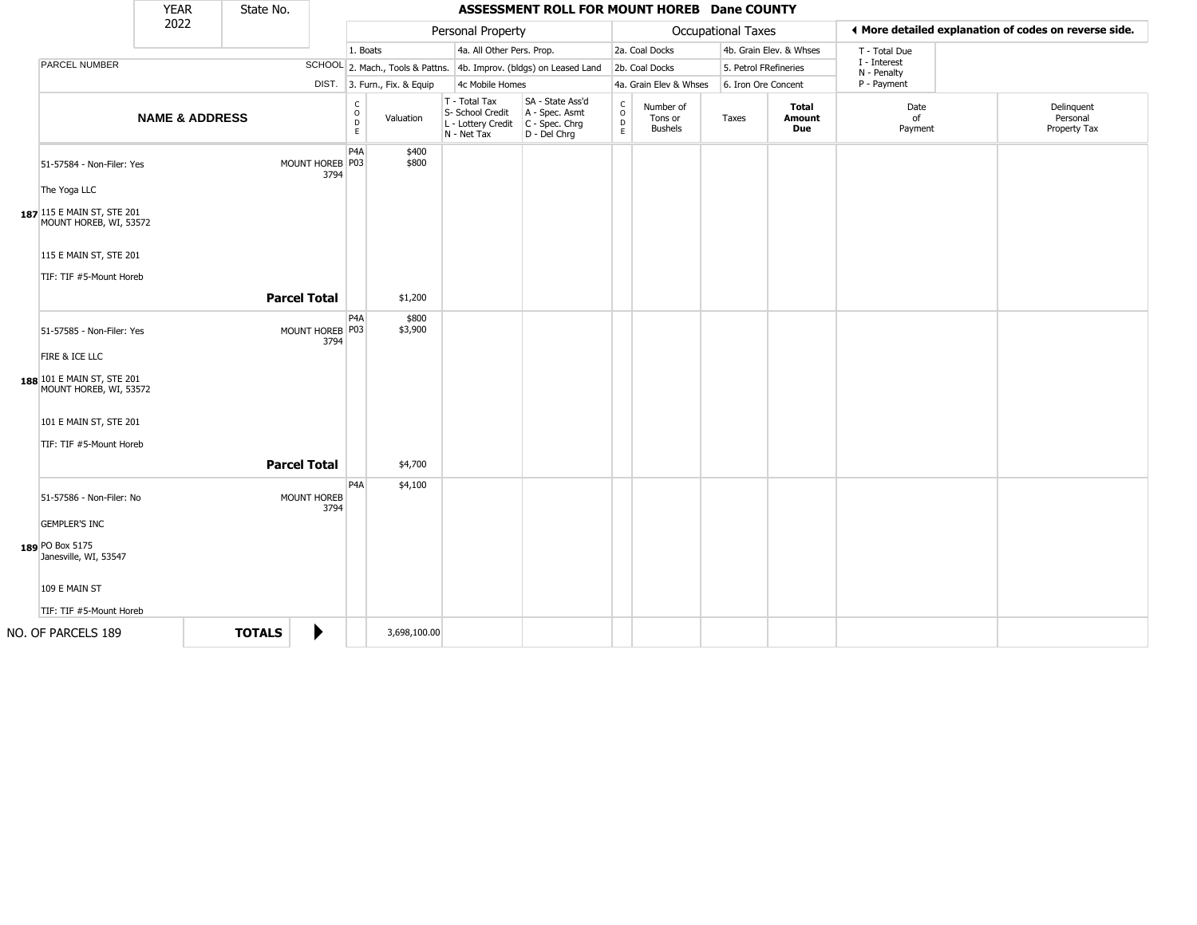| YEAR 2022 | State No. | | ASSESSMENT ROLL FOR MOUNT HOREB Dane COUNTY | | | | | | | | | |
|---|---|---|---|---|---|---|---|---|---|---|---|---|

**Personal Property:** 1. Boats; 2. Mach., Tools & Pattns.; 3. Furn., Fix. & Equip; 4a. All Other Pers. Prop.; 4b. Improv. (bldgs) on Leased Land; 4c Mobile Homes

**Occupational Taxes:** 2a. Coal Docks; 2b. Coal Docks; 4a. Grain Elev & Whses; 4b. Grain Elev. & Whses; 5. Petrol FRefineries; 6. Iron Ore Concent

◀ More detailed explanation of codes on reverse side.

T - Total Due; I - Interest; N - Penalty; P - Payment

| | NAME & ADDRESS | PARCEL NUMBER | SCHOOL DIST. | CODE | Valuation | T - Total Tax S- School Credit L - Lottery Credit N - Net Tax | SA - State Ass'd A - Spec. Asmt C - Spec. Chrg D - Del Chrg | CODE | Number of Tons or Bushels | Taxes | Total Amount Due | Date of Payment | Delinquent Personal Property Tax |
|---|---|---|---|---|---|---|---|---|---|---|---|---|---|
| 187 | The Yoga LLC<br>115 E MAIN ST, STE 201<br>MOUNT HOREB, WI, 53572<br><br>115 E MAIN ST, STE 201<br>TIF: TIF #5-Mount Horeb | 51-57584 - Non-Filer: Yes | MOUNT HOREB 3794 | P4A<br>P03 | $400<br>$800 | | | | | | | | |
| | | | **Parcel Total** | | $1,200 | | | | | | | | |
| 188 | FIRE & ICE LLC<br>101 E MAIN ST, STE 201<br>MOUNT HOREB, WI, 53572<br><br>101 E MAIN ST, STE 201<br>TIF: TIF #5-Mount Horeb | 51-57585 - Non-Filer: Yes | MOUNT HOREB 3794 | P4A<br>P03 | $800<br>$3,900 | | | | | | | | |
| | | | **Parcel Total** | | $4,700 | | | | | | | | |
| 189 | GEMPLER'S INC<br>PO Box 5175<br>Janesville, WI, 53547<br><br>109 E MAIN ST<br>TIF: TIF #5-Mount Horeb | 51-57586 - Non-Filer: No | MOUNT HOREB 3794 | P4A | $4,100 | | | | | | | | |
| NO. OF PARCELS 189 | | **TOTALS** | ▶ | | 3,698,100.00 | | | | | | | | |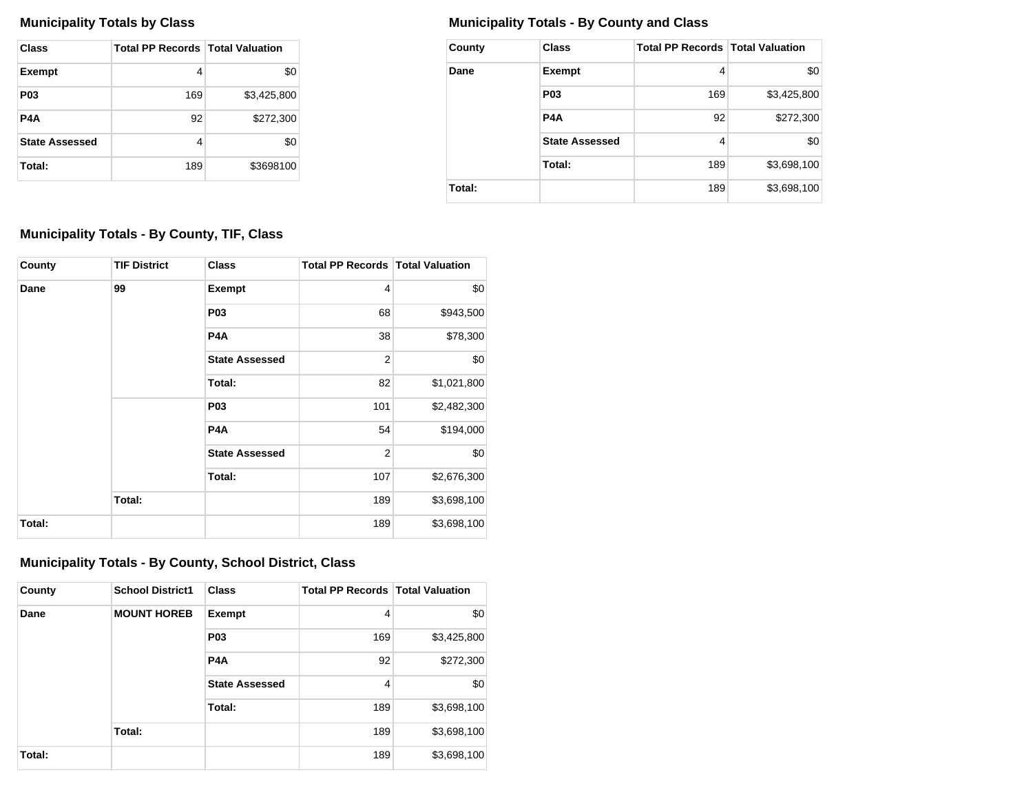### Municipality Totals by Class

| Class | Total PP Records | Total Valuation |
|---|---|---|
| **Exempt** | 4 | $0 |
| **P03** | 169 | $3,425,800 |
| **P4A** | 92 | $272,300 |
| **State Assessed** | 4 | $0 |
| **Total:** | 189 | $3698100 |

### Municipality Totals - By County and Class

| County | Class | Total PP Records | Total Valuation |
|---|---|---|---|
| **Dane** | **Exempt** | 4 | $0 |
| | **P03** | 169 | $3,425,800 |
| | **P4A** | 92 | $272,300 |
| | **State Assessed** | 4 | $0 |
| | **Total:** | 189 | $3,698,100 |
| **Total:** | | 189 | $3,698,100 |

### Municipality Totals - By County, TIF, Class

| County | TIF District | Class | Total PP Records | Total Valuation |
|---|---|---|---|---|
| **Dane** | **99** | **Exempt** | 4 | $0 |
| | | **P03** | 68 | $943,500 |
| | | **P4A** | 38 | $78,300 |
| | | **State Assessed** | 2 | $0 |
| | | **Total:** | 82 | $1,021,800 |
| | | **P03** | 101 | $2,482,300 |
| | | **P4A** | 54 | $194,000 |
| | | **State Assessed** | 2 | $0 |
| | | **Total:** | 107 | $2,676,300 |
| | **Total:** | | 189 | $3,698,100 |
| **Total:** | | | 189 | $3,698,100 |

### Municipality Totals - By County, School District, Class

| County | School District1 | Class | Total PP Records | Total Valuation |
|---|---|---|---|---|
| **Dane** | **MOUNT HOREB** | **Exempt** | 4 | $0 |
| | | **P03** | 169 | $3,425,800 |
| | | **P4A** | 92 | $272,300 |
| | | **State Assessed** | 4 | $0 |
| | | **Total:** | 189 | $3,698,100 |
| | **Total:** | | 189 | $3,698,100 |
| **Total:** | | | 189 | $3,698,100 |